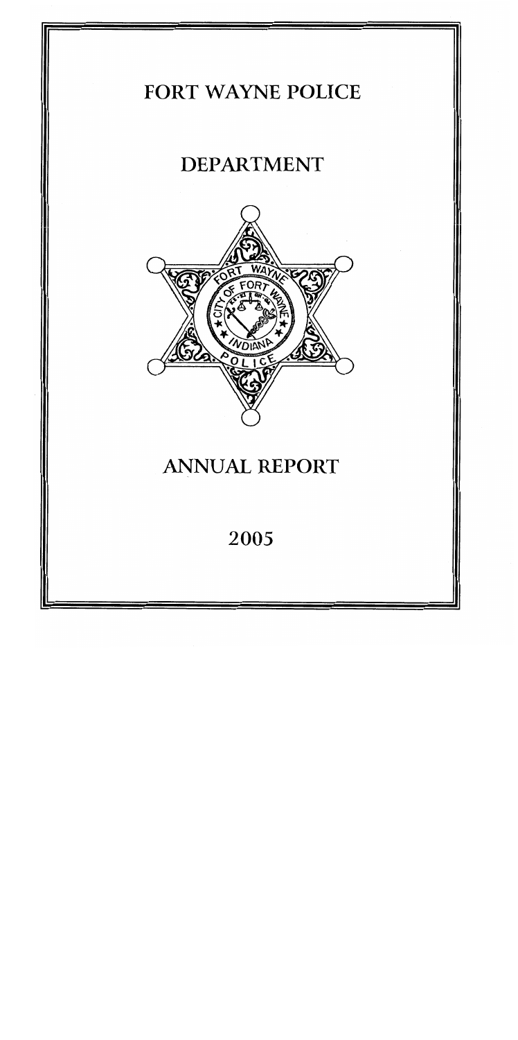# FORT WAYNE POLICE

# DEPARTMENT

# ANNUAL REPORT

## 2005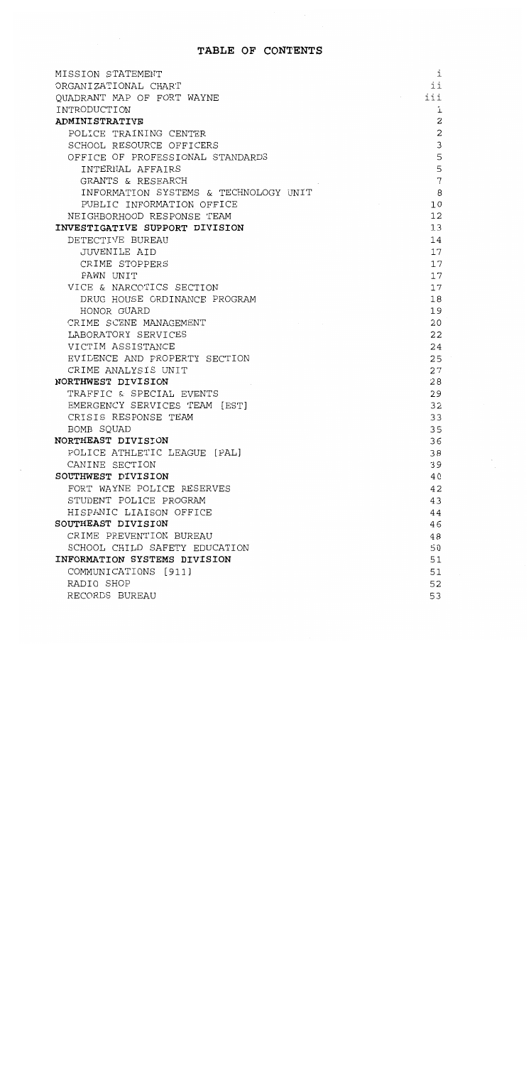# TABLE OF CONTENTS

| | |
|---|---|
| MISSION STATEMENT | i |
| ORGANIZATIONAL CHART | ii |
| QUADRANT MAP OF FORT WAYNE | iii |
| INTRODUCTION | 1 |
| **ADMINISTRATIVE** | 2 |
| POLICE TRAINING CENTER | 2 |
| SCHOOL RESOURCE OFFICERS | 3 |
| OFFICE OF PROFESSIONAL STANDARDS | 5 |
| INTERNAL AFFAIRS | 5 |
| GRANTS & RESEARCH | 7 |
| INFORMATION SYSTEMS & TECHNOLOGY UNIT | 8 |
| PUBLIC INFORMATION OFFICE | 10 |
| NEIGHBORHOOD RESPONSE TEAM | 12 |
| **INVESTIGATIVE SUPPORT DIVISION** | 13 |
| DETECTIVE BUREAU | 14 |
| JUVENILE AID | 17 |
| CRIME STOPPERS | 17 |
| PAWN UNIT | 17 |
| VICE & NARCOTICS SECTION | 17 |
| DRUG HOUSE ORDINANCE PROGRAM | 18 |
| HONOR GUARD | 19 |
| CRIME SCENE MANAGEMENT | 20 |
| LABORATORY SERVICES | 22 |
| VICTIM ASSISTANCE | 24 |
| EVIDENCE AND PROPERTY SECTION | 25 |
| CRIME ANALYSIS UNIT | 27 |
| **NORTHWEST DIVISION** | 28 |
| TRAFFIC & SPECIAL EVENTS | 29 |
| EMERGENCY SERVICES TEAM [EST] | 32 |
| CRISIS RESPONSE TEAM | 33 |
| BOMB SQUAD | 35 |
| **NORTHEAST DIVISION** | 36 |
| POLICE ATHLETIC LEAGUE [PAL] | 38 |
| CANINE SECTION | 39 |
| **SOUTHWEST DIVISION** | 40 |
| FORT WAYNE POLICE RESERVES | 42 |
| STUDENT POLICE PROGRAM | 43 |
| HISPANIC LIAISON OFFICE | 44 |
| **SOUTHEAST DIVISION** | 46 |
| CRIME PREVENTION BUREAU | 48 |
| SCHOOL CHILD SAFETY EDUCATION | 50 |
| **INFORMATION SYSTEMS DIVISION** | 51 |
| COMMUNICATIONS [911] | 51 |
| RADIO SHOP | 52 |
| RECORDS BUREAU | 53 |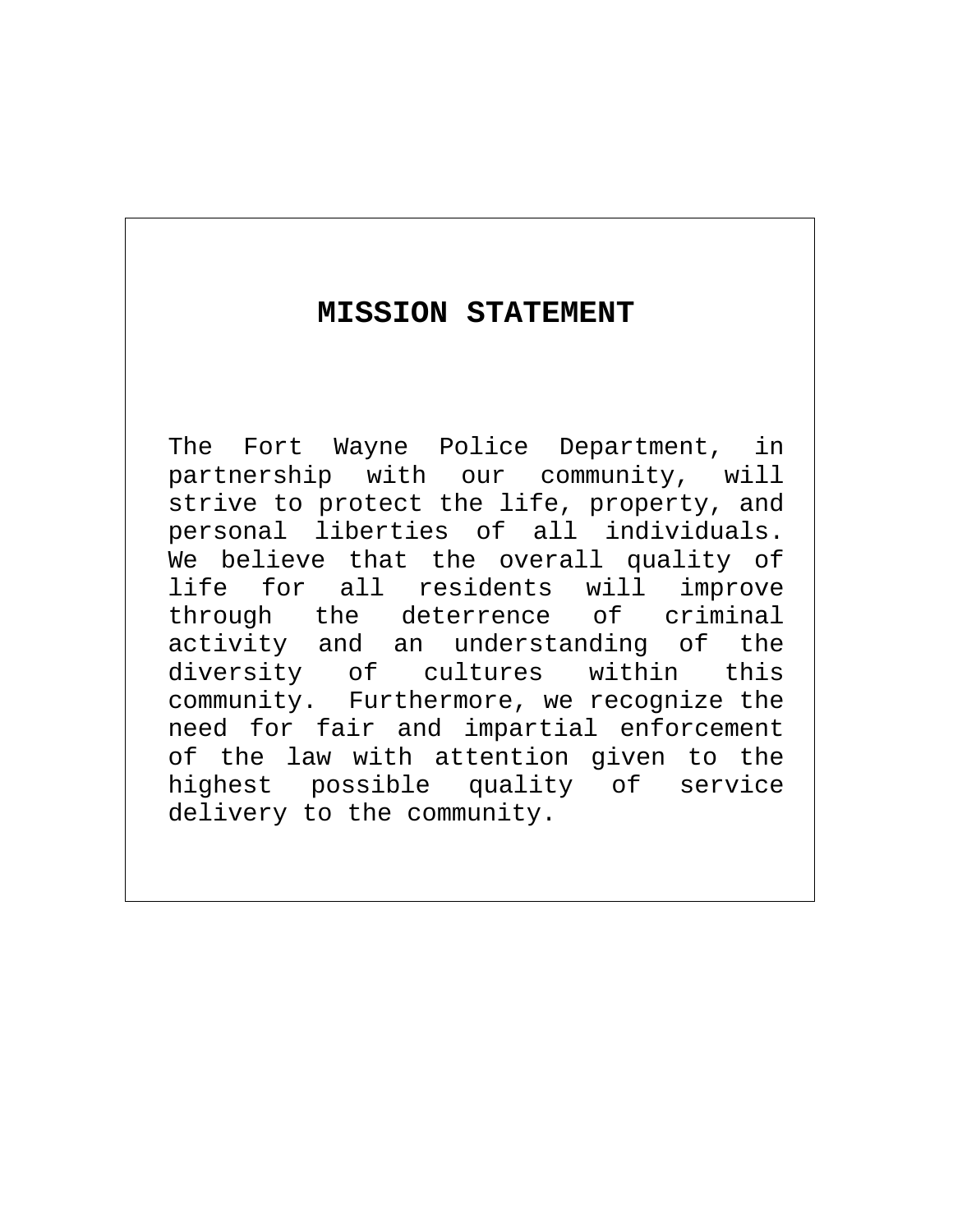# MISSION STATEMENT

The Fort Wayne Police Department, in partnership with our community, will strive to protect the life, property, and personal liberties of all individuals. We believe that the overall quality of life for all residents will improve through the deterrence of criminal activity and an understanding of the diversity of cultures within this community. Furthermore, we recognize the need for fair and impartial enforcement of the law with attention given to the highest possible quality of service delivery to the community.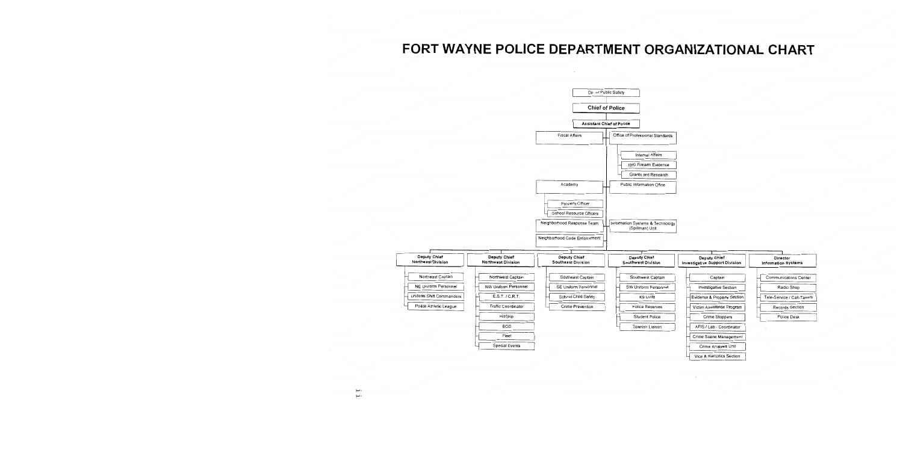# FORT WAYNE POLICE DEPARTMENT ORGANIZATIONAL CHART

- Dir. of Public Safety
  - **Chief of Police**
    - **Assistant Chief of Police**
      - Fiscal Affairs
      - Office of Professional Standards
        - Internal Affairs
        - IBIS Firearm Evidence
        - Grants and Research
      - Academy
      - Public Information Office
        - Property Officer
        - School Resource Officers
      - Neighborhood Response Team
      - Information Systems & Technology (Spillman) Unit
      - Neighborhood Code Enforcement
      - **Deputy Chief Northeast Division**
        - Northeast Captain
        - NE Uniform Personnel
        - Uniform Shift Commanders
        - Police Athletic League
      - **Deputy Chief Northwest Division**
        - Northwest Captain
        - NW Uniform Personnel
        - E.S.T. / C.R.T.
        - Traffic Coordinator
        - Hit/Skip
        - EOD
        - Fleet
        - Special Events
      - **Deputy Chief Southeast Division**
        - Southeast Captain
        - SE Uniform Personnel
        - School Child Safety
        - Crime Prevention
      - **Deputy Chief Southwest Division**
        - Southwest Captain
        - SW Uniform Personnel
        - K9 Units
        - Police Reserves
        - Student Police
        - Spanish Liaison
      - **Deputy Chief Investigative Support Division**
        - Captain
        - Investigative Section
        - Evidence & Property Section
        - Victim Assistance Program
        - Crime Stoppers
        - AFIS / Lab - Coordinator
        - Crime Scene Management
        - Crime Analysis Unit
        - Vice & Narcotics Section
      - **Director Information Systems**
        - Communications Center
        - Radio Shop
        - Tele-Service / Call-Takers
        - Records Section
        - Police Desk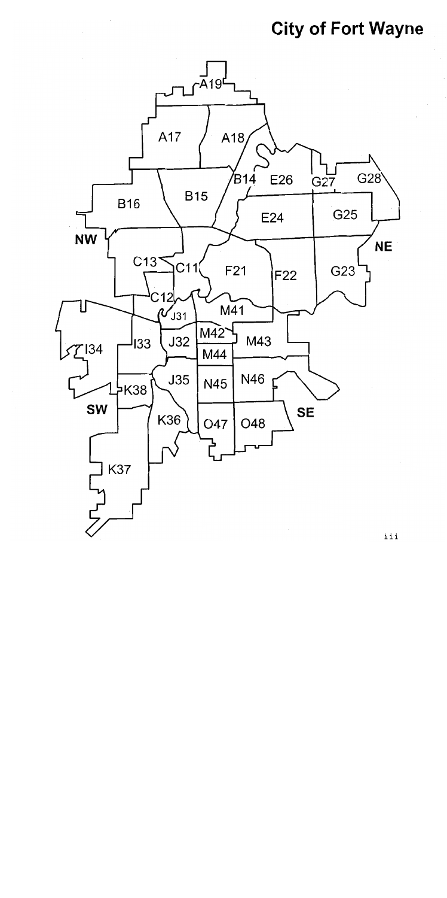# City of Fort Wayne

A19

A17 A18

B14 E26 G27 G28

B16 B15

E24 G25

NW NE

C13 C11 F21 F22 G23

C12

J31 M41

M42

I33 J32 M43

I34 M44

J35 N45 N46

K38

SW SE

K36 O47 O48

K37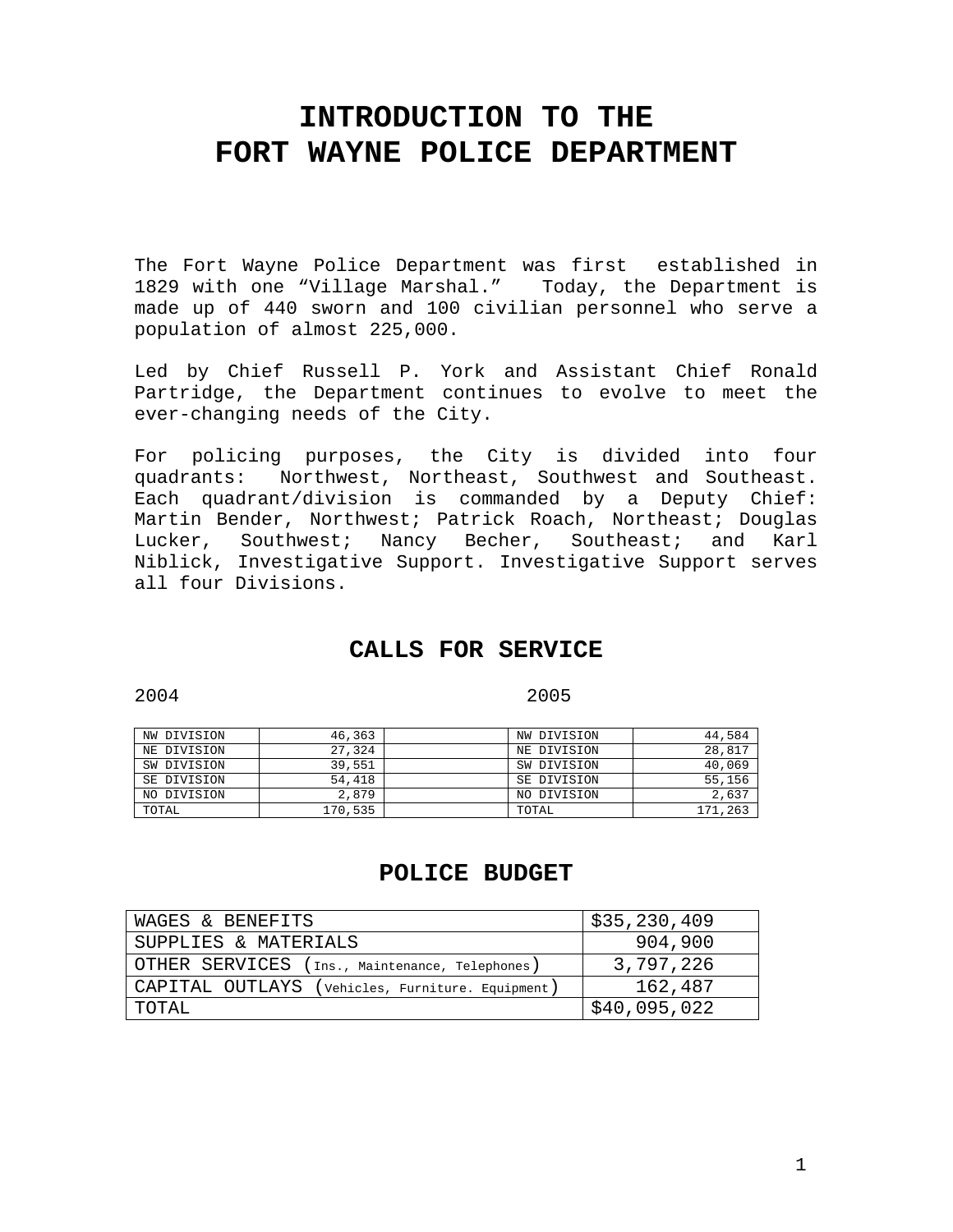# INTRODUCTION TO THE FORT WAYNE POLICE DEPARTMENT

The Fort Wayne Police Department was first established in 1829 with one "Village Marshal." Today, the Department is made up of 440 sworn and 100 civilian personnel who serve a population of almost 225,000.

Led by Chief Russell P. York and Assistant Chief Ronald Partridge, the Department continues to evolve to meet the ever-changing needs of the City.

For policing purposes, the City is divided into four quadrants: Northwest, Northeast, Southwest and Southeast. Each quadrant/division is commanded by a Deputy Chief: Martin Bender, Northwest; Patrick Roach, Northeast; Douglas Lucker, Southwest; Nancy Becher, Southeast; and Karl Niblick, Investigative Support. Investigative Support serves all four Divisions.

## CALLS FOR SERVICE

2004

| NW DIVISION | 46,363 |
|---|---|
| NE DIVISION | 27,324 |
| SW DIVISION | 39,551 |
| SE DIVISION | 54,418 |
| NO DIVISION | 2,879 |
| TOTAL | 170,535 |

2005

| NW DIVISION | 44,584 |
|---|---|
| NE DIVISION | 28,817 |
| SW DIVISION | 40,069 |
| SE DIVISION | 55,156 |
| NO DIVISION | 2,637 |
| TOTAL | 171,263 |

## POLICE BUDGET

| WAGES & BENEFITS | $35,230,409 |
|---|---|
| SUPPLIES & MATERIALS | 904,900 |
| OTHER SERVICES (Ins., Maintenance, Telephones) | 3,797,226 |
| CAPITAL OUTLAYS (Vehicles, Furniture. Equipment) | 162,487 |
| TOTAL | $40,095,022 |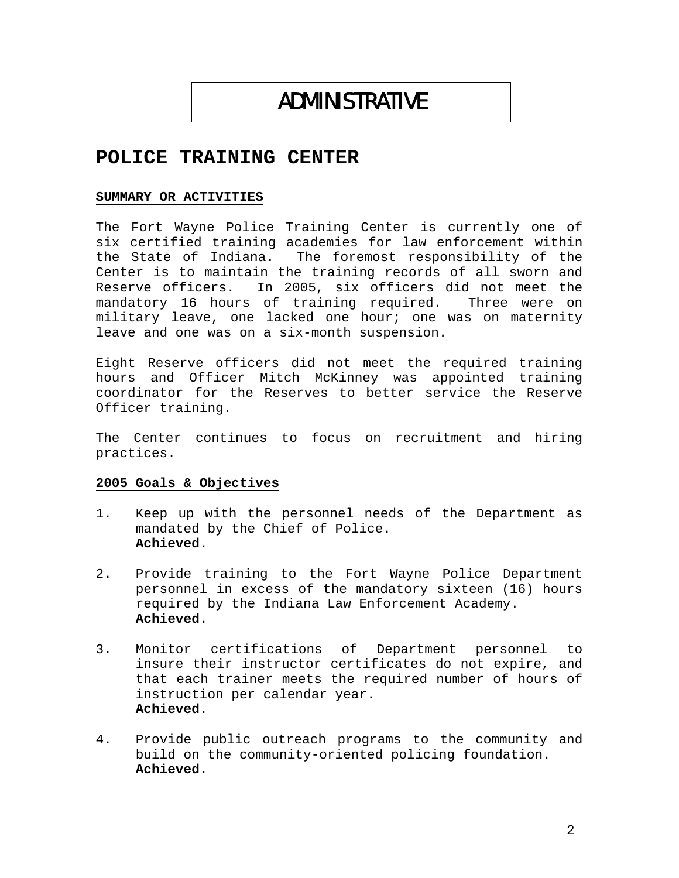# ADMINISTRATIVE

## POLICE TRAINING CENTER

**SUMMARY OR ACTIVITIES**

The Fort Wayne Police Training Center is currently one of six certified training academies for law enforcement within the State of Indiana. The foremost responsibility of the Center is to maintain the training records of all sworn and Reserve officers. In 2005, six officers did not meet the mandatory 16 hours of training required. Three were on military leave, one lacked one hour; one was on maternity leave and one was on a six-month suspension.

Eight Reserve officers did not meet the required training hours and Officer Mitch McKinney was appointed training coordinator for the Reserves to better service the Reserve Officer training.

The Center continues to focus on recruitment and hiring practices.

**2005 Goals & Objectives**

1. Keep up with the personnel needs of the Department as mandated by the Chief of Police.
   **Achieved.**

2. Provide training to the Fort Wayne Police Department personnel in excess of the mandatory sixteen (16) hours required by the Indiana Law Enforcement Academy.
   **Achieved.**

3. Monitor certifications of Department personnel to insure their instructor certificates do not expire, and that each trainer meets the required number of hours of instruction per calendar year.
   **Achieved.**

4. Provide public outreach programs to the community and build on the community-oriented policing foundation.
   **Achieved.**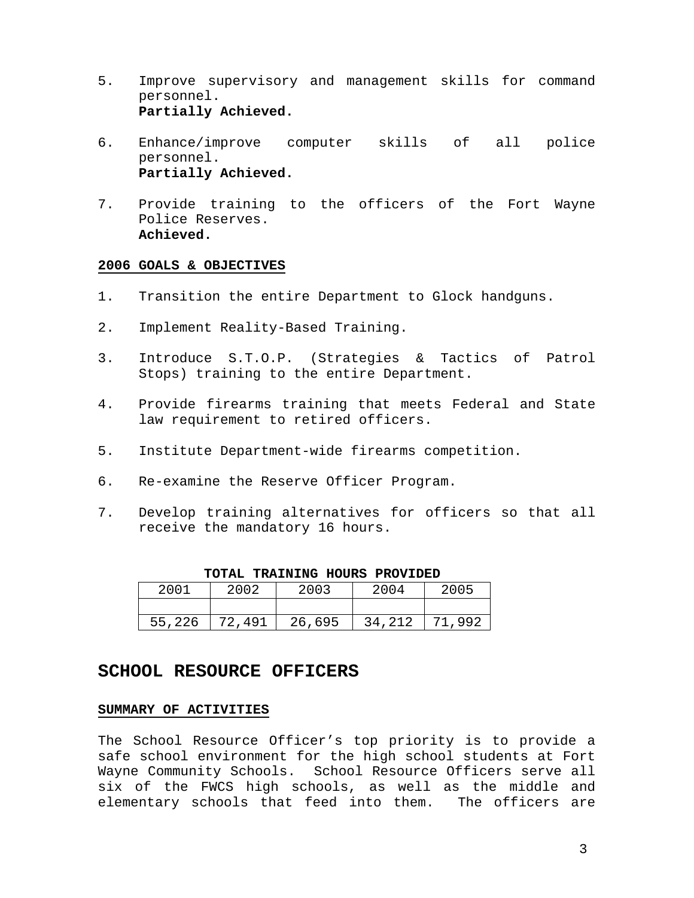5. Improve supervisory and management skills for command personnel.
   **Partially Achieved.**

6. Enhance/improve computer skills of all police personnel.
   **Partially Achieved.**

7. Provide training to the officers of the Fort Wayne Police Reserves.
   **Achieved.**

**2006 GOALS & OBJECTIVES**

1. Transition the entire Department to Glock handguns.

2. Implement Reality-Based Training.

3. Introduce S.T.O.P. (Strategies & Tactics of Patrol Stops) training to the entire Department.

4. Provide firearms training that meets Federal and State law requirement to retired officers.

5. Institute Department-wide firearms competition.

6. Re-examine the Reserve Officer Program.

7. Develop training alternatives for officers so that all receive the mandatory 16 hours.

**TOTAL TRAINING HOURS PROVIDED**

| 2001 | 2002 | 2003 | 2004 | 2005 |
|---|---|---|---|---|
| | | | | |
| 55,226 | 72,491 | 26,695 | 34,212 | 71,992 |

## SCHOOL RESOURCE OFFICERS

**SUMMARY OF ACTIVITIES**

The School Resource Officer's top priority is to provide a safe school environment for the high school students at Fort Wayne Community Schools. School Resource Officers serve all six of the FWCS high schools, as well as the middle and elementary schools that feed into them. The officers are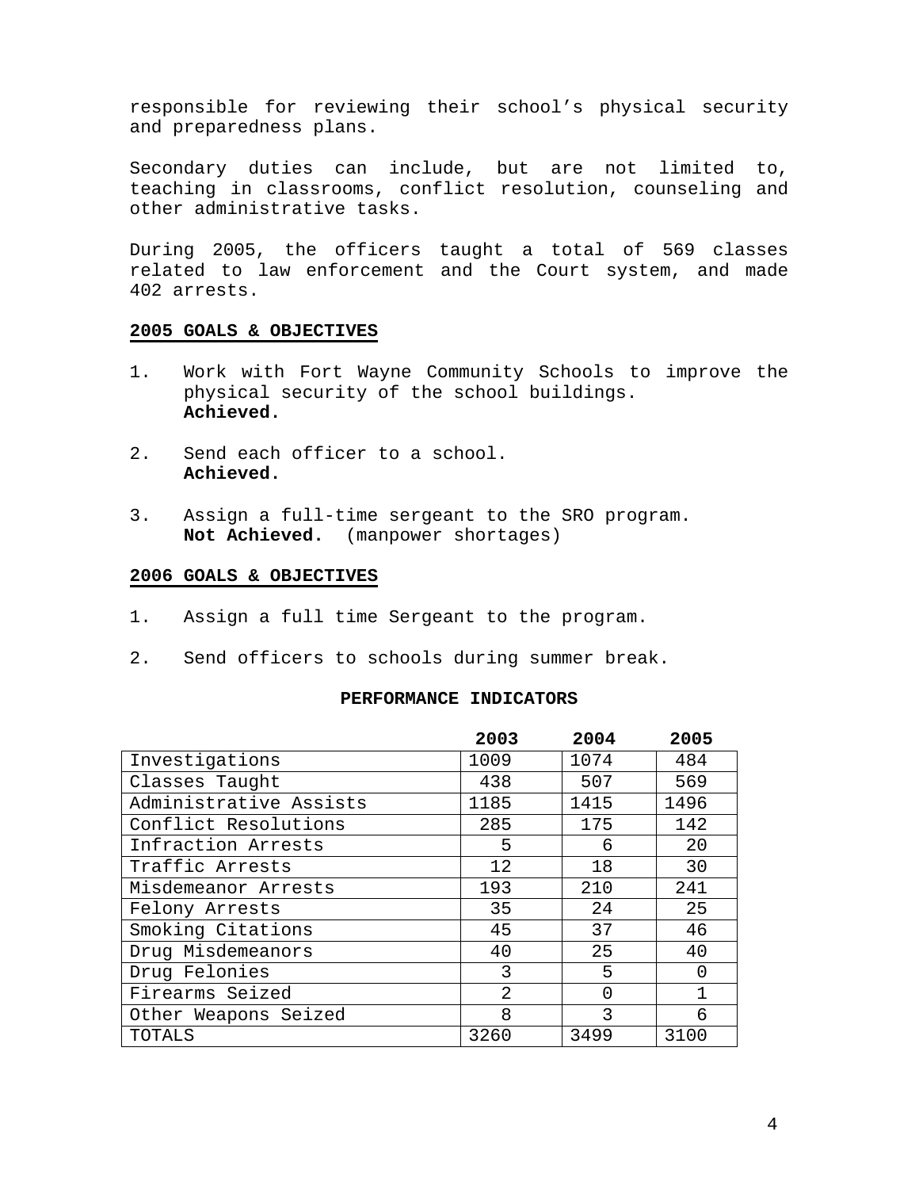responsible for reviewing their school's physical security and preparedness plans.

Secondary duties can include, but are not limited to, teaching in classrooms, conflict resolution, counseling and other administrative tasks.

During 2005, the officers taught a total of 569 classes related to law enforcement and the Court system, and made 402 arrests.

## 2005 GOALS & OBJECTIVES

1. Work with Fort Wayne Community Schools to improve the physical security of the school buildings.
   **Achieved.**

2. Send each officer to a school.
   **Achieved.**

3. Assign a full-time sergeant to the SRO program.
   **Not Achieved.** (manpower shortages)

## 2006 GOALS & OBJECTIVES

1. Assign a full time Sergeant to the program.

2. Send officers to schools during summer break.

**PERFORMANCE INDICATORS**

| | 2003 | 2004 | 2005 |
|---|---|---|---|
| Investigations | 1009 | 1074 | 484 |
| Classes Taught | 438 | 507 | 569 |
| Administrative Assists | 1185 | 1415 | 1496 |
| Conflict Resolutions | 285 | 175 | 142 |
| Infraction Arrests | 5 | 6 | 20 |
| Traffic Arrests | 12 | 18 | 30 |
| Misdemeanor Arrests | 193 | 210 | 241 |
| Felony Arrests | 35 | 24 | 25 |
| Smoking Citations | 45 | 37 | 46 |
| Drug Misdemeanors | 40 | 25 | 40 |
| Drug Felonies | 3 | 5 | 0 |
| Firearms Seized | 2 | 0 | 1 |
| Other Weapons Seized | 8 | 3 | 6 |
| TOTALS | 3260 | 3499 | 3100 |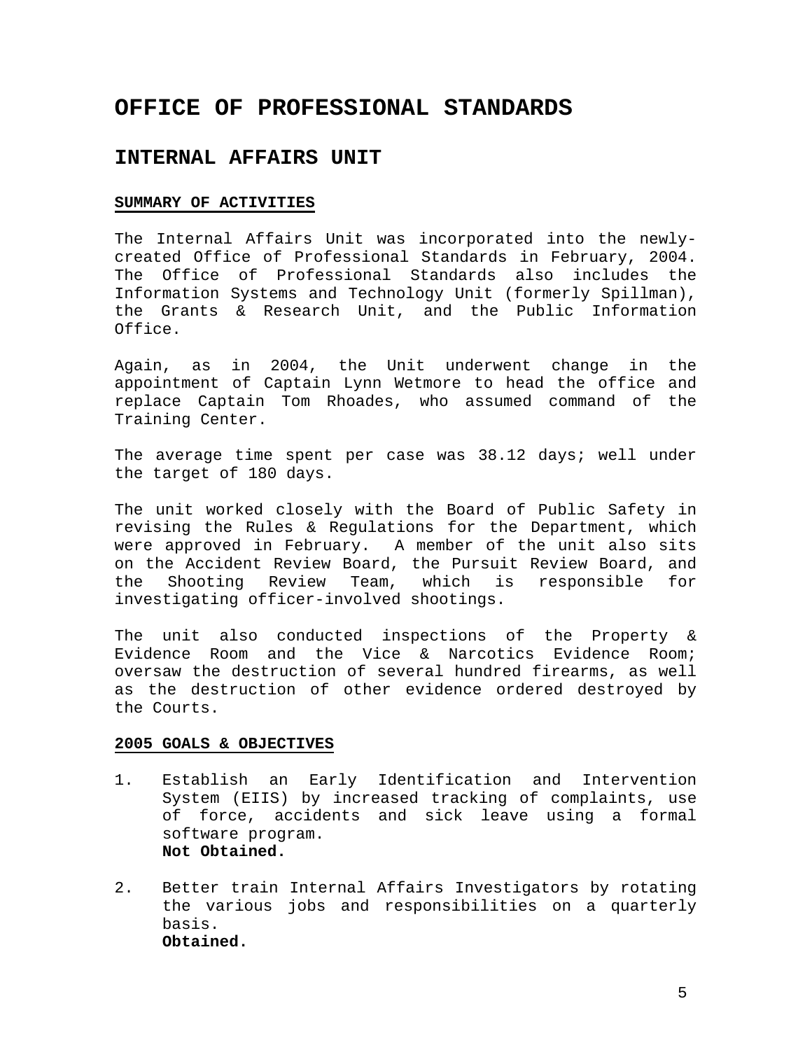# OFFICE OF PROFESSIONAL STANDARDS

## INTERNAL AFFAIRS UNIT

### SUMMARY OF ACTIVITIES

The Internal Affairs Unit was incorporated into the newly-created Office of Professional Standards in February, 2004. The Office of Professional Standards also includes the Information Systems and Technology Unit (formerly Spillman), the Grants & Research Unit, and the Public Information Office.

Again, as in 2004, the Unit underwent change in the appointment of Captain Lynn Wetmore to head the office and replace Captain Tom Rhoades, who assumed command of the Training Center.

The average time spent per case was 38.12 days; well under the target of 180 days.

The unit worked closely with the Board of Public Safety in revising the Rules & Regulations for the Department, which were approved in February. A member of the unit also sits on the Accident Review Board, the Pursuit Review Board, and the Shooting Review Team, which is responsible for investigating officer-involved shootings.

The unit also conducted inspections of the Property & Evidence Room and the Vice & Narcotics Evidence Room; oversaw the destruction of several hundred firearms, as well as the destruction of other evidence ordered destroyed by the Courts.

### 2005 GOALS & OBJECTIVES

1. Establish an Early Identification and Intervention System (EIIS) by increased tracking of complaints, use of force, accidents and sick leave using a formal software program.
   **Not Obtained.**

2. Better train Internal Affairs Investigators by rotating the various jobs and responsibilities on a quarterly basis.
   **Obtained.**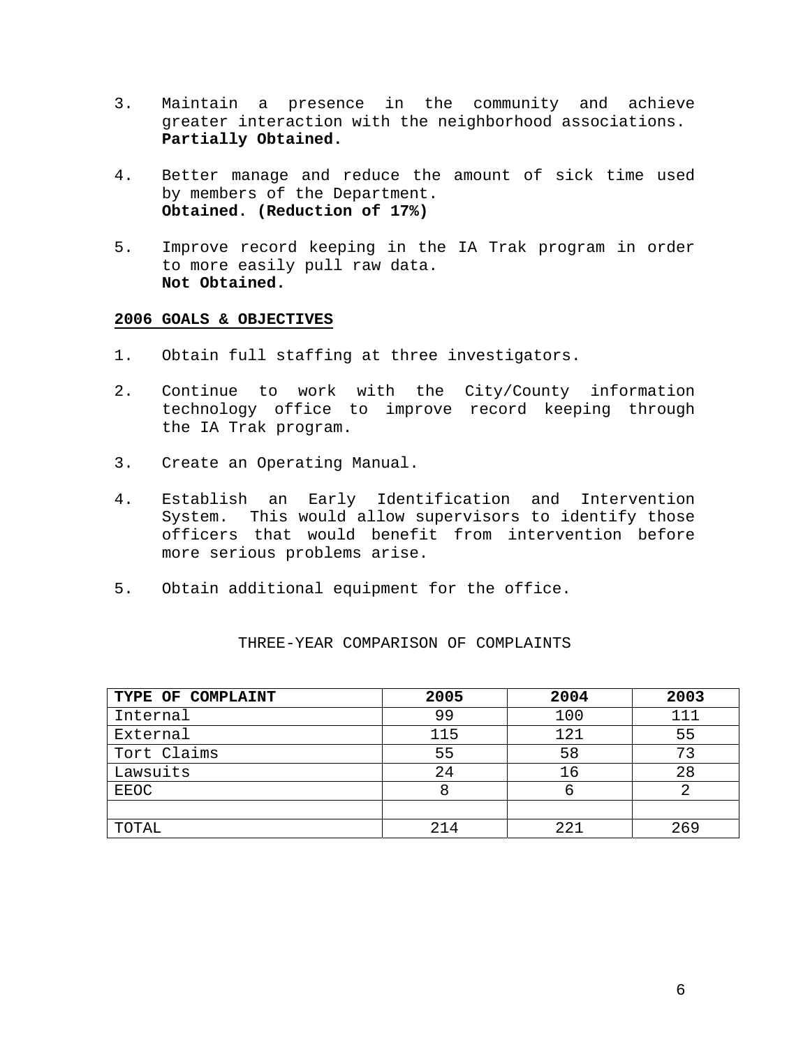3. Maintain a presence in the community and achieve greater interaction with the neighborhood associations.
   **Partially Obtained.**

4. Better manage and reduce the amount of sick time used by members of the Department.
   **Obtained. (Reduction of 17%)**

5. Improve record keeping in the IA Trak program in order to more easily pull raw data.
   **Not Obtained.**

**2006 GOALS & OBJECTIVES**

1. Obtain full staffing at three investigators.

2. Continue to work with the City/County information technology office to improve record keeping through the IA Trak program.

3. Create an Operating Manual.

4. Establish an Early Identification and Intervention System. This would allow supervisors to identify those officers that would benefit from intervention before more serious problems arise.

5. Obtain additional equipment for the office.

THREE-YEAR COMPARISON OF COMPLAINTS

| TYPE OF COMPLAINT | 2005 | 2004 | 2003 |
|---|---|---|---|
| Internal | 99 | 100 | 111 |
| External | 115 | 121 | 55 |
| Tort Claims | 55 | 58 | 73 |
| Lawsuits | 24 | 16 | 28 |
| EEOC | 8 | 6 | 2 |
| | | | |
| TOTAL | 214 | 221 | 269 |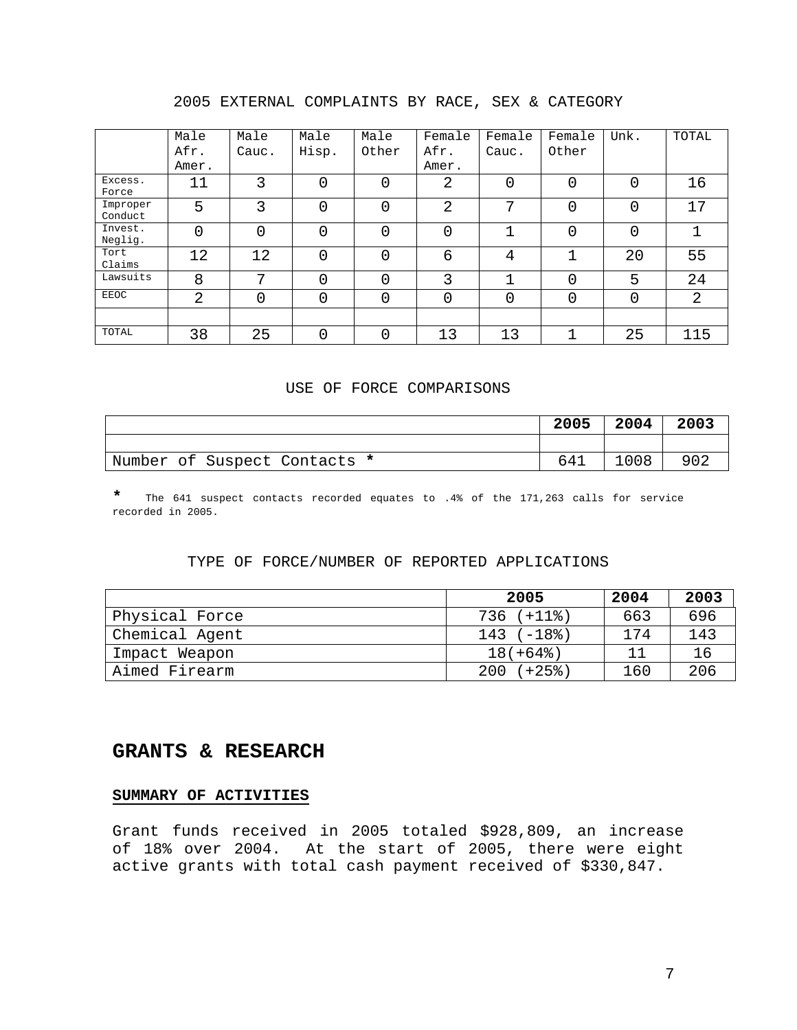2005 EXTERNAL COMPLAINTS BY RACE, SEX & CATEGORY

| | Male Afr. Amer. | Male Cauc. | Male Hisp. | Male Other | Female Afr. Amer. | Female Cauc. | Female Other | Unk. | TOTAL |
|---|---|---|---|---|---|---|---|---|---|
| Excess. Force | 11 | 3 | 0 | 0 | 2 | 0 | 0 | 0 | 16 |
| Improper Conduct | 5 | 3 | 0 | 0 | 2 | 7 | 0 | 0 | 17 |
| Invest. Neglig. | 0 | 0 | 0 | 0 | 0 | 1 | 0 | 0 | 1 |
| Tort Claims | 12 | 12 | 0 | 0 | 6 | 4 | 1 | 20 | 55 |
| Lawsuits | 8 | 7 | 0 | 0 | 3 | 1 | 0 | 5 | 24 |
| EEOC | 2 | 0 | 0 | 0 | 0 | 0 | 0 | 0 | 2 |
| | | | | | | | | | |
| TOTAL | 38 | 25 | 0 | 0 | 13 | 13 | 1 | 25 | 115 |

USE OF FORCE COMPARISONS

| | 2005 | 2004 | 2003 |
|---|---|---|---|
| | | | |
| Number of Suspect Contacts * | 641 | 1008 | 902 |

* The 641 suspect contacts recorded equates to .4% of the 171,263 calls for service recorded in 2005.

TYPE OF FORCE/NUMBER OF REPORTED APPLICATIONS

| | 2005 | 2004 | 2003 |
|---|---|---|---|
| Physical Force | 736 (+11%) | 663 | 696 |
| Chemical Agent | 143 (-18%) | 174 | 143 |
| Impact Weapon | 18(+64%) | 11 | 16 |
| Aimed Firearm | 200 (+25%) | 160 | 206 |

## GRANTS & RESEARCH

### SUMMARY OF ACTIVITIES

Grant funds received in 2005 totaled $928,809, an increase of 18% over 2004. At the start of 2005, there were eight active grants with total cash payment received of $330,847.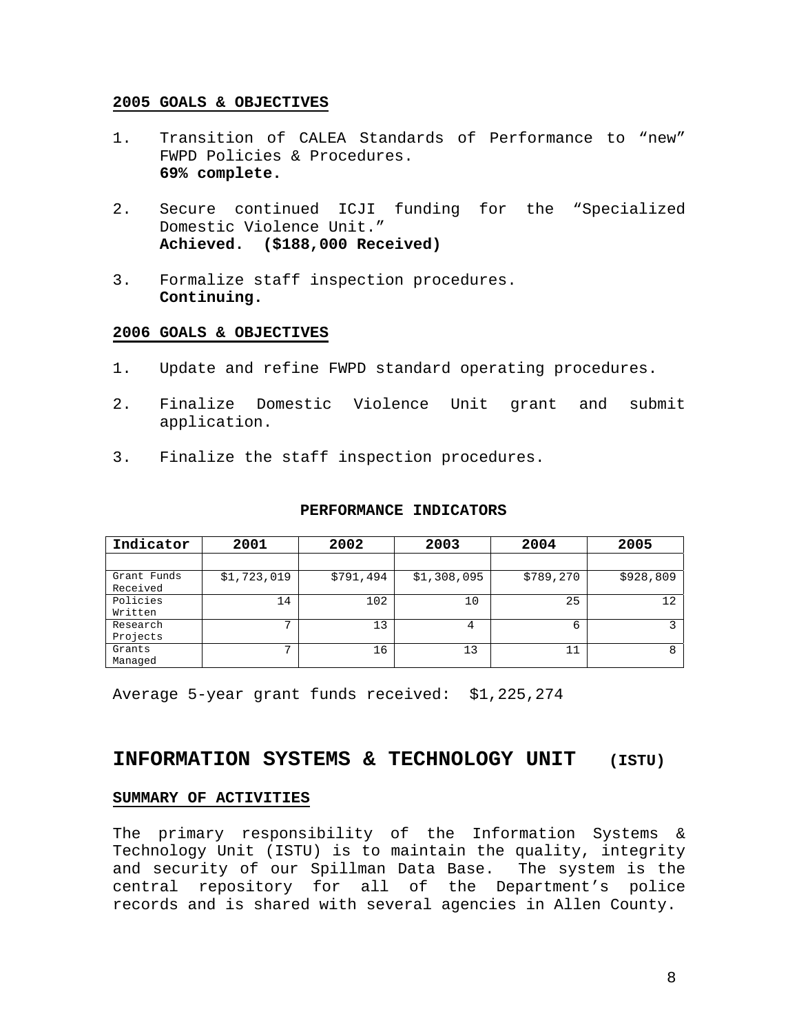#### 2005 GOALS & OBJECTIVES

1. Transition of CALEA Standards of Performance to "new" FWPD Policies & Procedures.
   **69% complete.**

2. Secure continued ICJI funding for the "Specialized Domestic Violence Unit."
   **Achieved. ($188,000 Received)**

3. Formalize staff inspection procedures.
   **Continuing.**

#### 2006 GOALS & OBJECTIVES

1. Update and refine FWPD standard operating procedures.

2. Finalize Domestic Violence Unit grant and submit application.

3. Finalize the staff inspection procedures.

**PERFORMANCE INDICATORS**

| Indicator | 2001 | 2002 | 2003 | 2004 | 2005 |
|---|---|---|---|---|---|
| | | | | | |
| Grant Funds Received | $1,723,019 | $791,494 | $1,308,095 | $789,270 | $928,809 |
| Policies Written | 14 | 102 | 10 | 25 | 12 |
| Research Projects | 7 | 13 | 4 | 6 | 3 |
| Grants Managed | 7 | 16 | 13 | 11 | 8 |

Average 5-year grant funds received: $1,225,274

## INFORMATION SYSTEMS & TECHNOLOGY UNIT (ISTU)

#### SUMMARY OF ACTIVITIES

The primary responsibility of the Information Systems & Technology Unit (ISTU) is to maintain the quality, integrity and security of our Spillman Data Base. The system is the central repository for all of the Department's police records and is shared with several agencies in Allen County.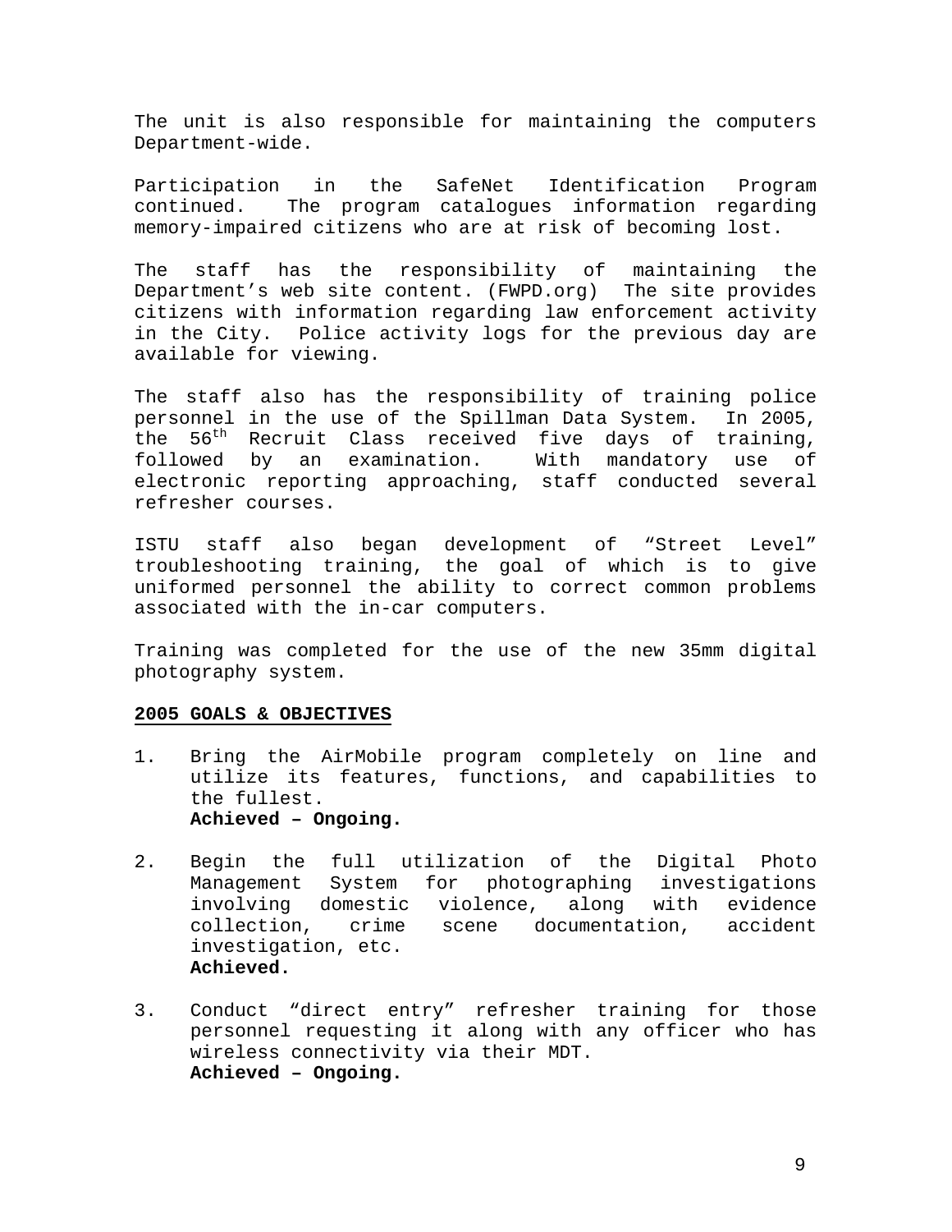The unit is also responsible for maintaining the computers Department-wide.

Participation in the SafeNet Identification Program continued. The program catalogues information regarding memory-impaired citizens who are at risk of becoming lost.

The staff has the responsibility of maintaining the Department's web site content. (FWPD.org) The site provides citizens with information regarding law enforcement activity in the City. Police activity logs for the previous day are available for viewing.

The staff also has the responsibility of training police personnel in the use of the Spillman Data System. In 2005, the 56th Recruit Class received five days of training, followed by an examination. With mandatory use of electronic reporting approaching, staff conducted several refresher courses.

ISTU staff also began development of "Street Level" troubleshooting training, the goal of which is to give uniformed personnel the ability to correct common problems associated with the in-car computers.

Training was completed for the use of the new 35mm digital photography system.

**2005 GOALS & OBJECTIVES**

1. Bring the AirMobile program completely on line and utilize its features, functions, and capabilities to the fullest.
   **Achieved – Ongoing.**

2. Begin the full utilization of the Digital Photo Management System for photographing investigations involving domestic violence, along with evidence collection, crime scene documentation, accident investigation, etc.
   **Achieved.**

3. Conduct "direct entry" refresher training for those personnel requesting it along with any officer who has wireless connectivity via their MDT.
   **Achieved – Ongoing.**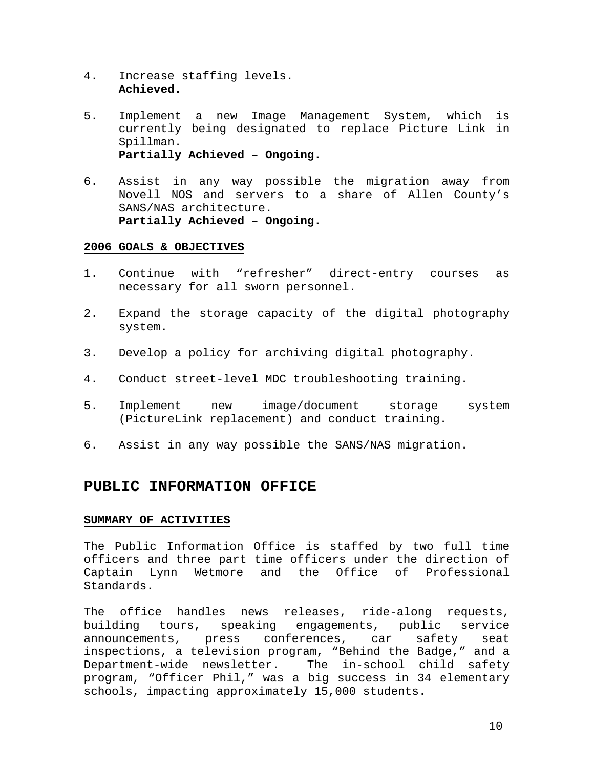4. Increase staffing levels.
   **Achieved.**

5. Implement a new Image Management System, which is currently being designated to replace Picture Link in Spillman.
   **Partially Achieved – Ongoing.**

6. Assist in any way possible the migration away from Novell NOS and servers to a share of Allen County's SANS/NAS architecture.
   **Partially Achieved – Ongoing.**

**2006 GOALS & OBJECTIVES**

1. Continue with "refresher" direct-entry courses as necessary for all sworn personnel.

2. Expand the storage capacity of the digital photography system.

3. Develop a policy for archiving digital photography.

4. Conduct street-level MDC troubleshooting training.

5. Implement new image/document storage system (PictureLink replacement) and conduct training.

6. Assist in any way possible the SANS/NAS migration.

## PUBLIC INFORMATION OFFICE

**SUMMARY OF ACTIVITIES**

The Public Information Office is staffed by two full time officers and three part time officers under the direction of Captain Lynn Wetmore and the Office of Professional Standards.

The office handles news releases, ride-along requests, building tours, speaking engagements, public service announcements, press conferences, car safety seat inspections, a television program, "Behind the Badge," and a Department-wide newsletter. The in-school child safety program, "Officer Phil," was a big success in 34 elementary schools, impacting approximately 15,000 students.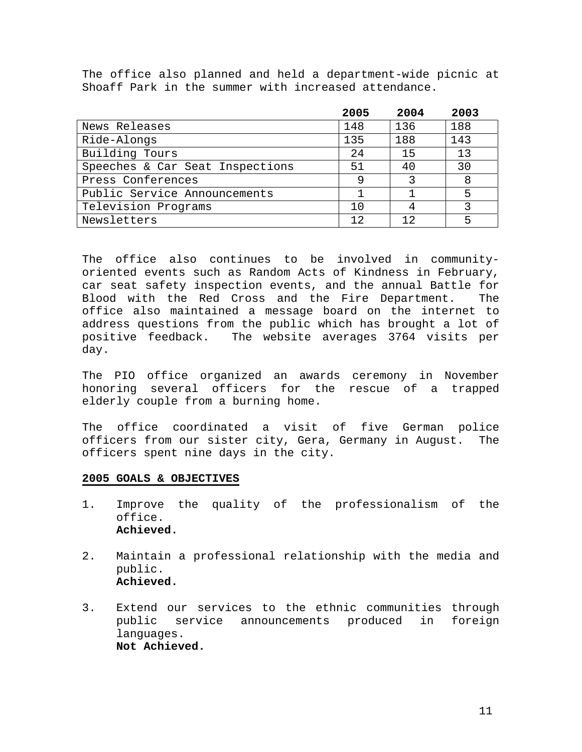The office also planned and held a department-wide picnic at Shoaff Park in the summer with increased attendance.

| | 2005 | 2004 | 2003 |
|---|---|---|---|
| News Releases | 148 | 136 | 188 |
| Ride-Alongs | 135 | 188 | 143 |
| Building Tours | 24 | 15 | 13 |
| Speeches & Car Seat Inspections | 51 | 40 | 30 |
| Press Conferences | 9 | 3 | 8 |
| Public Service Announcements | 1 | 1 | 5 |
| Television Programs | 10 | 4 | 3 |
| Newsletters | 12 | 12 | 5 |

The office also continues to be involved in community-oriented events such as Random Acts of Kindness in February, car seat safety inspection events, and the annual Battle for Blood with the Red Cross and the Fire Department. The office also maintained a message board on the internet to address questions from the public which has brought a lot of positive feedback. The website averages 3764 visits per day.

The PIO office organized an awards ceremony in November honoring several officers for the rescue of a trapped elderly couple from a burning home.

The office coordinated a visit of five German police officers from our sister city, Gera, Germany in August. The officers spent nine days in the city.

**2005 GOALS & OBJECTIVES**

1. Improve the quality of the professionalism of the office.
   **Achieved.**

2. Maintain a professional relationship with the media and public.
   **Achieved.**

3. Extend our services to the ethnic communities through public service announcements produced in foreign languages.
   **Not Achieved.**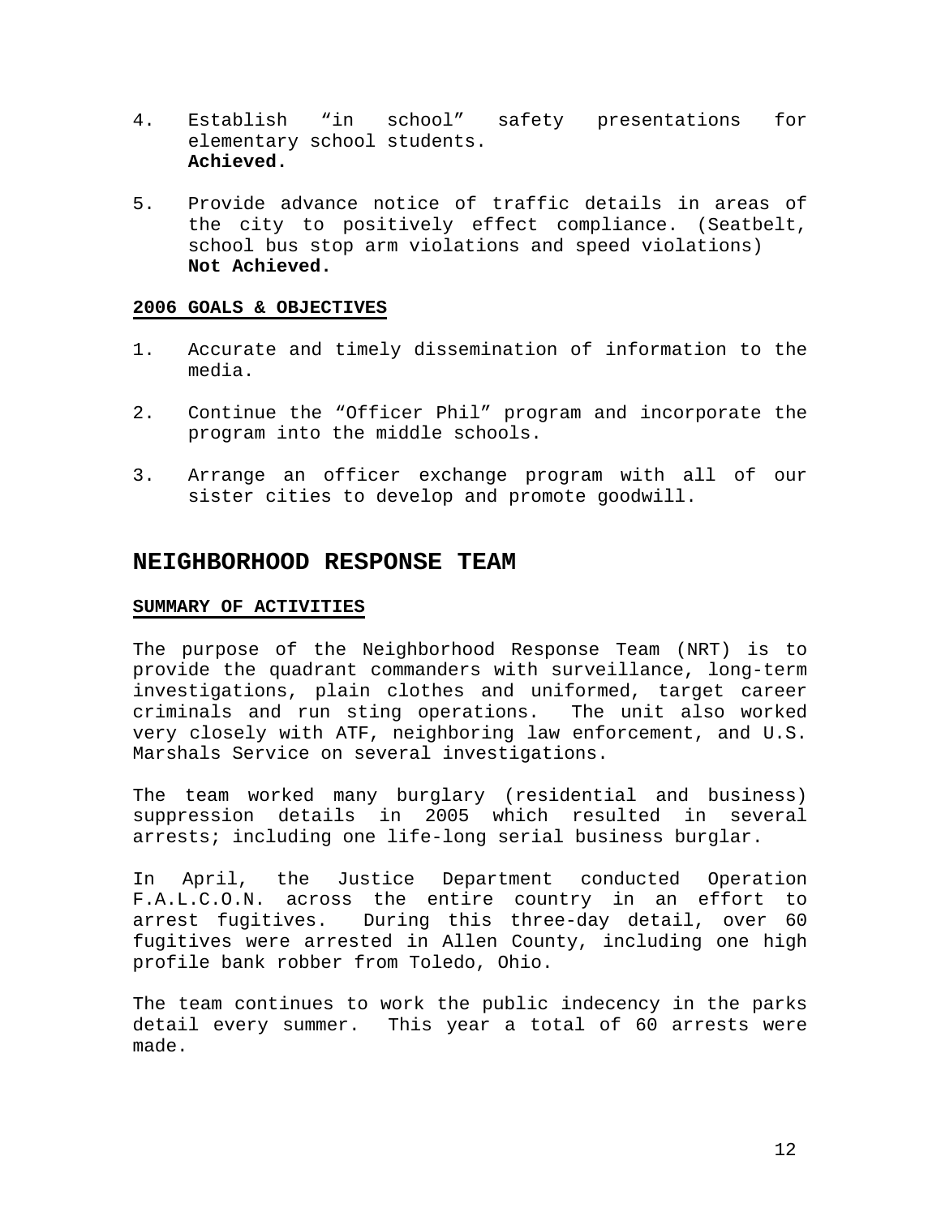4. Establish "in school" safety presentations for elementary school students.
   **Achieved.**

5. Provide advance notice of traffic details in areas of the city to positively effect compliance. (Seatbelt, school bus stop arm violations and speed violations)
   **Not Achieved.**

**2006 GOALS & OBJECTIVES**

1. Accurate and timely dissemination of information to the media.

2. Continue the "Officer Phil" program and incorporate the program into the middle schools.

3. Arrange an officer exchange program with all of our sister cities to develop and promote goodwill.

## NEIGHBORHOOD RESPONSE TEAM

**SUMMARY OF ACTIVITIES**

The purpose of the Neighborhood Response Team (NRT) is to provide the quadrant commanders with surveillance, long-term investigations, plain clothes and uniformed, target career criminals and run sting operations. The unit also worked very closely with ATF, neighboring law enforcement, and U.S. Marshals Service on several investigations.

The team worked many burglary (residential and business) suppression details in 2005 which resulted in several arrests; including one life-long serial business burglar.

In April, the Justice Department conducted Operation F.A.L.C.O.N. across the entire country in an effort to arrest fugitives. During this three-day detail, over 60 fugitives were arrested in Allen County, including one high profile bank robber from Toledo, Ohio.

The team continues to work the public indecency in the parks detail every summer. This year a total of 60 arrests were made.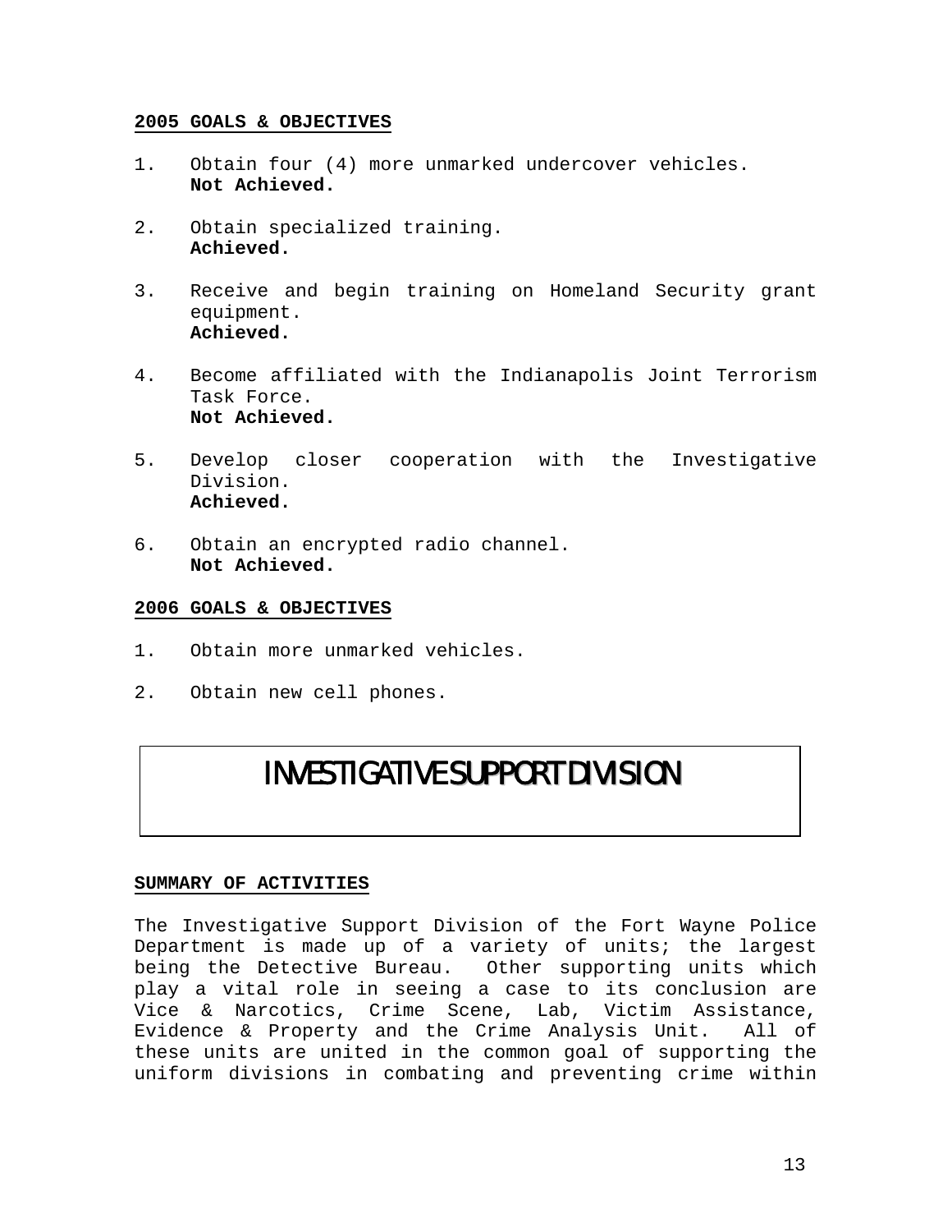**2005 GOALS & OBJECTIVES**

1. Obtain four (4) more unmarked undercover vehicles.
   **Not Achieved.**

2. Obtain specialized training.
   **Achieved.**

3. Receive and begin training on Homeland Security grant equipment.
   **Achieved.**

4. Become affiliated with the Indianapolis Joint Terrorism Task Force.
   **Not Achieved.**

5. Develop closer cooperation with the Investigative Division.
   **Achieved.**

6. Obtain an encrypted radio channel.
   **Not Achieved.**

**2006 GOALS & OBJECTIVES**

1. Obtain more unmarked vehicles.

2. Obtain new cell phones.

# INVESTIGATIVE SUPPORT DIVISION

**SUMMARY OF ACTIVITIES**

The Investigative Support Division of the Fort Wayne Police Department is made up of a variety of units; the largest being the Detective Bureau. Other supporting units which play a vital role in seeing a case to its conclusion are Vice & Narcotics, Crime Scene, Lab, Victim Assistance, Evidence & Property and the Crime Analysis Unit. All of these units are united in the common goal of supporting the uniform divisions in combating and preventing crime within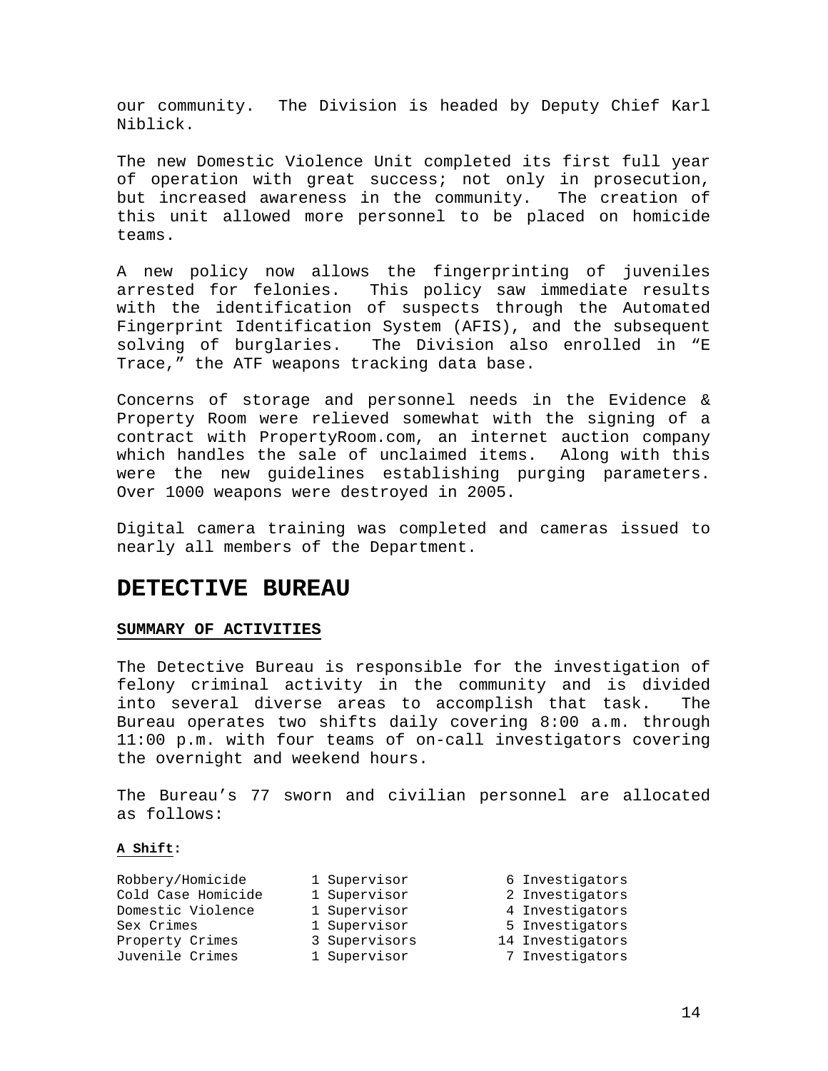our community. The Division is headed by Deputy Chief Karl Niblick.

The new Domestic Violence Unit completed its first full year of operation with great success; not only in prosecution, but increased awareness in the community. The creation of this unit allowed more personnel to be placed on homicide teams.

A new policy now allows the fingerprinting of juveniles arrested for felonies. This policy saw immediate results with the identification of suspects through the Automated Fingerprint Identification System (AFIS), and the subsequent solving of burglaries. The Division also enrolled in "E Trace," the ATF weapons tracking data base.

Concerns of storage and personnel needs in the Evidence & Property Room were relieved somewhat with the signing of a contract with PropertyRoom.com, an internet auction company which handles the sale of unclaimed items. Along with this were the new guidelines establishing purging parameters. Over 1000 weapons were destroyed in 2005.

Digital camera training was completed and cameras issued to nearly all members of the Department.

# DETECTIVE BUREAU

## SUMMARY OF ACTIVITIES

The Detective Bureau is responsible for the investigation of felony criminal activity in the community and is divided into several diverse areas to accomplish that task. The Bureau operates two shifts daily covering 8:00 a.m. through 11:00 p.m. with four teams of on-call investigators covering the overnight and weekend hours.

The Bureau's 77 sworn and civilian personnel are allocated as follows:

**A Shift:**

| | | |
|---|---|---|
| Robbery/Homicide | 1 Supervisor | 6 Investigators |
| Cold Case Homicide | 1 Supervisor | 2 Investigators |
| Domestic Violence | 1 Supervisor | 4 Investigators |
| Sex Crimes | 1 Supervisor | 5 Investigators |
| Property Crimes | 3 Supervisors | 14 Investigators |
| Juvenile Crimes | 1 Supervisor | 7 Investigators |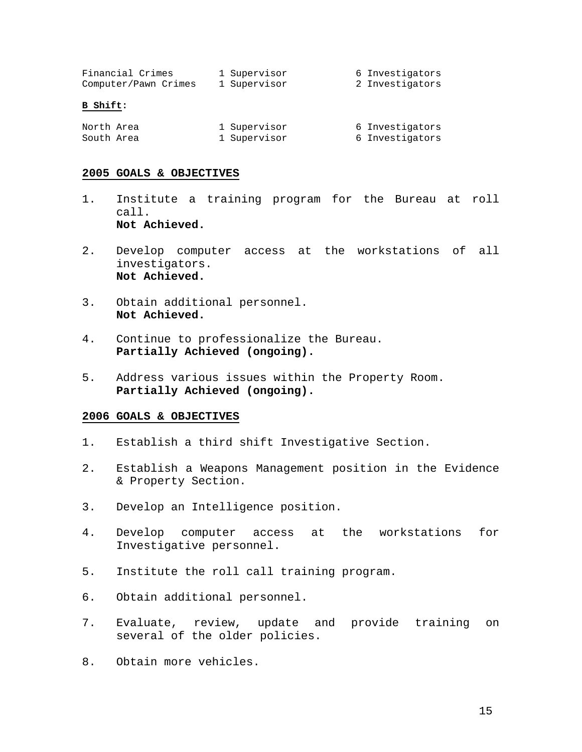| | | |
|---|---|---|
| Financial Crimes | 1 Supervisor | 6 Investigators |
| Computer/Pawn Crimes | 1 Supervisor | 2 Investigators |

**B Shift:**

| | | |
|---|---|---|
| North Area | 1 Supervisor | 6 Investigators |
| South Area | 1 Supervisor | 6 Investigators |

## 2005 GOALS & OBJECTIVES

1. Institute a training program for the Bureau at roll call.
   **Not Achieved.**

2. Develop computer access at the workstations of all investigators.
   **Not Achieved.**

3. Obtain additional personnel.
   **Not Achieved.**

4. Continue to professionalize the Bureau.
   **Partially Achieved (ongoing).**

5. Address various issues within the Property Room.
   **Partially Achieved (ongoing).**

## 2006 GOALS & OBJECTIVES

1. Establish a third shift Investigative Section.

2. Establish a Weapons Management position in the Evidence & Property Section.

3. Develop an Intelligence position.

4. Develop computer access at the workstations for Investigative personnel.

5. Institute the roll call training program.

6. Obtain additional personnel.

7. Evaluate, review, update and provide training on several of the older policies.

8. Obtain more vehicles.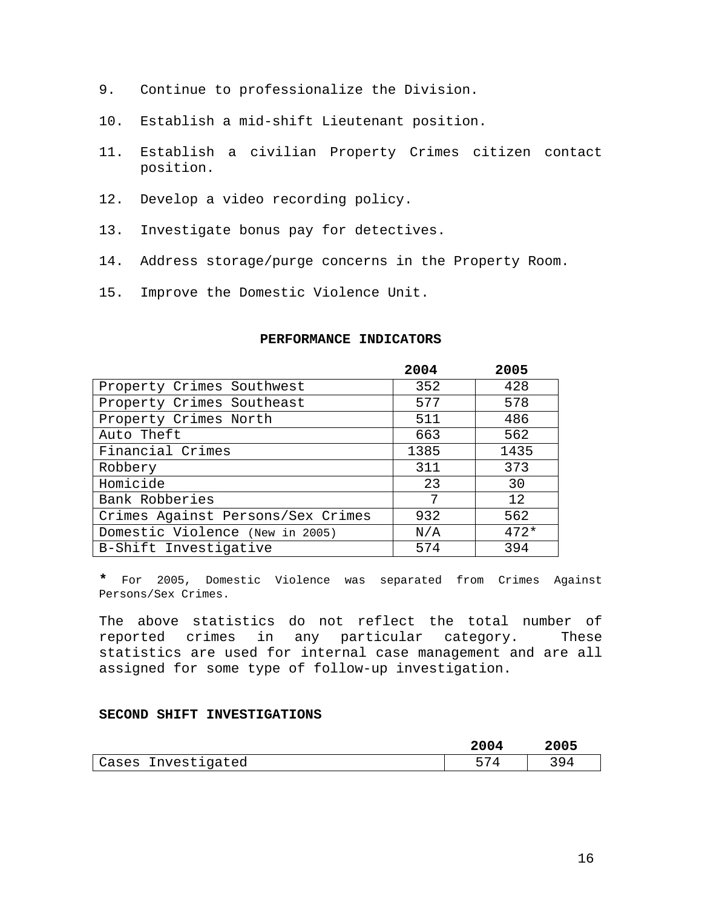9. Continue to professionalize the Division.

10. Establish a mid-shift Lieutenant position.

11. Establish a civilian Property Crimes citizen contact position.

12. Develop a video recording policy.

13. Investigate bonus pay for detectives.

14. Address storage/purge concerns in the Property Room.

15. Improve the Domestic Violence Unit.

**PERFORMANCE INDICATORS**

| | **2004** | **2005** |
|---|---|---|
| Property Crimes Southwest | 352 | 428 |
| Property Crimes Southeast | 577 | 578 |
| Property Crimes North | 511 | 486 |
| Auto Theft | 663 | 562 |
| Financial Crimes | 1385 | 1435 |
| Robbery | 311 | 373 |
| Homicide | 23 | 30 |
| Bank Robberies | 7 | 12 |
| Crimes Against Persons/Sex Crimes | 932 | 562 |
| Domestic Violence (New in 2005) | N/A | 472* |
| B-Shift Investigative | 574 | 394 |

**\*** For 2005, Domestic Violence was separated from Crimes Against Persons/Sex Crimes.

The above statistics do not reflect the total number of reported crimes in any particular category. These statistics are used for internal case management and are all assigned for some type of follow-up investigation.

**SECOND SHIFT INVESTIGATIONS**

| | **2004** | **2005** |
|---|---|---|
| Cases Investigated | 574 | 394 |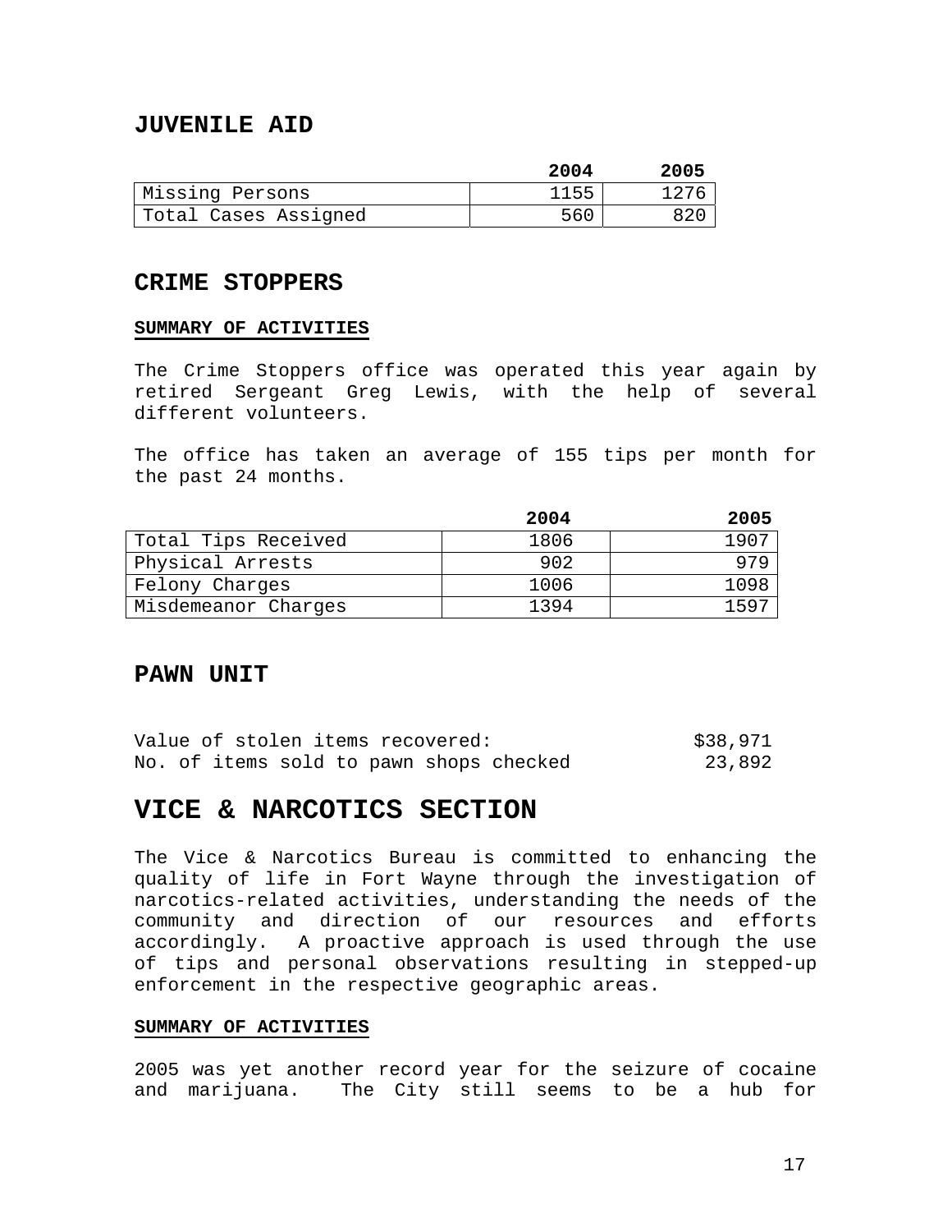## JUVENILE AID

| | 2004 | 2005 |
|---|---|---|
| Missing Persons | 1155 | 1276 |
| Total Cases Assigned | 560 | 820 |

## CRIME STOPPERS

**SUMMARY OF ACTIVITIES**

The Crime Stoppers office was operated this year again by retired Sergeant Greg Lewis, with the help of several different volunteers.

The office has taken an average of 155 tips per month for the past 24 months.

| | 2004 | 2005 |
|---|---|---|
| Total Tips Received | 1806 | 1907 |
| Physical Arrests | 902 | 979 |
| Felony Charges | 1006 | 1098 |
| Misdemeanor Charges | 1394 | 1597 |

## PAWN UNIT

| | |
|---|---|
| Value of stolen items recovered: | $38,971 |
| No. of items sold to pawn shops checked | 23,892 |

# VICE & NARCOTICS SECTION

The Vice & Narcotics Bureau is committed to enhancing the quality of life in Fort Wayne through the investigation of narcotics-related activities, understanding the needs of the community and direction of our resources and efforts accordingly. A proactive approach is used through the use of tips and personal observations resulting in stepped-up enforcement in the respective geographic areas.

**SUMMARY OF ACTIVITIES**

2005 was yet another record year for the seizure of cocaine and marijuana. The City still seems to be a hub for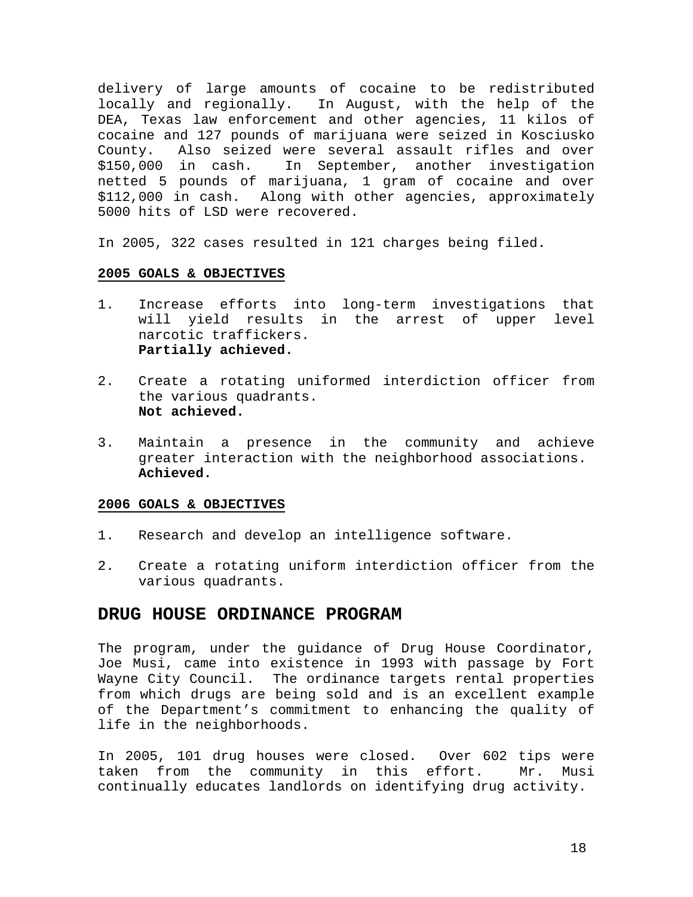delivery of large amounts of cocaine to be redistributed locally and regionally. In August, with the help of the DEA, Texas law enforcement and other agencies, 11 kilos of cocaine and 127 pounds of marijuana were seized in Kosciusko County. Also seized were several assault rifles and over $150,000 in cash. In September, another investigation netted 5 pounds of marijuana, 1 gram of cocaine and over $112,000 in cash. Along with other agencies, approximately 5000 hits of LSD were recovered.

In 2005, 322 cases resulted in 121 charges being filed.

### 2005 GOALS & OBJECTIVES

1. Increase efforts into long-term investigations that will yield results in the arrest of upper level narcotic traffickers.
   **Partially achieved.**

2. Create a rotating uniformed interdiction officer from the various quadrants.
   **Not achieved.**

3. Maintain a presence in the community and achieve greater interaction with the neighborhood associations.
   **Achieved.**

### 2006 GOALS & OBJECTIVES

1. Research and develop an intelligence software.

2. Create a rotating uniform interdiction officer from the various quadrants.

## DRUG HOUSE ORDINANCE PROGRAM

The program, under the guidance of Drug House Coordinator, Joe Musi, came into existence in 1993 with passage by Fort Wayne City Council. The ordinance targets rental properties from which drugs are being sold and is an excellent example of the Department's commitment to enhancing the quality of life in the neighborhoods.

In 2005, 101 drug houses were closed. Over 602 tips were taken from the community in this effort. Mr. Musi continually educates landlords on identifying drug activity.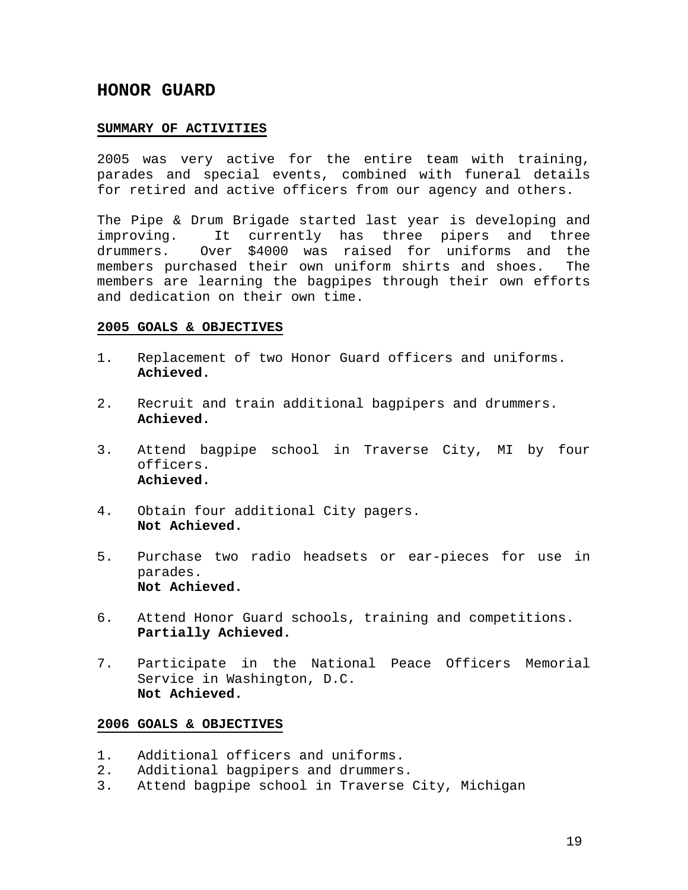# HONOR GUARD

## SUMMARY OF ACTIVITIES

2005 was very active for the entire team with training, parades and special events, combined with funeral details for retired and active officers from our agency and others.

The Pipe & Drum Brigade started last year is developing and improving. It currently has three pipers and three drummers. Over $4000 was raised for uniforms and the members purchased their own uniform shirts and shoes. The members are learning the bagpipes through their own efforts and dedication on their own time.

## 2005 GOALS & OBJECTIVES

1. Replacement of two Honor Guard officers and uniforms.
   **Achieved.**

2. Recruit and train additional bagpipers and drummers.
   **Achieved.**

3. Attend bagpipe school in Traverse City, MI by four officers.
   **Achieved.**

4. Obtain four additional City pagers.
   **Not Achieved.**

5. Purchase two radio headsets or ear-pieces for use in parades.
   **Not Achieved.**

6. Attend Honor Guard schools, training and competitions.
   **Partially Achieved.**

7. Participate in the National Peace Officers Memorial Service in Washington, D.C.
   **Not Achieved.**

## 2006 GOALS & OBJECTIVES

1. Additional officers and uniforms.
2. Additional bagpipers and drummers.
3. Attend bagpipe school in Traverse City, Michigan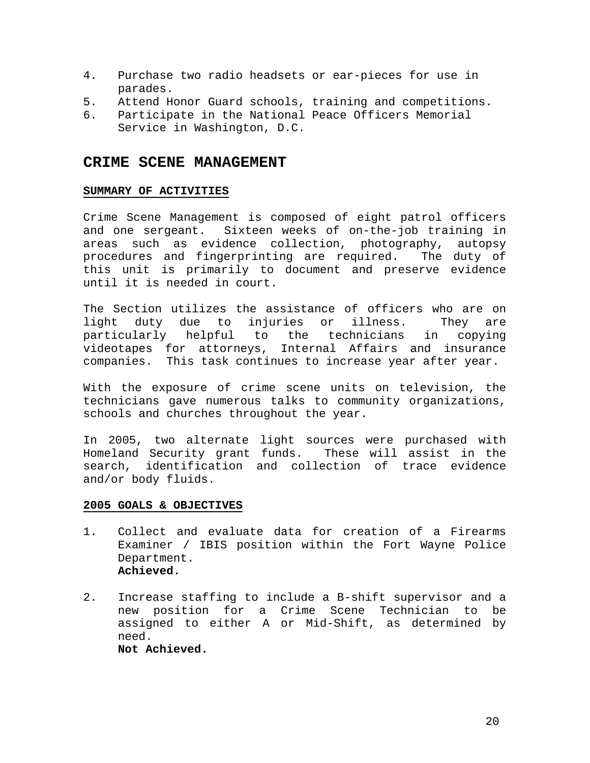4. Purchase two radio headsets or ear-pieces for use in parades.
5. Attend Honor Guard schools, training and competitions.
6. Participate in the National Peace Officers Memorial Service in Washington, D.C.

## CRIME SCENE MANAGEMENT

### SUMMARY OF ACTIVITIES

Crime Scene Management is composed of eight patrol officers and one sergeant. Sixteen weeks of on-the-job training in areas such as evidence collection, photography, autopsy procedures and fingerprinting are required. The duty of this unit is primarily to document and preserve evidence until it is needed in court.

The Section utilizes the assistance of officers who are on light duty due to injuries or illness. They are particularly helpful to the technicians in copying videotapes for attorneys, Internal Affairs and insurance companies. This task continues to increase year after year.

With the exposure of crime scene units on television, the technicians gave numerous talks to community organizations, schools and churches throughout the year.

In 2005, two alternate light sources were purchased with Homeland Security grant funds. These will assist in the search, identification and collection of trace evidence and/or body fluids.

### 2005 GOALS & OBJECTIVES

1. Collect and evaluate data for creation of a Firearms Examiner / IBIS position within the Fort Wayne Police Department.
   **Achieved.**

2. Increase staffing to include a B-shift supervisor and a new position for a Crime Scene Technician to be assigned to either A or Mid-Shift, as determined by need.
   **Not Achieved.**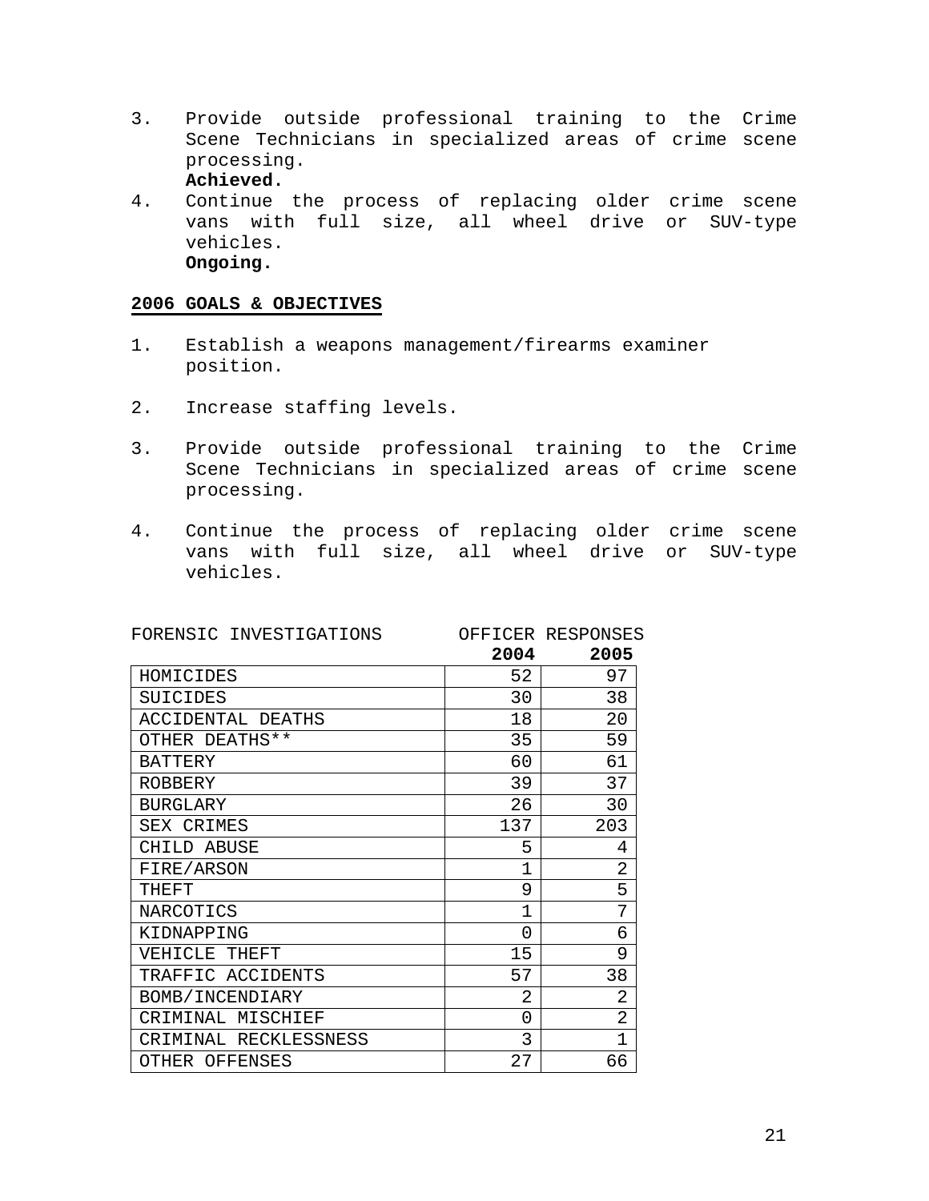3. Provide outside professional training to the Crime Scene Technicians in specialized areas of crime scene processing.
   **Achieved.**
4. Continue the process of replacing older crime scene vans with full size, all wheel drive or SUV-type vehicles.
   **Ongoing.**

## 2006 GOALS & OBJECTIVES

1. Establish a weapons management/firearms examiner position.

2. Increase staffing levels.

3. Provide outside professional training to the Crime Scene Technicians in specialized areas of crime scene processing.

4. Continue the process of replacing older crime scene vans with full size, all wheel drive or SUV-type vehicles.

| FORENSIC INVESTIGATIONS | OFFICER RESPONSES | |
|---|---|---|
| | **2004** | **2005** |
| HOMICIDES | 52 | 97 |
| SUICIDES | 30 | 38 |
| ACCIDENTAL DEATHS | 18 | 20 |
| OTHER DEATHS** | 35 | 59 |
| BATTERY | 60 | 61 |
| ROBBERY | 39 | 37 |
| BURGLARY | 26 | 30 |
| SEX CRIMES | 137 | 203 |
| CHILD ABUSE | 5 | 4 |
| FIRE/ARSON | 1 | 2 |
| THEFT | 9 | 5 |
| NARCOTICS | 1 | 7 |
| KIDNAPPING | 0 | 6 |
| VEHICLE THEFT | 15 | 9 |
| TRAFFIC ACCIDENTS | 57 | 38 |
| BOMB/INCENDIARY | 2 | 2 |
| CRIMINAL MISCHIEF | 0 | 2 |
| CRIMINAL RECKLESSNESS | 3 | 1 |
| OTHER OFFENSES | 27 | 66 |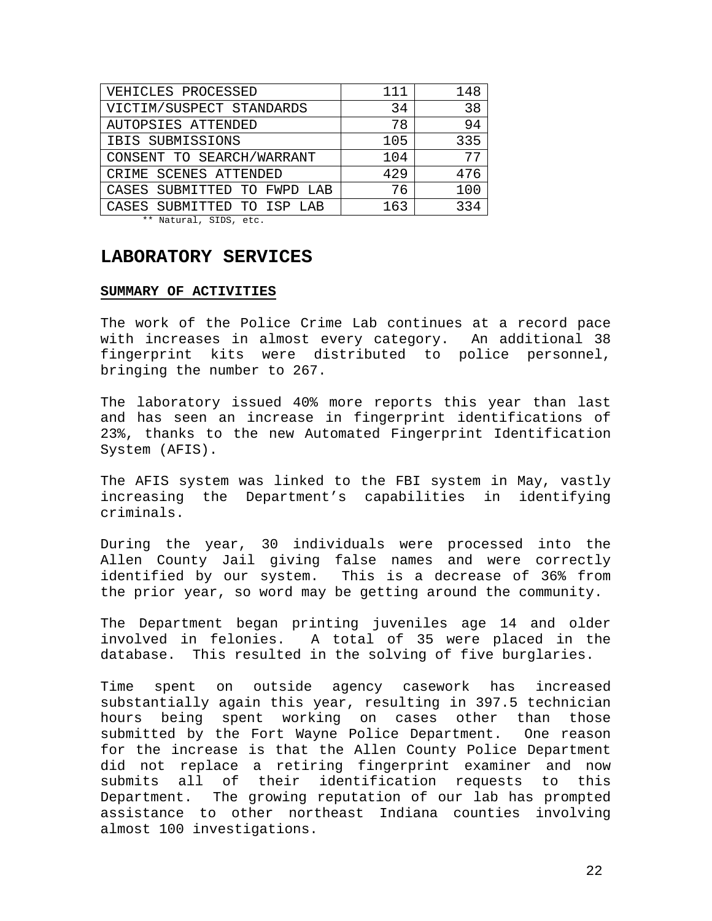| | | |
|---|---|---|
| VEHICLES PROCESSED | 111 | 148 |
| VICTIM/SUSPECT STANDARDS | 34 | 38 |
| AUTOPSIES ATTENDED | 78 | 94 |
| IBIS SUBMISSIONS | 105 | 335 |
| CONSENT TO SEARCH/WARRANT | 104 | 77 |
| CRIME SCENES ATTENDED | 429 | 476 |
| CASES SUBMITTED TO FWPD LAB | 76 | 100 |
| CASES SUBMITTED TO ISP LAB | 163 | 334 |

** Natural, SIDS, etc.

## LABORATORY SERVICES

**SUMMARY OF ACTIVITIES**

The work of the Police Crime Lab continues at a record pace with increases in almost every category. An additional 38 fingerprint kits were distributed to police personnel, bringing the number to 267.

The laboratory issued 40% more reports this year than last and has seen an increase in fingerprint identifications of 23%, thanks to the new Automated Fingerprint Identification System (AFIS).

The AFIS system was linked to the FBI system in May, vastly increasing the Department's capabilities in identifying criminals.

During the year, 30 individuals were processed into the Allen County Jail giving false names and were correctly identified by our system. This is a decrease of 36% from the prior year, so word may be getting around the community.

The Department began printing juveniles age 14 and older involved in felonies. A total of 35 were placed in the database. This resulted in the solving of five burglaries.

Time spent on outside agency casework has increased substantially again this year, resulting in 397.5 technician hours being spent working on cases other than those submitted by the Fort Wayne Police Department. One reason for the increase is that the Allen County Police Department did not replace a retiring fingerprint examiner and now submits all of their identification requests to this Department. The growing reputation of our lab has prompted assistance to other northeast Indiana counties involving almost 100 investigations.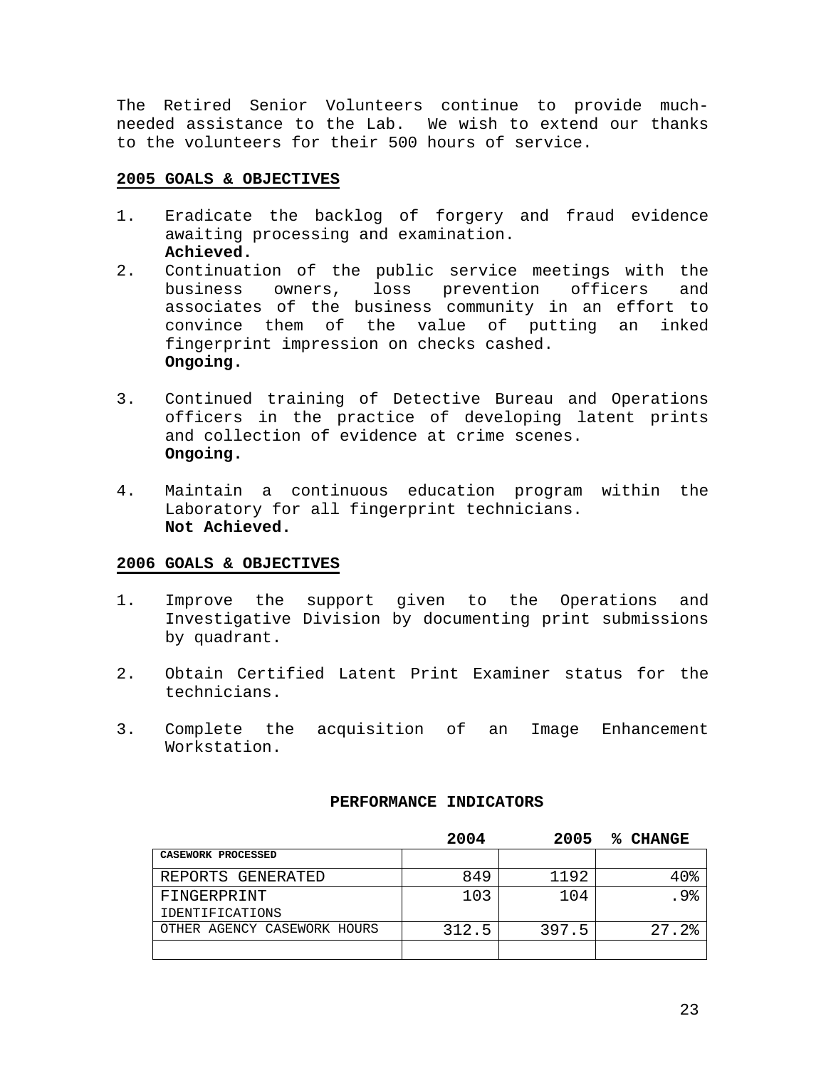The Retired Senior Volunteers continue to provide much-needed assistance to the Lab. We wish to extend our thanks to the volunteers for their 500 hours of service.

## 2005 GOALS & OBJECTIVES

1. Eradicate the backlog of forgery and fraud evidence awaiting processing and examination.
   **Achieved.**
2. Continuation of the public service meetings with the business owners, loss prevention officers and associates of the business community in an effort to convince them of the value of putting an inked fingerprint impression on checks cashed.
   **Ongoing.**

3. Continued training of Detective Bureau and Operations officers in the practice of developing latent prints and collection of evidence at crime scenes.
   **Ongoing.**

4. Maintain a continuous education program within the Laboratory for all fingerprint technicians.
   **Not Achieved.**

## 2006 GOALS & OBJECTIVES

1. Improve the support given to the Operations and Investigative Division by documenting print submissions by quadrant.

2. Obtain Certified Latent Print Examiner status for the technicians.

3. Complete the acquisition of an Image Enhancement Workstation.

### PERFORMANCE INDICATORS

| | 2004 | 2005 | % CHANGE |
|---|---|---|---|
| CASEWORK PROCESSED | | | |
| REPORTS GENERATED | 849 | 1192 | 40% |
| FINGERPRINT IDENTIFICATIONS | 103 | 104 | .9% |
| OTHER AGENCY CASEWORK HOURS | 312.5 | 397.5 | 27.2% |
| | | | |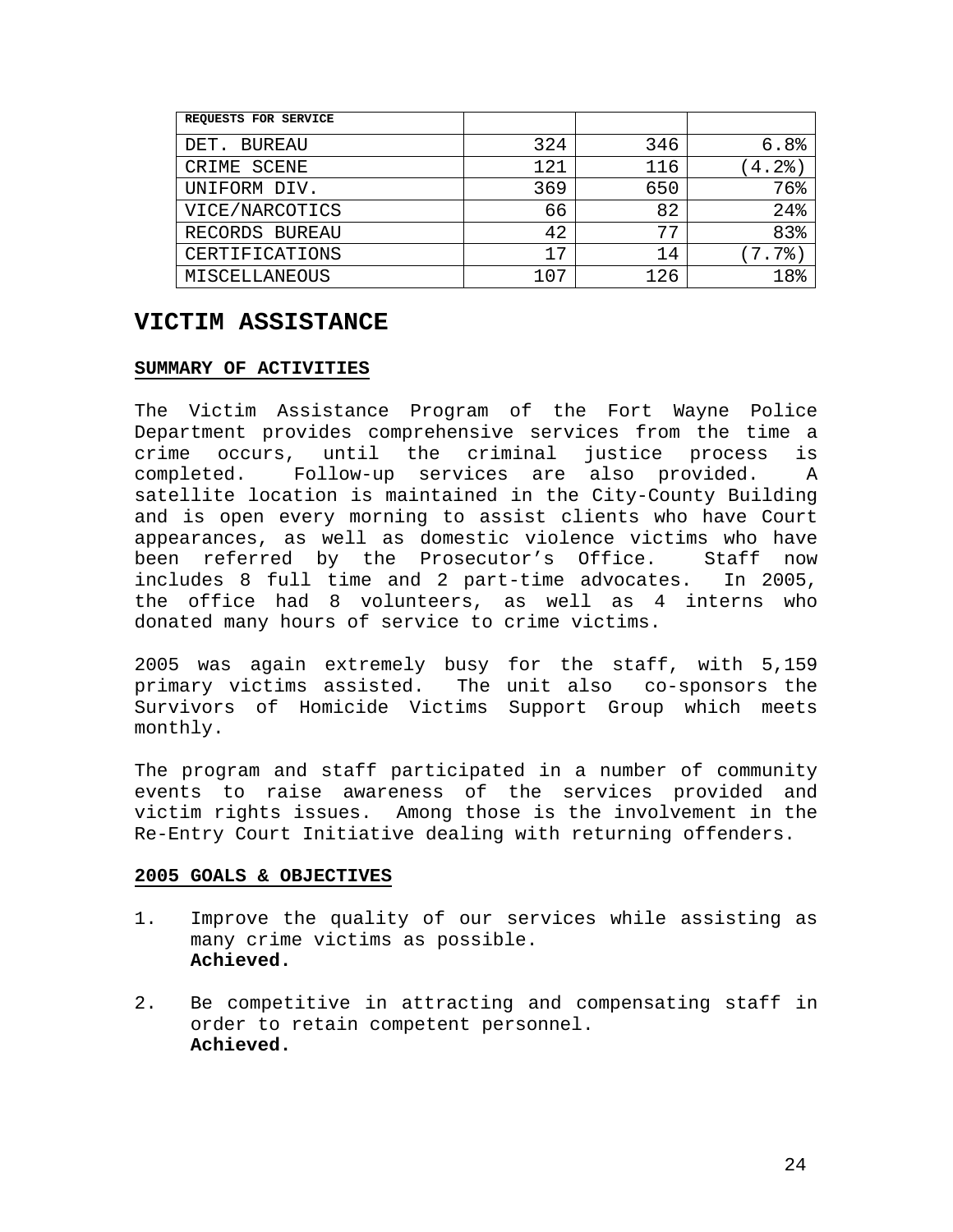| REQUESTS FOR SERVICE | | | |
|---|---|---|---|
| DET. BUREAU | 324 | 346 | 6.8% |
| CRIME SCENE | 121 | 116 | (4.2%) |
| UNIFORM DIV. | 369 | 650 | 76% |
| VICE/NARCOTICS | 66 | 82 | 24% |
| RECORDS BUREAU | 42 | 77 | 83% |
| CERTIFICATIONS | 17 | 14 | (7.7%) |
| MISCELLANEOUS | 107 | 126 | 18% |

# VICTIM ASSISTANCE

## SUMMARY OF ACTIVITIES

The Victim Assistance Program of the Fort Wayne Police Department provides comprehensive services from the time a crime occurs, until the criminal justice process is completed. Follow-up services are also provided. A satellite location is maintained in the City-County Building and is open every morning to assist clients who have Court appearances, as well as domestic violence victims who have been referred by the Prosecutor's Office. Staff now includes 8 full time and 2 part-time advocates. In 2005, the office had 8 volunteers, as well as 4 interns who donated many hours of service to crime victims.

2005 was again extremely busy for the staff, with 5,159 primary victims assisted. The unit also co-sponsors the Survivors of Homicide Victims Support Group which meets monthly.

The program and staff participated in a number of community events to raise awareness of the services provided and victim rights issues. Among those is the involvement in the Re-Entry Court Initiative dealing with returning offenders.

## 2005 GOALS & OBJECTIVES

1. Improve the quality of our services while assisting as many crime victims as possible.
   **Achieved.**

2. Be competitive in attracting and compensating staff in order to retain competent personnel.
   **Achieved.**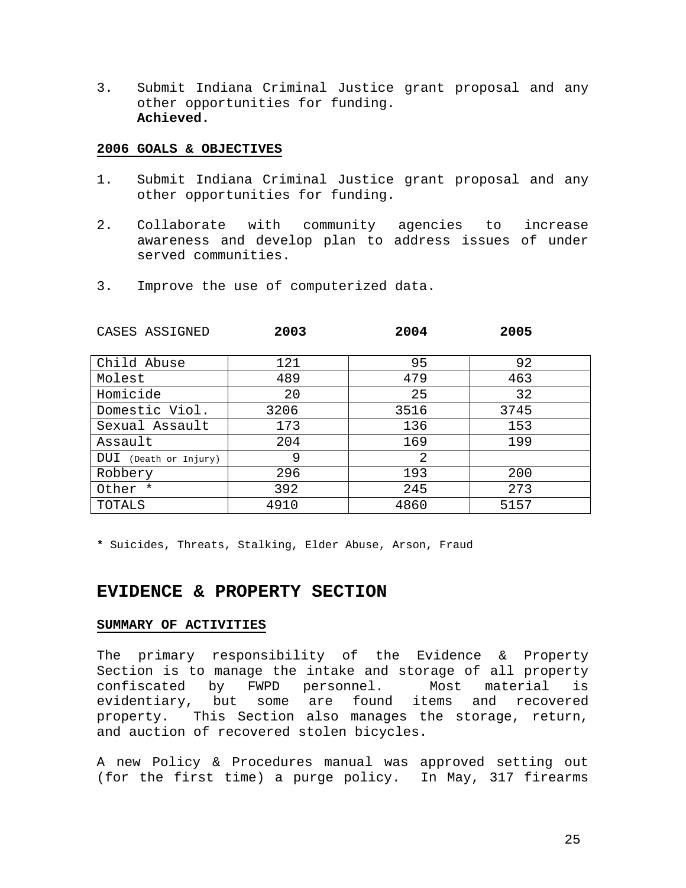3. Submit Indiana Criminal Justice grant proposal and any other opportunities for funding.
   **Achieved.**

**2006 GOALS & OBJECTIVES**

1. Submit Indiana Criminal Justice grant proposal and any other opportunities for funding.

2. Collaborate with community agencies to increase awareness and develop plan to address issues of under served communities.

3. Improve the use of computerized data.

| CASES ASSIGNED | **2003** | **2004** | **2005** |
|---|---|---|---|
| Child Abuse | 121 | 95 | 92 |
| Molest | 489 | 479 | 463 |
| Homicide | 20 | 25 | 32 |
| Domestic Viol. | 3206 | 3516 | 3745 |
| Sexual Assault | 173 | 136 | 153 |
| Assault | 204 | 169 | 199 |
| DUI (Death or Injury) | 9 | 2 | |
| Robbery | 296 | 193 | 200 |
| Other * | 392 | 245 | 273 |
| TOTALS | 4910 | 4860 | 5157 |

**\*** Suicides, Threats, Stalking, Elder Abuse, Arson, Fraud

## EVIDENCE & PROPERTY SECTION

**SUMMARY OF ACTIVITIES**

The primary responsibility of the Evidence & Property Section is to manage the intake and storage of all property confiscated by FWPD personnel. Most material is evidentiary, but some are found items and recovered property. This Section also manages the storage, return, and auction of recovered stolen bicycles.

A new Policy & Procedures manual was approved setting out (for the first time) a purge policy. In May, 317 firearms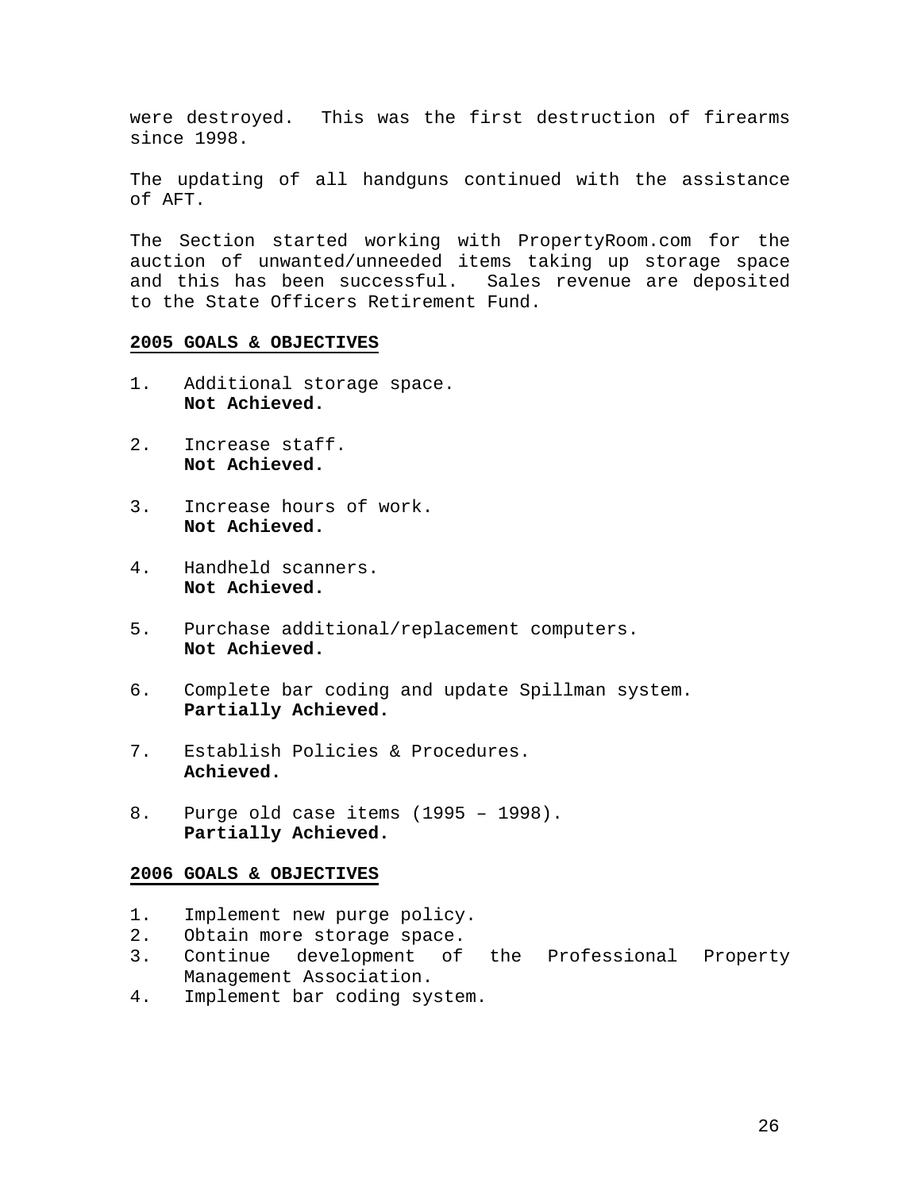were destroyed. This was the first destruction of firearms since 1998.

The updating of all handguns continued with the assistance of AFT.

The Section started working with PropertyRoom.com for the auction of unwanted/unneeded items taking up storage space and this has been successful. Sales revenue are deposited to the State Officers Retirement Fund.

**2005 GOALS & OBJECTIVES**

1. Additional storage space.
   **Not Achieved.**

2. Increase staff.
   **Not Achieved.**

3. Increase hours of work.
   **Not Achieved.**

4. Handheld scanners.
   **Not Achieved.**

5. Purchase additional/replacement computers.
   **Not Achieved.**

6. Complete bar coding and update Spillman system.
   **Partially Achieved.**

7. Establish Policies & Procedures.
   **Achieved.**

8. Purge old case items (1995 – 1998).
   **Partially Achieved.**

**2006 GOALS & OBJECTIVES**

1. Implement new purge policy.
2. Obtain more storage space.
3. Continue development of the Professional Property Management Association.
4. Implement bar coding system.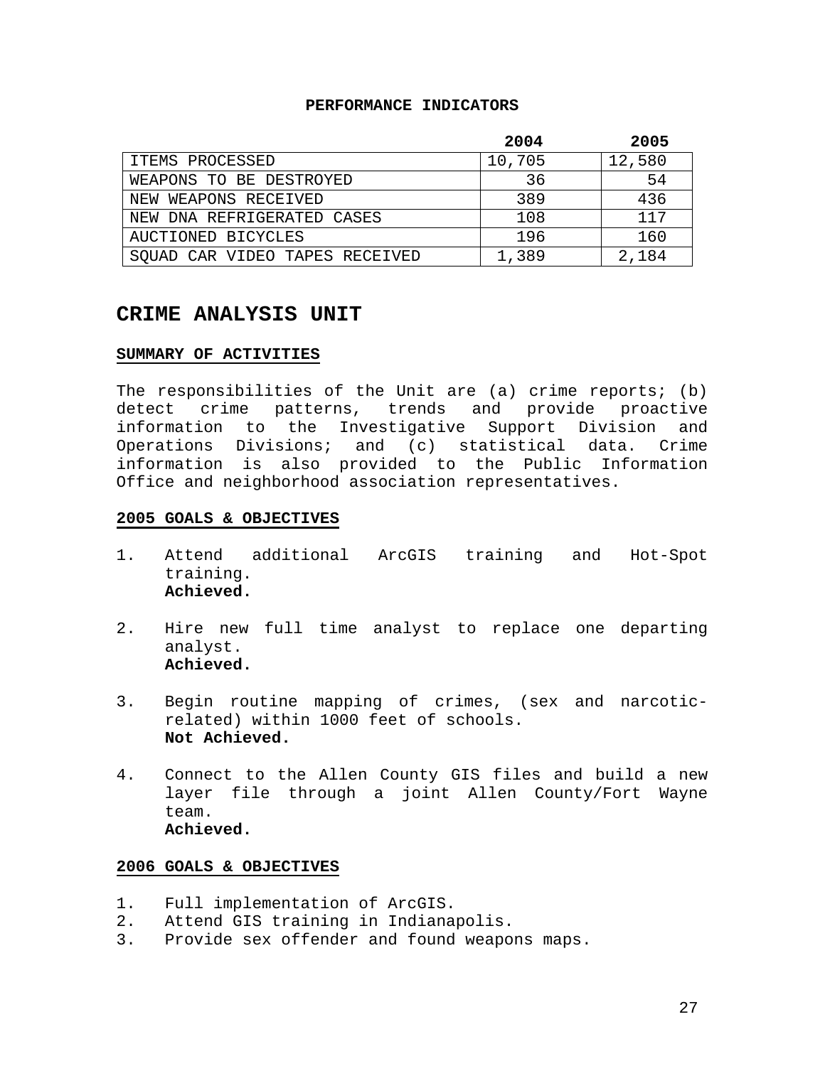**PERFORMANCE INDICATORS**

| | 2004 | 2005 |
|---|---|---|
| ITEMS PROCESSED | 10,705 | 12,580 |
| WEAPONS TO BE DESTROYED | 36 | 54 |
| NEW WEAPONS RECEIVED | 389 | 436 |
| NEW DNA REFRIGERATED CASES | 108 | 117 |
| AUCTIONED BICYCLES | 196 | 160 |
| SQUAD CAR VIDEO TAPES RECEIVED | 1,389 | 2,184 |

## CRIME ANALYSIS UNIT

### SUMMARY OF ACTIVITIES

The responsibilities of the Unit are (a) crime reports; (b) detect crime patterns, trends and provide proactive information to the Investigative Support Division and Operations Divisions; and (c) statistical data. Crime information is also provided to the Public Information Office and neighborhood association representatives.

### 2005 GOALS & OBJECTIVES

1. Attend additional ArcGIS training and Hot-Spot training.
   **Achieved.**

2. Hire new full time analyst to replace one departing analyst.
   **Achieved.**

3. Begin routine mapping of crimes, (sex and narcotic-related) within 1000 feet of schools.
   **Not Achieved.**

4. Connect to the Allen County GIS files and build a new layer file through a joint Allen County/Fort Wayne team.
   **Achieved.**

### 2006 GOALS & OBJECTIVES

1. Full implementation of ArcGIS.
2. Attend GIS training in Indianapolis.
3. Provide sex offender and found weapons maps.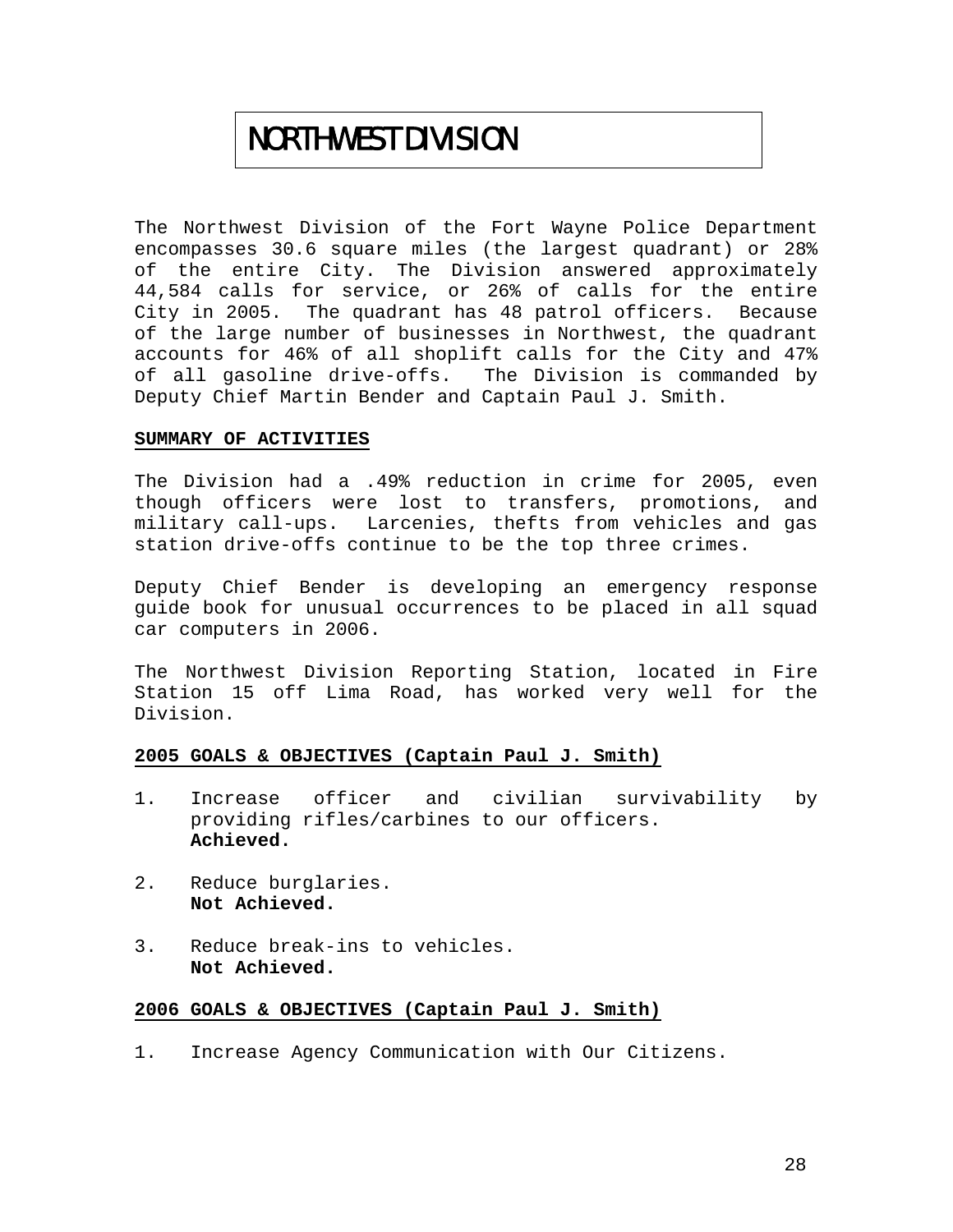# NORTHWEST DIVISION

The Northwest Division of the Fort Wayne Police Department encompasses 30.6 square miles (the largest quadrant) or 28% of the entire City. The Division answered approximately 44,584 calls for service, or 26% of calls for the entire City in 2005. The quadrant has 48 patrol officers. Because of the large number of businesses in Northwest, the quadrant accounts for 46% of all shoplift calls for the City and 47% of all gasoline drive-offs. The Division is commanded by Deputy Chief Martin Bender and Captain Paul J. Smith.

**SUMMARY OF ACTIVITIES**

The Division had a .49% reduction in crime for 2005, even though officers were lost to transfers, promotions, and military call-ups. Larcenies, thefts from vehicles and gas station drive-offs continue to be the top three crimes.

Deputy Chief Bender is developing an emergency response guide book for unusual occurrences to be placed in all squad car computers in 2006.

The Northwest Division Reporting Station, located in Fire Station 15 off Lima Road, has worked very well for the Division.

**2005 GOALS & OBJECTIVES (Captain Paul J. Smith)**

1. Increase officer and civilian survivability by providing rifles/carbines to our officers.
   **Achieved.**

2. Reduce burglaries.
   **Not Achieved.**

3. Reduce break-ins to vehicles.
   **Not Achieved.**

**2006 GOALS & OBJECTIVES (Captain Paul J. Smith)**

1. Increase Agency Communication with Our Citizens.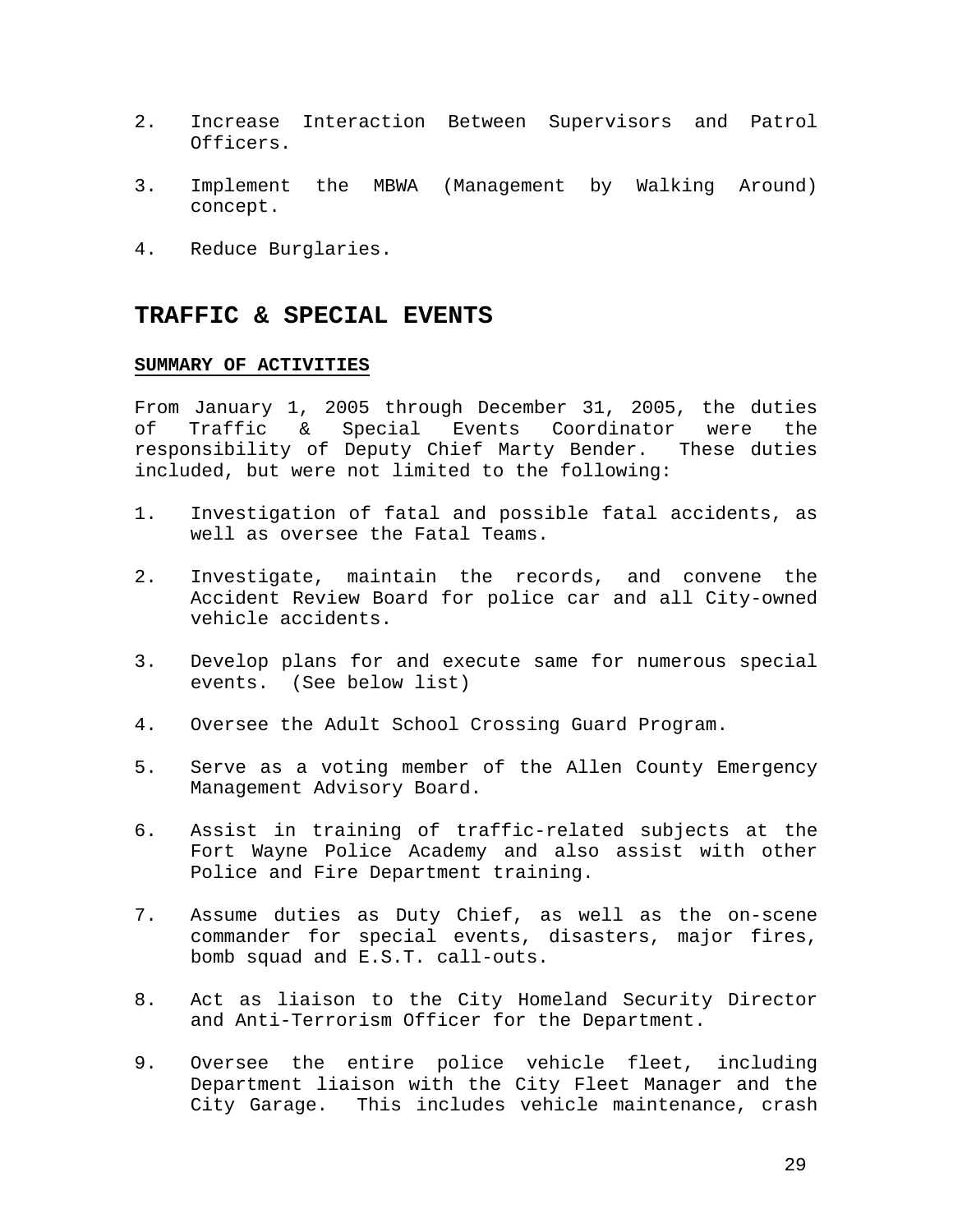2. Increase Interaction Between Supervisors and Patrol Officers.

3. Implement the MBWA (Management by Walking Around) concept.

4. Reduce Burglaries.

## TRAFFIC & SPECIAL EVENTS

**SUMMARY OF ACTIVITIES**

From January 1, 2005 through December 31, 2005, the duties of Traffic & Special Events Coordinator were the responsibility of Deputy Chief Marty Bender. These duties included, but were not limited to the following:

1. Investigation of fatal and possible fatal accidents, as well as oversee the Fatal Teams.

2. Investigate, maintain the records, and convene the Accident Review Board for police car and all City-owned vehicle accidents.

3. Develop plans for and execute same for numerous special events. (See below list)

4. Oversee the Adult School Crossing Guard Program.

5. Serve as a voting member of the Allen County Emergency Management Advisory Board.

6. Assist in training of traffic-related subjects at the Fort Wayne Police Academy and also assist with other Police and Fire Department training.

7. Assume duties as Duty Chief, as well as the on-scene commander for special events, disasters, major fires, bomb squad and E.S.T. call-outs.

8. Act as liaison to the City Homeland Security Director and Anti-Terrorism Officer for the Department.

9. Oversee the entire police vehicle fleet, including Department liaison with the City Fleet Manager and the City Garage. This includes vehicle maintenance, crash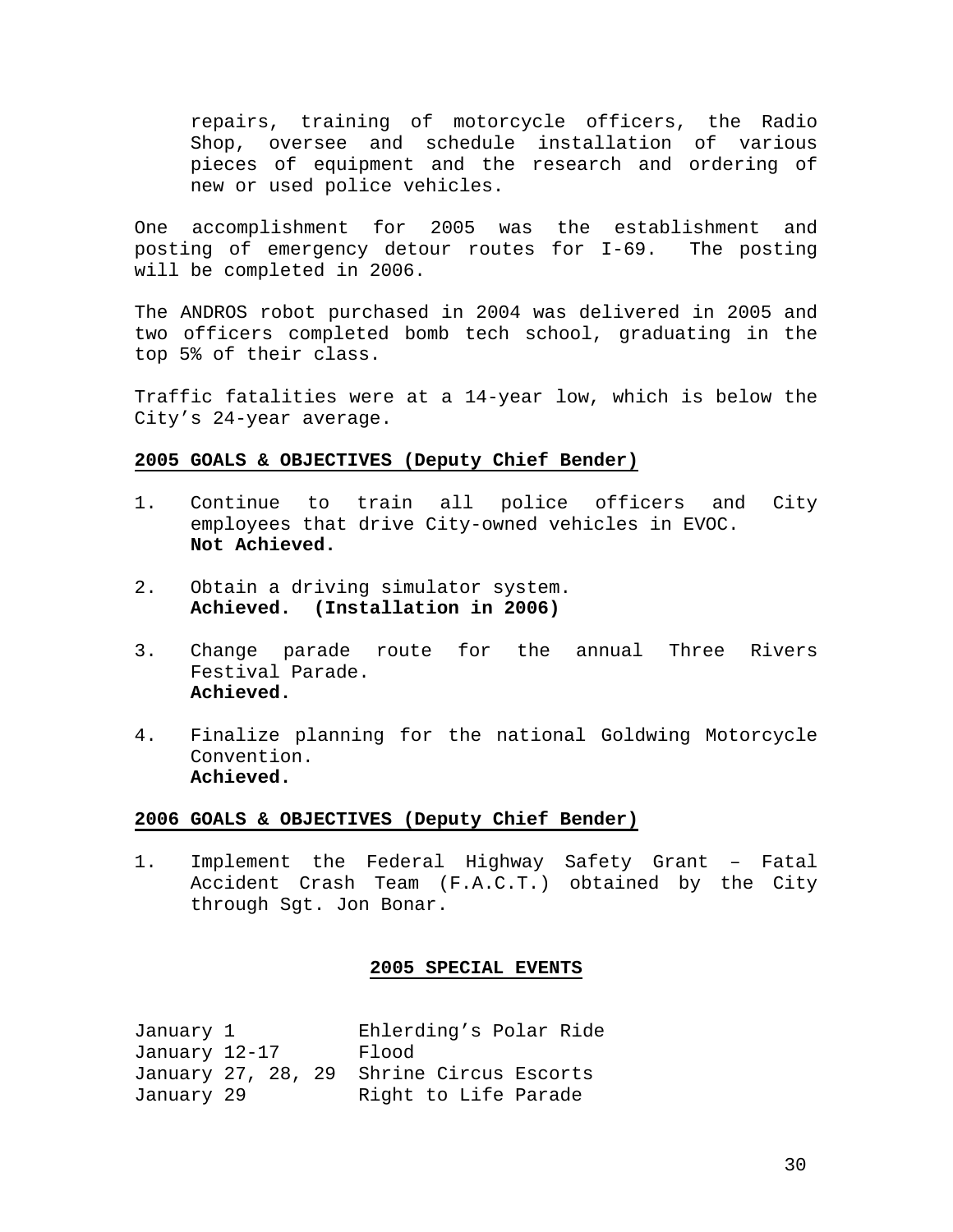repairs, training of motorcycle officers, the Radio Shop, oversee and schedule installation of various pieces of equipment and the research and ordering of new or used police vehicles.

One accomplishment for 2005 was the establishment and posting of emergency detour routes for I-69. The posting will be completed in 2006.

The ANDROS robot purchased in 2004 was delivered in 2005 and two officers completed bomb tech school, graduating in the top 5% of their class.

Traffic fatalities were at a 14-year low, which is below the City's 24-year average.

**2005 GOALS & OBJECTIVES (Deputy Chief Bender)**

1. Continue to train all police officers and City employees that drive City-owned vehicles in EVOC.
   **Not Achieved.**

2. Obtain a driving simulator system.
   **Achieved. (Installation in 2006)**

3. Change parade route for the annual Three Rivers Festival Parade.
   **Achieved.**

4. Finalize planning for the national Goldwing Motorcycle Convention.
   **Achieved.**

**2006 GOALS & OBJECTIVES (Deputy Chief Bender)**

1. Implement the Federal Highway Safety Grant – Fatal Accident Crash Team (F.A.C.T.) obtained by the City through Sgt. Jon Bonar.

**2005 SPECIAL EVENTS**

| | |
|---|---|
| January 1 | Ehlerding's Polar Ride |
| January 12-17 | Flood |
| January 27, 28, 29 | Shrine Circus Escorts |
| January 29 | Right to Life Parade |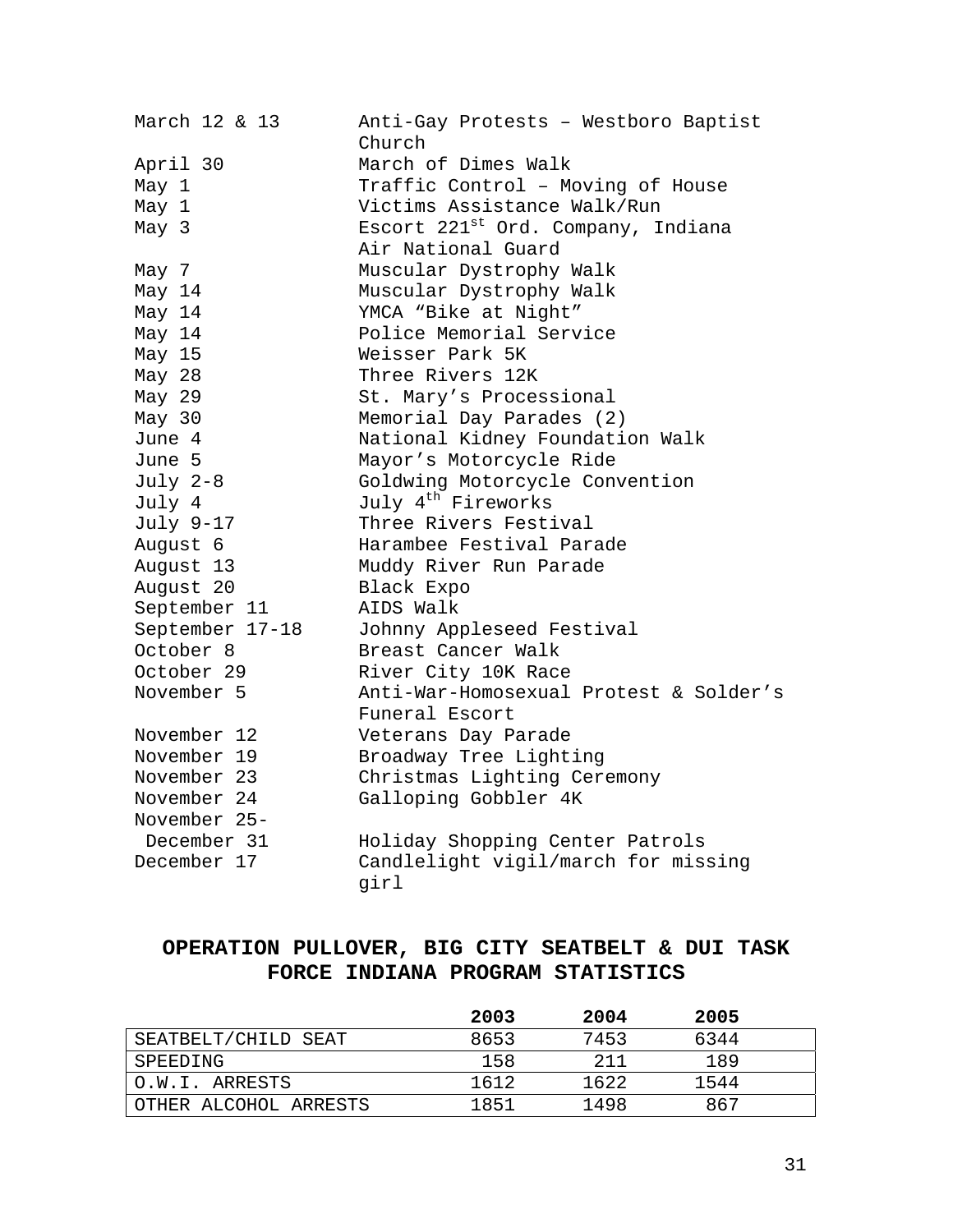| | |
|---|---|
| March 12 & 13 | Anti-Gay Protests – Westboro Baptist Church |
| April 30 | March of Dimes Walk |
| May 1 | Traffic Control – Moving of House |
| May 1 | Victims Assistance Walk/Run |
| May 3 | Escort 221st Ord. Company, Indiana Air National Guard |
| May 7 | Muscular Dystrophy Walk |
| May 14 | Muscular Dystrophy Walk |
| May 14 | YMCA "Bike at Night" |
| May 14 | Police Memorial Service |
| May 15 | Weisser Park 5K |
| May 28 | Three Rivers 12K |
| May 29 | St. Mary's Processional |
| May 30 | Memorial Day Parades (2) |
| June 4 | National Kidney Foundation Walk |
| June 5 | Mayor's Motorcycle Ride |
| July 2-8 | Goldwing Motorcycle Convention |
| July 4 | July 4th Fireworks |
| July 9-17 | Three Rivers Festival |
| August 6 | Harambee Festival Parade |
| August 13 | Muddy River Run Parade |
| August 20 | Black Expo |
| September 11 | AIDS Walk |
| September 17-18 | Johnny Appleseed Festival |
| October 8 | Breast Cancer Walk |
| October 29 | River City 10K Race |
| November 5 | Anti-War-Homosexual Protest & Solder's Funeral Escort |
| November 12 | Veterans Day Parade |
| November 19 | Broadway Tree Lighting |
| November 23 | Christmas Lighting Ceremony |
| November 24 | Galloping Gobbler 4K |
| November 25-December 31 | Holiday Shopping Center Patrols |
| December 17 | Candlelight vigil/march for missing girl |

## OPERATION PULLOVER, BIG CITY SEATBELT & DUI TASK FORCE INDIANA PROGRAM STATISTICS

| | **2003** | **2004** | **2005** |
|---|---|---|---|
| SEATBELT/CHILD SEAT | 8653 | 7453 | 6344 |
| SPEEDING | 158 | 211 | 189 |
| O.W.I. ARRESTS | 1612 | 1622 | 1544 |
| OTHER ALCOHOL ARRESTS | 1851 | 1498 | 867 |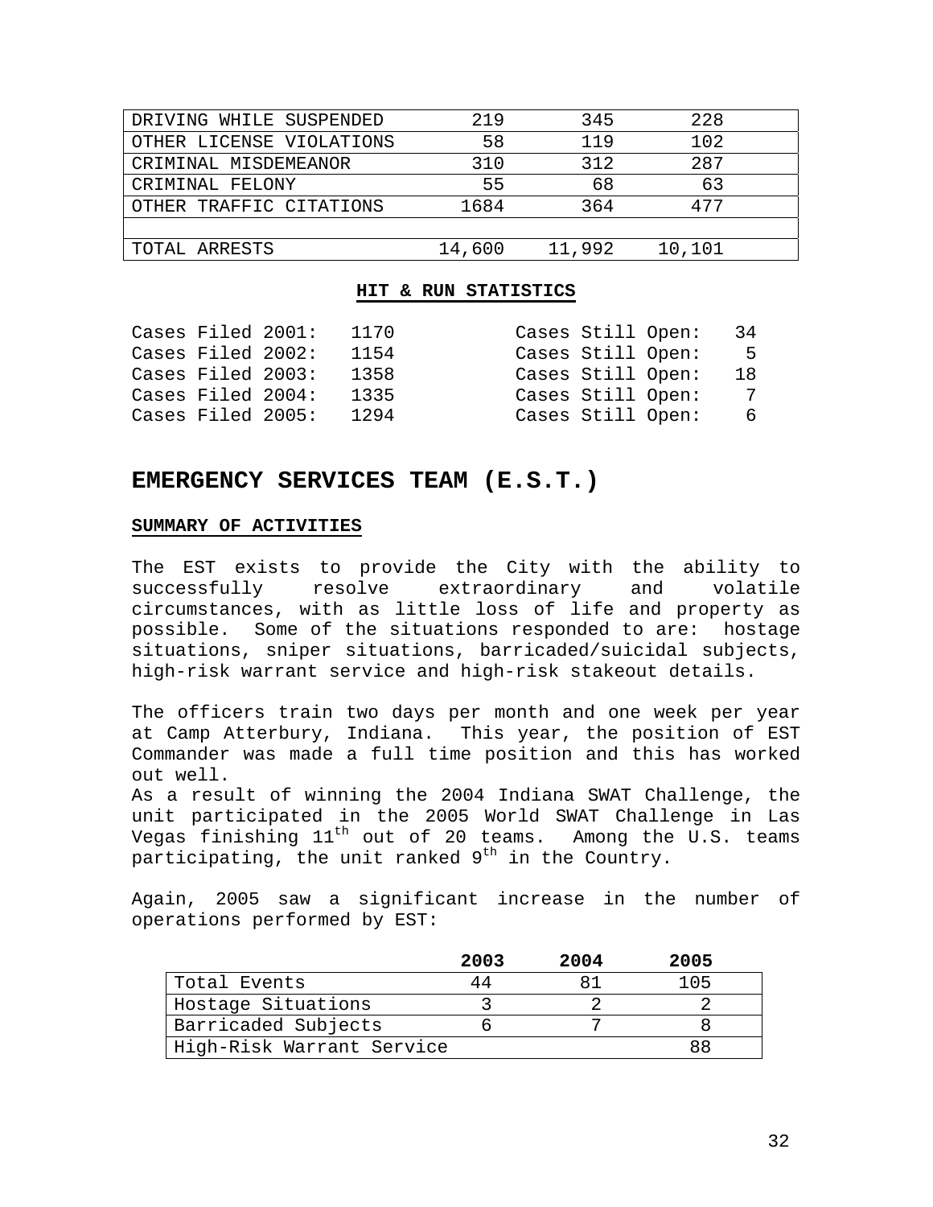| | | | |
|---|---|---|---|
| DRIVING WHILE SUSPENDED | 219 | 345 | 228 |
| OTHER LICENSE VIOLATIONS | 58 | 119 | 102 |
| CRIMINAL MISDEMEANOR | 310 | 312 | 287 |
| CRIMINAL FELONY | 55 | 68 | 63 |
| OTHER TRAFFIC CITATIONS | 1684 | 364 | 477 |
| | | | |
| TOTAL ARRESTS | 14,600 | 11,992 | 10,101 |

**HIT & RUN STATISTICS**

| | | | |
|---|---|---|---|
| Cases Filed 2001: | 1170 | Cases Still Open: | 34 |
| Cases Filed 2002: | 1154 | Cases Still Open: | 5 |
| Cases Filed 2003: | 1358 | Cases Still Open: | 18 |
| Cases Filed 2004: | 1335 | Cases Still Open: | 7 |
| Cases Filed 2005: | 1294 | Cases Still Open: | 6 |

## EMERGENCY SERVICES TEAM (E.S.T.)

**SUMMARY OF ACTIVITIES**

The EST exists to provide the City with the ability to successfully resolve extraordinary and volatile circumstances, with as little loss of life and property as possible. Some of the situations responded to are: hostage situations, sniper situations, barricaded/suicidal subjects, high-risk warrant service and high-risk stakeout details.

The officers train two days per month and one week per year at Camp Atterbury, Indiana. This year, the position of EST Commander was made a full time position and this has worked out well.

As a result of winning the 2004 Indiana SWAT Challenge, the unit participated in the 2005 World SWAT Challenge in Las Vegas finishing 11th out of 20 teams. Among the U.S. teams participating, the unit ranked 9th in the Country.

Again, 2005 saw a significant increase in the number of operations performed by EST:

| | 2003 | 2004 | 2005 |
|---|---|---|---|
| Total Events | 44 | 81 | 105 |
| Hostage Situations | 3 | 2 | 2 |
| Barricaded Subjects | 6 | 7 | 8 |
| High-Risk Warrant Service | | | 88 |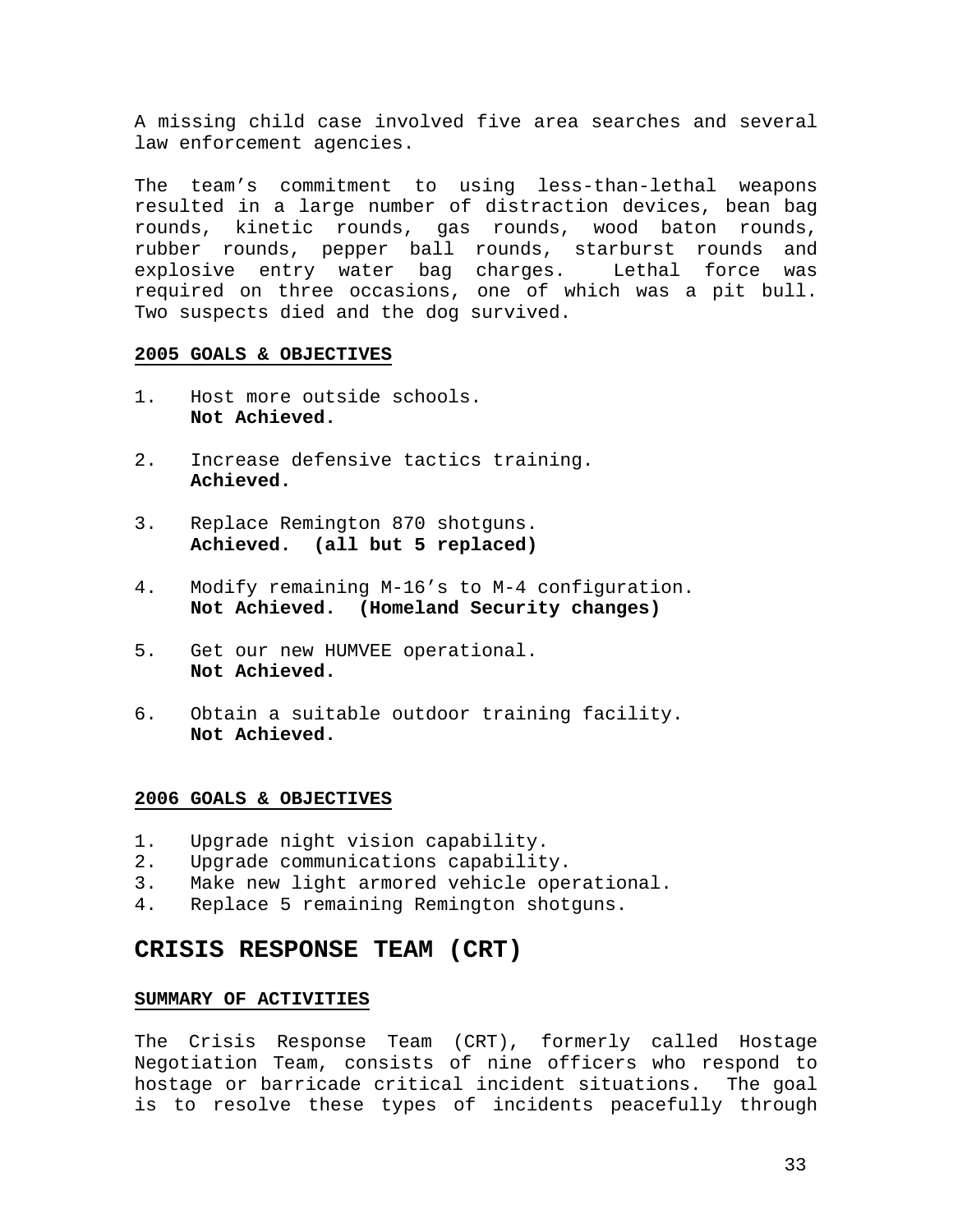A missing child case involved five area searches and several law enforcement agencies.

The team’s commitment to using less-than-lethal weapons resulted in a large number of distraction devices, bean bag rounds, kinetic rounds, gas rounds, wood baton rounds, rubber rounds, pepper ball rounds, starburst rounds and explosive entry water bag charges. Lethal force was required on three occasions, one of which was a pit bull. Two suspects died and the dog survived.

### 2005 GOALS & OBJECTIVES

1. Host more outside schools.
   **Not Achieved.**

2. Increase defensive tactics training.
   **Achieved.**

3. Replace Remington 870 shotguns.
   **Achieved. (all but 5 replaced)**

4. Modify remaining M-16’s to M-4 configuration.
   **Not Achieved. (Homeland Security changes)**

5. Get our new HUMVEE operational.
   **Not Achieved.**

6. Obtain a suitable outdoor training facility.
   **Not Achieved.**

### 2006 GOALS & OBJECTIVES

1. Upgrade night vision capability.
2. Upgrade communications capability.
3. Make new light armored vehicle operational.
4. Replace 5 remaining Remington shotguns.

## CRISIS RESPONSE TEAM (CRT)

### SUMMARY OF ACTIVITIES

The Crisis Response Team (CRT), formerly called Hostage Negotiation Team, consists of nine officers who respond to hostage or barricade critical incident situations. The goal is to resolve these types of incidents peacefully through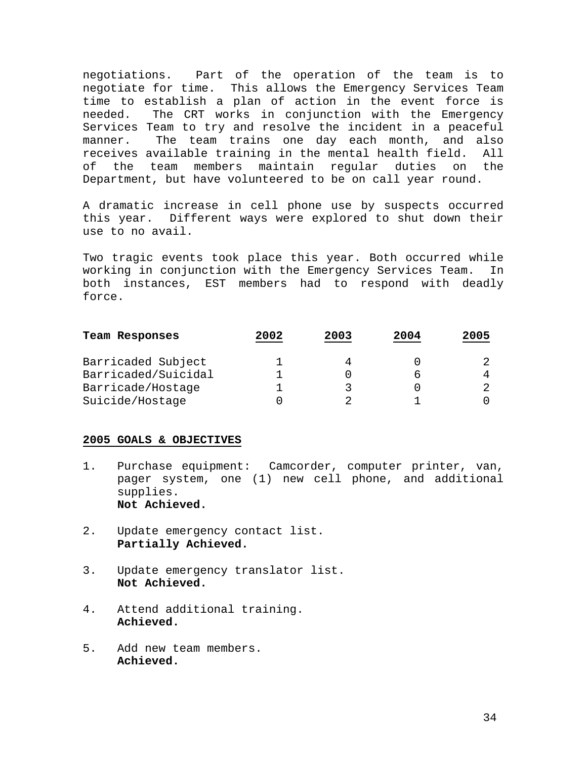negotiations. Part of the operation of the team is to negotiate for time. This allows the Emergency Services Team time to establish a plan of action in the event force is needed. The CRT works in conjunction with the Emergency Services Team to try and resolve the incident in a peaceful manner. The team trains one day each month, and also receives available training in the mental health field. All of the team members maintain regular duties on the Department, but have volunteered to be on call year round.

A dramatic increase in cell phone use by suspects occurred this year. Different ways were explored to shut down their use to no avail.

Two tragic events took place this year. Both occurred while working in conjunction with the Emergency Services Team. In both instances, EST members had to respond with deadly force.

| Team Responses | 2002 | 2003 | 2004 | 2005 |
|---|---|---|---|---|
| Barricaded Subject | 1 | 4 | 0 | 2 |
| Barricaded/Suicidal | 1 | 0 | 6 | 4 |
| Barricade/Hostage | 1 | 3 | 0 | 2 |
| Suicide/Hostage | 0 | 2 | 1 | 0 |

**2005 GOALS & OBJECTIVES**

1. Purchase equipment: Camcorder, computer printer, van, pager system, one (1) new cell phone, and additional supplies.
   **Not Achieved.**

2. Update emergency contact list.
   **Partially Achieved.**

3. Update emergency translator list.
   **Not Achieved.**

4. Attend additional training.
   **Achieved.**

5. Add new team members.
   **Achieved.**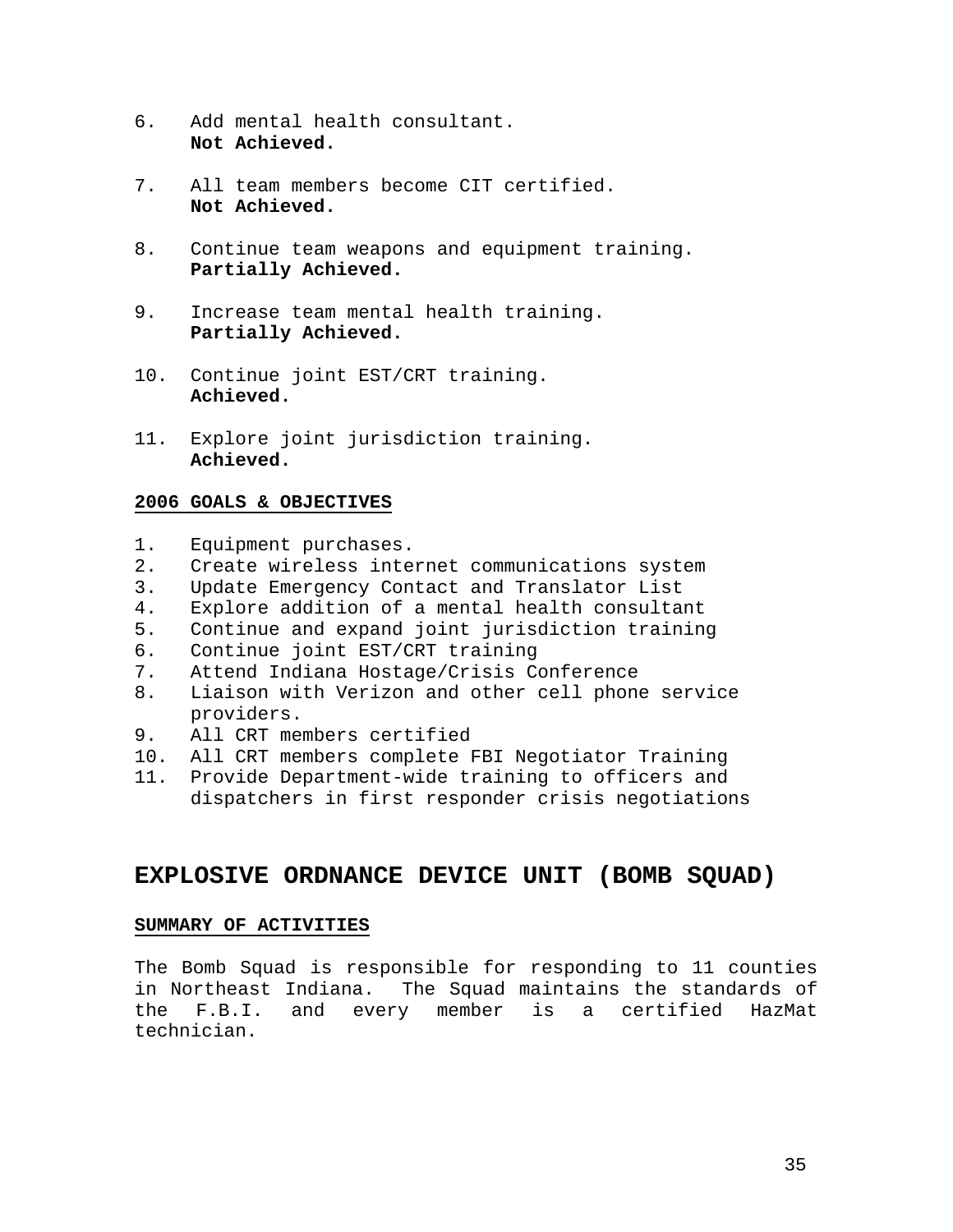6. Add mental health consultant.
   **Not Achieved.**

7. All team members become CIT certified.
   **Not Achieved.**

8. Continue team weapons and equipment training.
   **Partially Achieved.**

9. Increase team mental health training.
   **Partially Achieved.**

10. Continue joint EST/CRT training.
    **Achieved.**

11. Explore joint jurisdiction training.
    **Achieved.**

**2006 GOALS & OBJECTIVES**

1. Equipment purchases.
2. Create wireless internet communications system
3. Update Emergency Contact and Translator List
4. Explore addition of a mental health consultant
5. Continue and expand joint jurisdiction training
6. Continue joint EST/CRT training
7. Attend Indiana Hostage/Crisis Conference
8. Liaison with Verizon and other cell phone service providers.
9. All CRT members certified
10. All CRT members complete FBI Negotiator Training
11. Provide Department-wide training to officers and dispatchers in first responder crisis negotiations

## EXPLOSIVE ORDNANCE DEVICE UNIT (BOMB SQUAD)

**SUMMARY OF ACTIVITIES**

The Bomb Squad is responsible for responding to 11 counties in Northeast Indiana. The Squad maintains the standards of the F.B.I. and every member is a certified HazMat technician.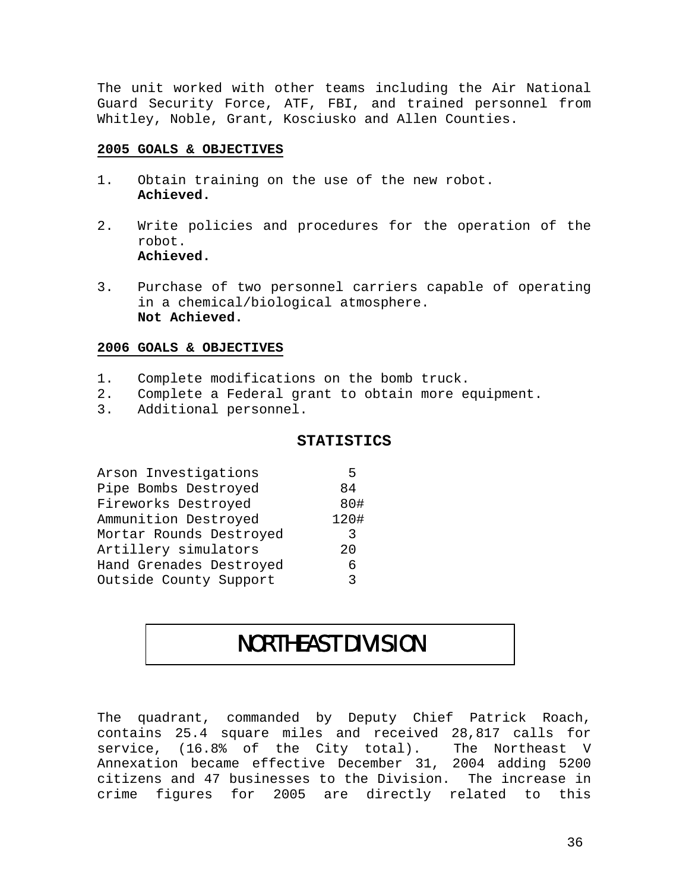The unit worked with other teams including the Air National Guard Security Force, ATF, FBI, and trained personnel from Whitley, Noble, Grant, Kosciusko and Allen Counties.

**2005 GOALS & OBJECTIVES**

1. Obtain training on the use of the new robot.
   **Achieved.**

2. Write policies and procedures for the operation of the robot.
   **Achieved.**

3. Purchase of two personnel carriers capable of operating in a chemical/biological atmosphere.
   **Not Achieved.**

**2006 GOALS & OBJECTIVES**

1. Complete modifications on the bomb truck.
2. Complete a Federal grant to obtain more equipment.
3. Additional personnel.

**STATISTICS**

| | |
|---|---|
| Arson Investigations | 5 |
| Pipe Bombs Destroyed | 84 |
| Fireworks Destroyed | 80# |
| Ammunition Destroyed | 120# |
| Mortar Rounds Destroyed | 3 |
| Artillery simulators | 20 |
| Hand Grenades Destroyed | 6 |
| Outside County Support | 3 |

# NORTHEAST DIVISION

The quadrant, commanded by Deputy Chief Patrick Roach, contains 25.4 square miles and received 28,817 calls for service, (16.8% of the City total). The Northeast V Annexation became effective December 31, 2004 adding 5200 citizens and 47 businesses to the Division. The increase in crime figures for 2005 are directly related to this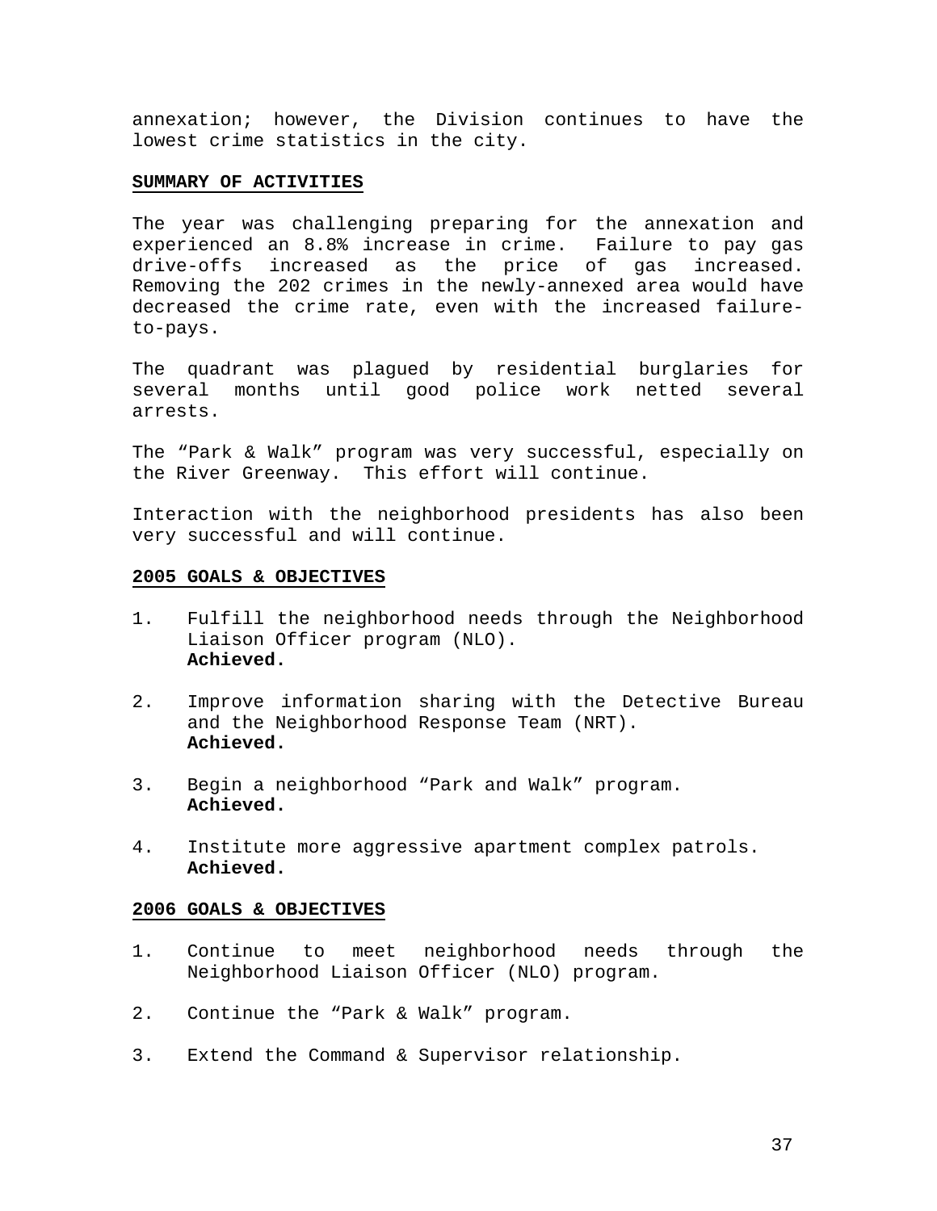annexation; however, the Division continues to have the lowest crime statistics in the city.

## SUMMARY OF ACTIVITIES

The year was challenging preparing for the annexation and experienced an 8.8% increase in crime. Failure to pay gas drive-offs increased as the price of gas increased. Removing the 202 crimes in the newly-annexed area would have decreased the crime rate, even with the increased failure-to-pays.

The quadrant was plagued by residential burglaries for several months until good police work netted several arrests.

The "Park & Walk" program was very successful, especially on the River Greenway. This effort will continue.

Interaction with the neighborhood presidents has also been very successful and will continue.

## 2005 GOALS & OBJECTIVES

1. Fulfill the neighborhood needs through the Neighborhood Liaison Officer program (NLO).
   **Achieved.**

2. Improve information sharing with the Detective Bureau and the Neighborhood Response Team (NRT).
   **Achieved.**

3. Begin a neighborhood "Park and Walk" program.
   **Achieved.**

4. Institute more aggressive apartment complex patrols.
   **Achieved.**

## 2006 GOALS & OBJECTIVES

1. Continue to meet neighborhood needs through the Neighborhood Liaison Officer (NLO) program.

2. Continue the "Park & Walk" program.

3. Extend the Command & Supervisor relationship.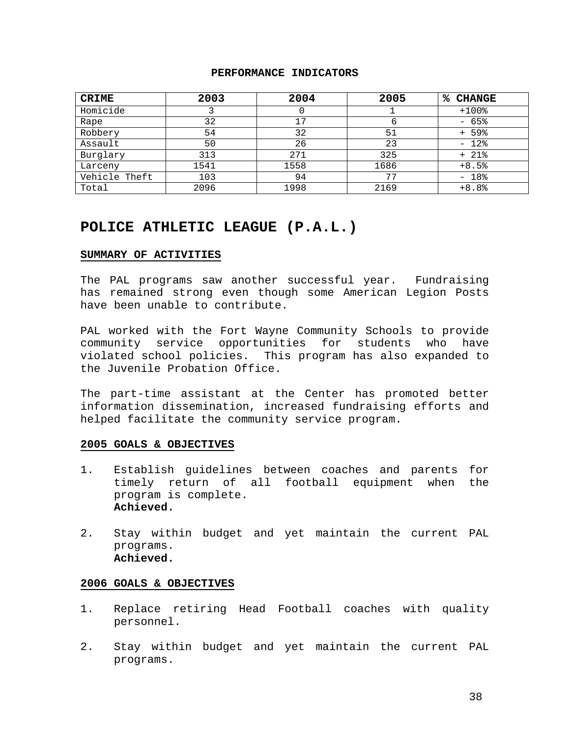**PERFORMANCE INDICATORS**

| CRIME | 2003 | 2004 | 2005 | % CHANGE |
|---|---|---|---|---|
| Homicide | 3 | 0 | 1 | +100% |
| Rape | 32 | 17 | 6 | - 65% |
| Robbery | 54 | 32 | 51 | + 59% |
| Assault | 50 | 26 | 23 | - 12% |
| Burglary | 313 | 271 | 325 | + 21% |
| Larceny | 1541 | 1558 | 1686 | +8.5% |
| Vehicle Theft | 103 | 94 | 77 | - 18% |
| Total | 2096 | 1998 | 2169 | +8.8% |

# POLICE ATHLETIC LEAGUE (P.A.L.)

## SUMMARY OF ACTIVITIES

The PAL programs saw another successful year. Fundraising has remained strong even though some American Legion Posts have been unable to contribute.

PAL worked with the Fort Wayne Community Schools to provide community service opportunities for students who have violated school policies. This program has also expanded to the Juvenile Probation Office.

The part-time assistant at the Center has promoted better information dissemination, increased fundraising efforts and helped facilitate the community service program.

## 2005 GOALS & OBJECTIVES

1. Establish guidelines between coaches and parents for timely return of all football equipment when the program is complete.
   **Achieved.**

2. Stay within budget and yet maintain the current PAL programs.
   **Achieved.**

## 2006 GOALS & OBJECTIVES

1. Replace retiring Head Football coaches with quality personnel.

2. Stay within budget and yet maintain the current PAL programs.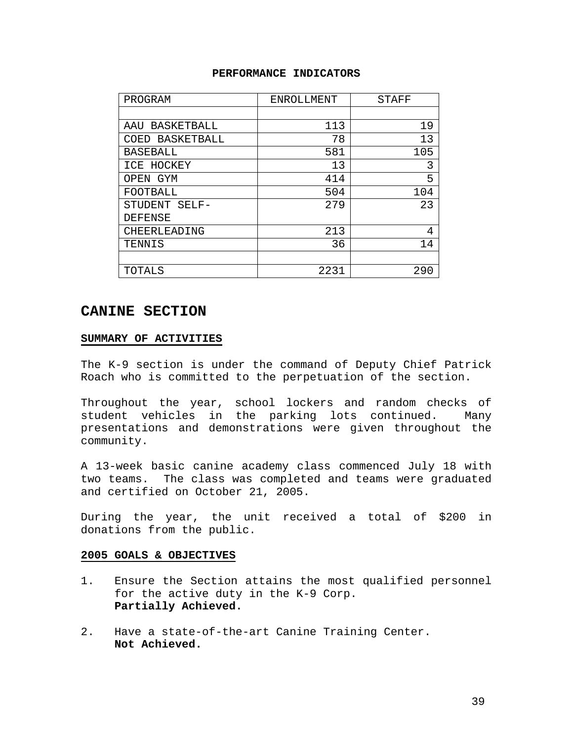**PERFORMANCE INDICATORS**

| PROGRAM | ENROLLMENT | STAFF |
|---|---|---|
| | | |
| AAU BASKETBALL | 113 | 19 |
| COED BASKETBALL | 78 | 13 |
| BASEBALL | 581 | 105 |
| ICE HOCKEY | 13 | 3 |
| OPEN GYM | 414 | 5 |
| FOOTBALL | 504 | 104 |
| STUDENT SELF-DEFENSE | 279 | 23 |
| CHEERLEADING | 213 | 4 |
| TENNIS | 36 | 14 |
| | | |
| TOTALS | 2231 | 290 |

# CANINE SECTION

## SUMMARY OF ACTIVITIES

The K-9 section is under the command of Deputy Chief Patrick Roach who is committed to the perpetuation of the section.

Throughout the year, school lockers and random checks of student vehicles in the parking lots continued. Many presentations and demonstrations were given throughout the community.

A 13-week basic canine academy class commenced July 18 with two teams. The class was completed and teams were graduated and certified on October 21, 2005.

During the year, the unit received a total of $200 in donations from the public.

## 2005 GOALS & OBJECTIVES

1. Ensure the Section attains the most qualified personnel for the active duty in the K-9 Corp.
   **Partially Achieved.**

2. Have a state-of-the-art Canine Training Center.
   **Not Achieved.**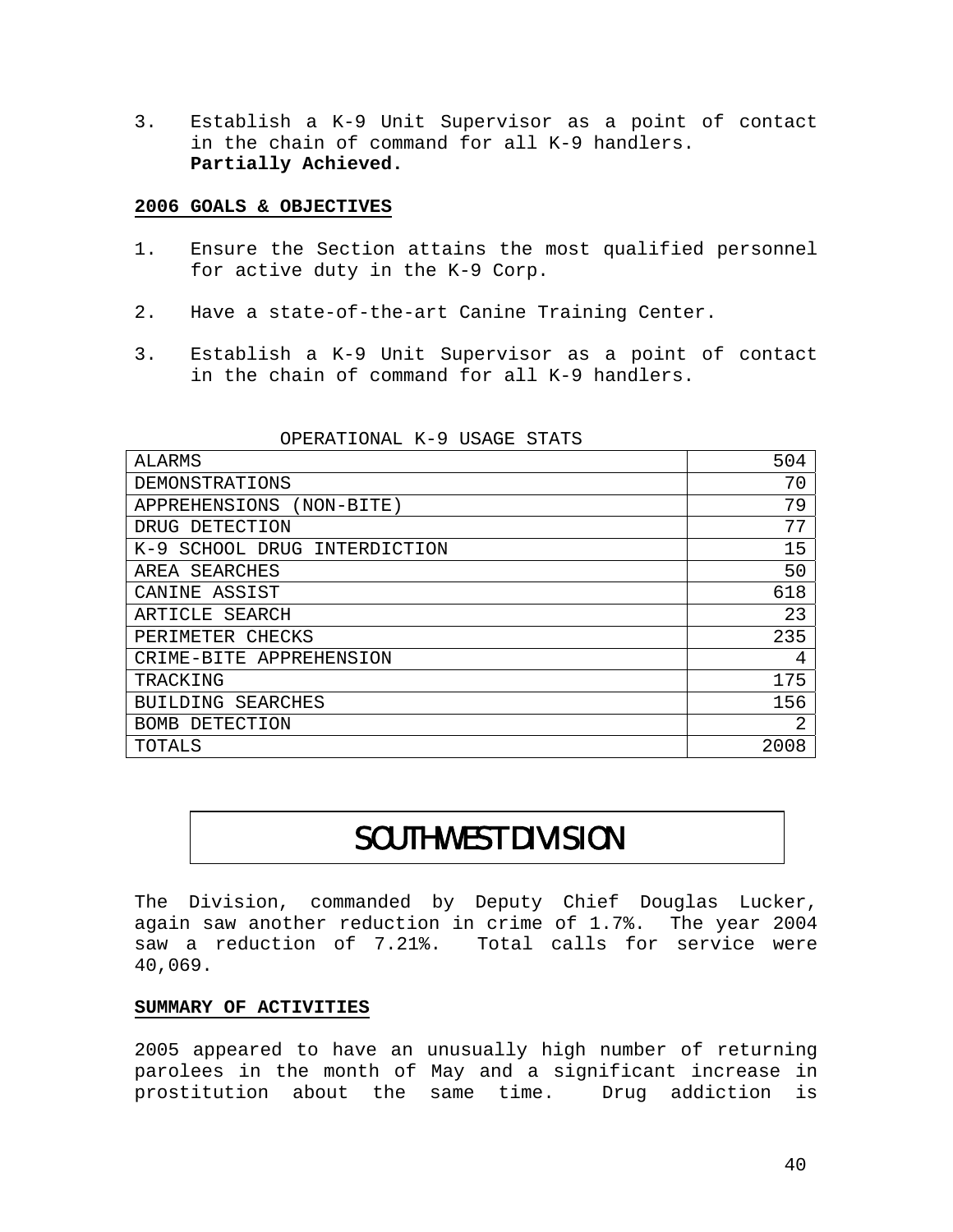3. Establish a K-9 Unit Supervisor as a point of contact in the chain of command for all K-9 handlers.
   **Partially Achieved.**

**2006 GOALS & OBJECTIVES**

1. Ensure the Section attains the most qualified personnel for active duty in the K-9 Corp.

2. Have a state-of-the-art Canine Training Center.

3. Establish a K-9 Unit Supervisor as a point of contact in the chain of command for all K-9 handlers.

OPERATIONAL K-9 USAGE STATS

| | |
|---|---:|
| ALARMS | 504 |
| DEMONSTRATIONS | 70 |
| APPREHENSIONS (NON-BITE) | 79 |
| DRUG DETECTION | 77 |
| K-9 SCHOOL DRUG INTERDICTION | 15 |
| AREA SEARCHES | 50 |
| CANINE ASSIST | 618 |
| ARTICLE SEARCH | 23 |
| PERIMETER CHECKS | 235 |
| CRIME-BITE APPREHENSION | 4 |
| TRACKING | 175 |
| BUILDING SEARCHES | 156 |
| BOMB DETECTION | 2 |
| TOTALS | 2008 |

# SOUTHWEST DIVISION

The Division, commanded by Deputy Chief Douglas Lucker, again saw another reduction in crime of 1.7%. The year 2004 saw a reduction of 7.21%. Total calls for service were 40,069.

**SUMMARY OF ACTIVITIES**

2005 appeared to have an unusually high number of returning parolees in the month of May and a significant increase in prostitution about the same time. Drug addiction is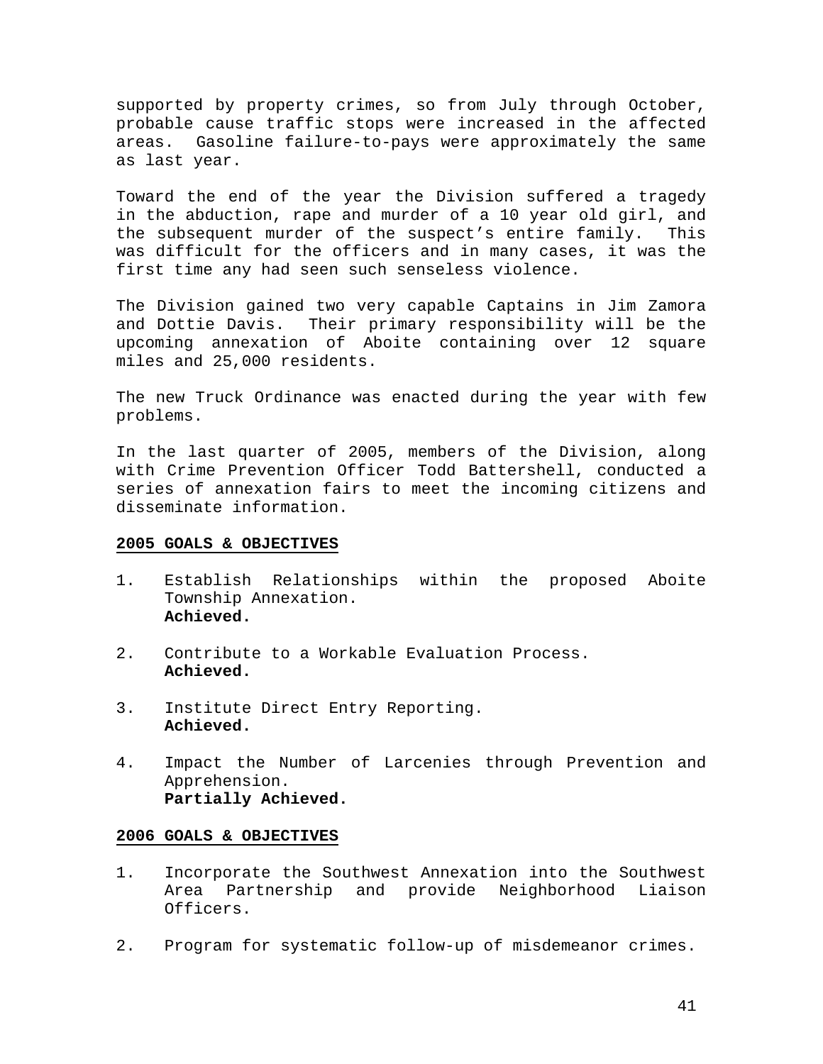supported by property crimes, so from July through October, probable cause traffic stops were increased in the affected areas. Gasoline failure-to-pays were approximately the same as last year.

Toward the end of the year the Division suffered a tragedy in the abduction, rape and murder of a 10 year old girl, and the subsequent murder of the suspect's entire family. This was difficult for the officers and in many cases, it was the first time any had seen such senseless violence.

The Division gained two very capable Captains in Jim Zamora and Dottie Davis. Their primary responsibility will be the upcoming annexation of Aboite containing over 12 square miles and 25,000 residents.

The new Truck Ordinance was enacted during the year with few problems.

In the last quarter of 2005, members of the Division, along with Crime Prevention Officer Todd Battershell, conducted a series of annexation fairs to meet the incoming citizens and disseminate information.

**2005 GOALS & OBJECTIVES**

1. Establish Relationships within the proposed Aboite Township Annexation.
   **Achieved.**

2. Contribute to a Workable Evaluation Process.
   **Achieved.**

3. Institute Direct Entry Reporting.
   **Achieved.**

4. Impact the Number of Larcenies through Prevention and Apprehension.
   **Partially Achieved.**

**2006 GOALS & OBJECTIVES**

1. Incorporate the Southwest Annexation into the Southwest Area Partnership and provide Neighborhood Liaison Officers.

2. Program for systematic follow-up of misdemeanor crimes.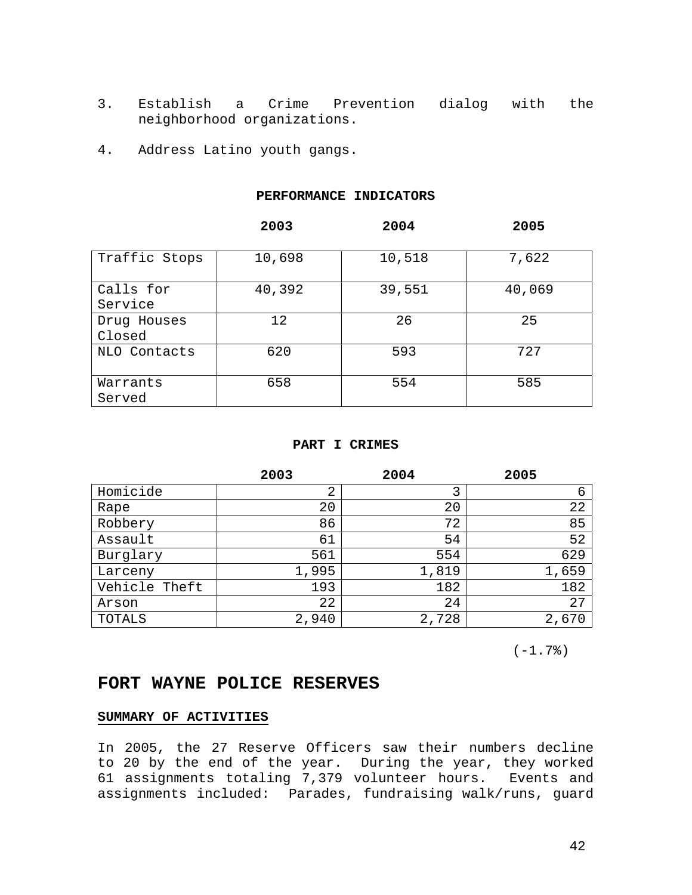3. Establish a Crime Prevention dialog with the neighborhood organizations.

4. Address Latino youth gangs.

**PERFORMANCE INDICATORS**

| | 2003 | 2004 | 2005 |
|---|---|---|---|
| Traffic Stops | 10,698 | 10,518 | 7,622 |
| Calls for Service | 40,392 | 39,551 | 40,069 |
| Drug Houses Closed | 12 | 26 | 25 |
| NLO Contacts | 620 | 593 | 727 |
| Warrants Served | 658 | 554 | 585 |

**PART I CRIMES**

| | 2003 | 2004 | 2005 |
|---|---|---|---|
| Homicide | 2 | 3 | 6 |
| Rape | 20 | 20 | 22 |
| Robbery | 86 | 72 | 85 |
| Assault | 61 | 54 | 52 |
| Burglary | 561 | 554 | 629 |
| Larceny | 1,995 | 1,819 | 1,659 |
| Vehicle Theft | 193 | 182 | 182 |
| Arson | 22 | 24 | 27 |
| TOTALS | 2,940 | 2,728 | 2,670 |

(-1.7%)

# FORT WAYNE POLICE RESERVES

**SUMMARY OF ACTIVITIES**

In 2005, the 27 Reserve Officers saw their numbers decline to 20 by the end of the year. During the year, they worked 61 assignments totaling 7,379 volunteer hours. Events and assignments included: Parades, fundraising walk/runs, guard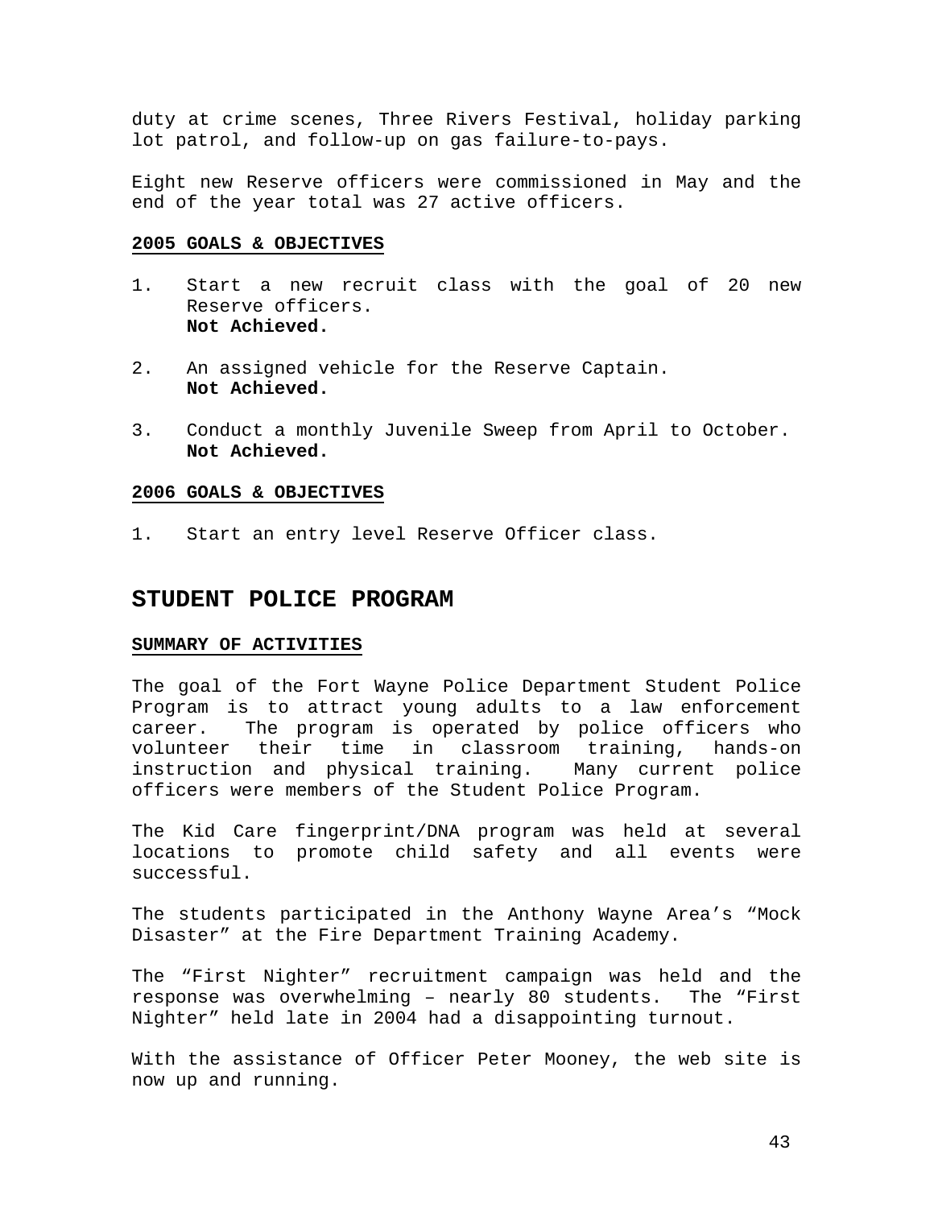duty at crime scenes, Three Rivers Festival, holiday parking lot patrol, and follow-up on gas failure-to-pays.

Eight new Reserve officers were commissioned in May and the end of the year total was 27 active officers.

**2005 GOALS & OBJECTIVES**

1. Start a new recruit class with the goal of 20 new Reserve officers.
   **Not Achieved.**

2. An assigned vehicle for the Reserve Captain.
   **Not Achieved.**

3. Conduct a monthly Juvenile Sweep from April to October.
   **Not Achieved.**

**2006 GOALS & OBJECTIVES**

1. Start an entry level Reserve Officer class.

## STUDENT POLICE PROGRAM

**SUMMARY OF ACTIVITIES**

The goal of the Fort Wayne Police Department Student Police Program is to attract young adults to a law enforcement career. The program is operated by police officers who volunteer their time in classroom training, hands-on instruction and physical training. Many current police officers were members of the Student Police Program.

The Kid Care fingerprint/DNA program was held at several locations to promote child safety and all events were successful.

The students participated in the Anthony Wayne Area's "Mock Disaster" at the Fire Department Training Academy.

The "First Nighter" recruitment campaign was held and the response was overwhelming – nearly 80 students. The "First Nighter" held late in 2004 had a disappointing turnout.

With the assistance of Officer Peter Mooney, the web site is now up and running.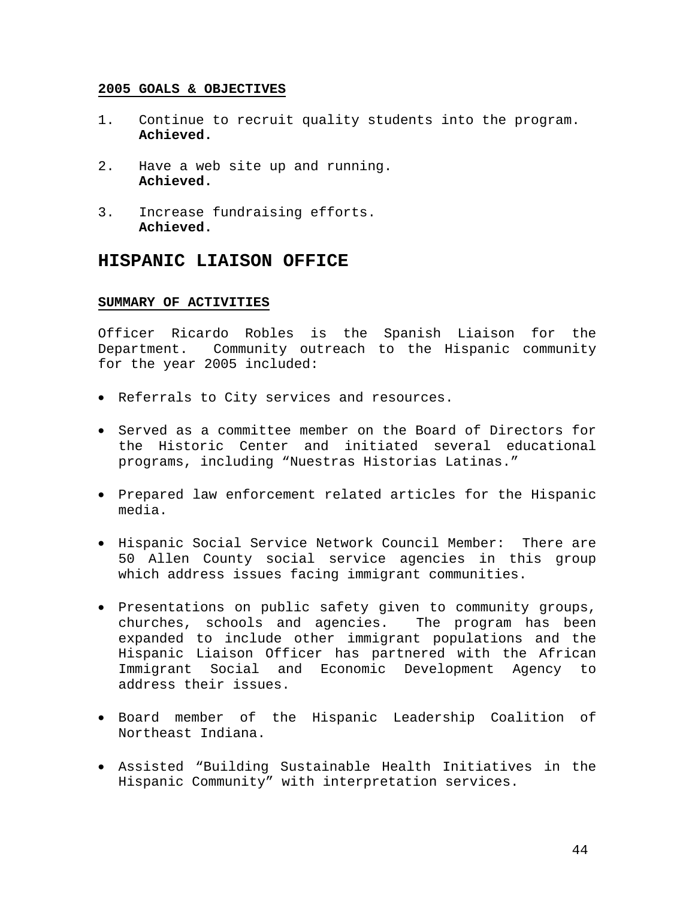### 2005 GOALS & OBJECTIVES

1. Continue to recruit quality students into the program.
   **Achieved.**

2. Have a web site up and running.
   **Achieved.**

3. Increase fundraising efforts.
   **Achieved.**

## HISPANIC LIAISON OFFICE

### SUMMARY OF ACTIVITIES

Officer Ricardo Robles is the Spanish Liaison for the Department. Community outreach to the Hispanic community for the year 2005 included:

- Referrals to City services and resources.

- Served as a committee member on the Board of Directors for the Historic Center and initiated several educational programs, including "Nuestras Historias Latinas."

- Prepared law enforcement related articles for the Hispanic media.

- Hispanic Social Service Network Council Member: There are 50 Allen County social service agencies in this group which address issues facing immigrant communities.

- Presentations on public safety given to community groups, churches, schools and agencies. The program has been expanded to include other immigrant populations and the Hispanic Liaison Officer has partnered with the African Immigrant Social and Economic Development Agency to address their issues.

- Board member of the Hispanic Leadership Coalition of Northeast Indiana.

- Assisted "Building Sustainable Health Initiatives in the Hispanic Community" with interpretation services.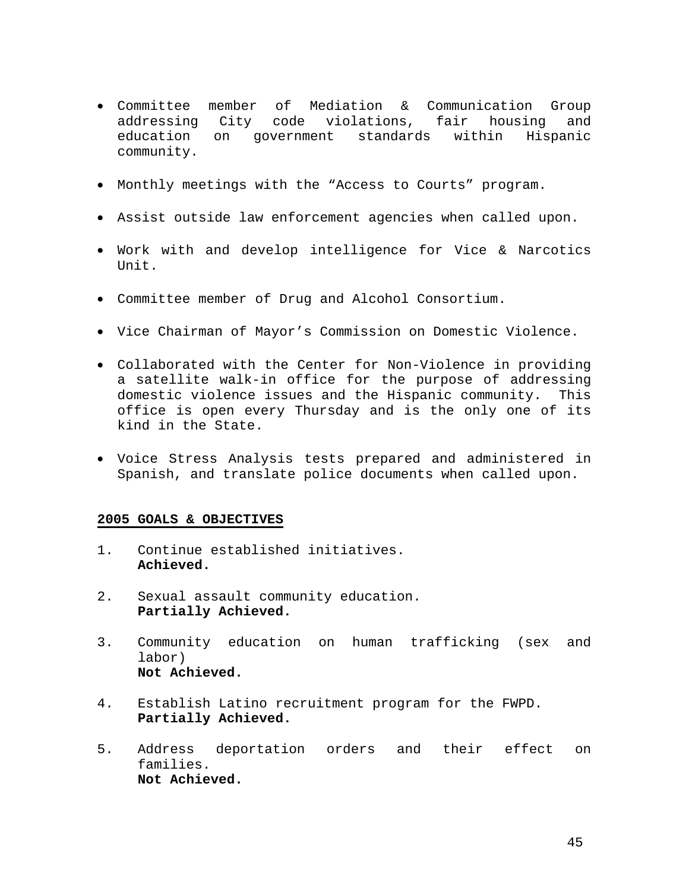- Committee member of Mediation & Communication Group addressing City code violations, fair housing and education on government standards within Hispanic community.

- Monthly meetings with the "Access to Courts" program.

- Assist outside law enforcement agencies when called upon.

- Work with and develop intelligence for Vice & Narcotics Unit.

- Committee member of Drug and Alcohol Consortium.

- Vice Chairman of Mayor's Commission on Domestic Violence.

- Collaborated with the Center for Non-Violence in providing a satellite walk-in office for the purpose of addressing domestic violence issues and the Hispanic community. This office is open every Thursday and is the only one of its kind in the State.

- Voice Stress Analysis tests prepared and administered in Spanish, and translate police documents when called upon.

**2005 GOALS & OBJECTIVES**

1. Continue established initiatives.
   **Achieved.**

2. Sexual assault community education.
   **Partially Achieved.**

3. Community education on human trafficking (sex and labor)
   **Not Achieved.**

4. Establish Latino recruitment program for the FWPD.
   **Partially Achieved.**

5. Address deportation orders and their effect on families.
   **Not Achieved.**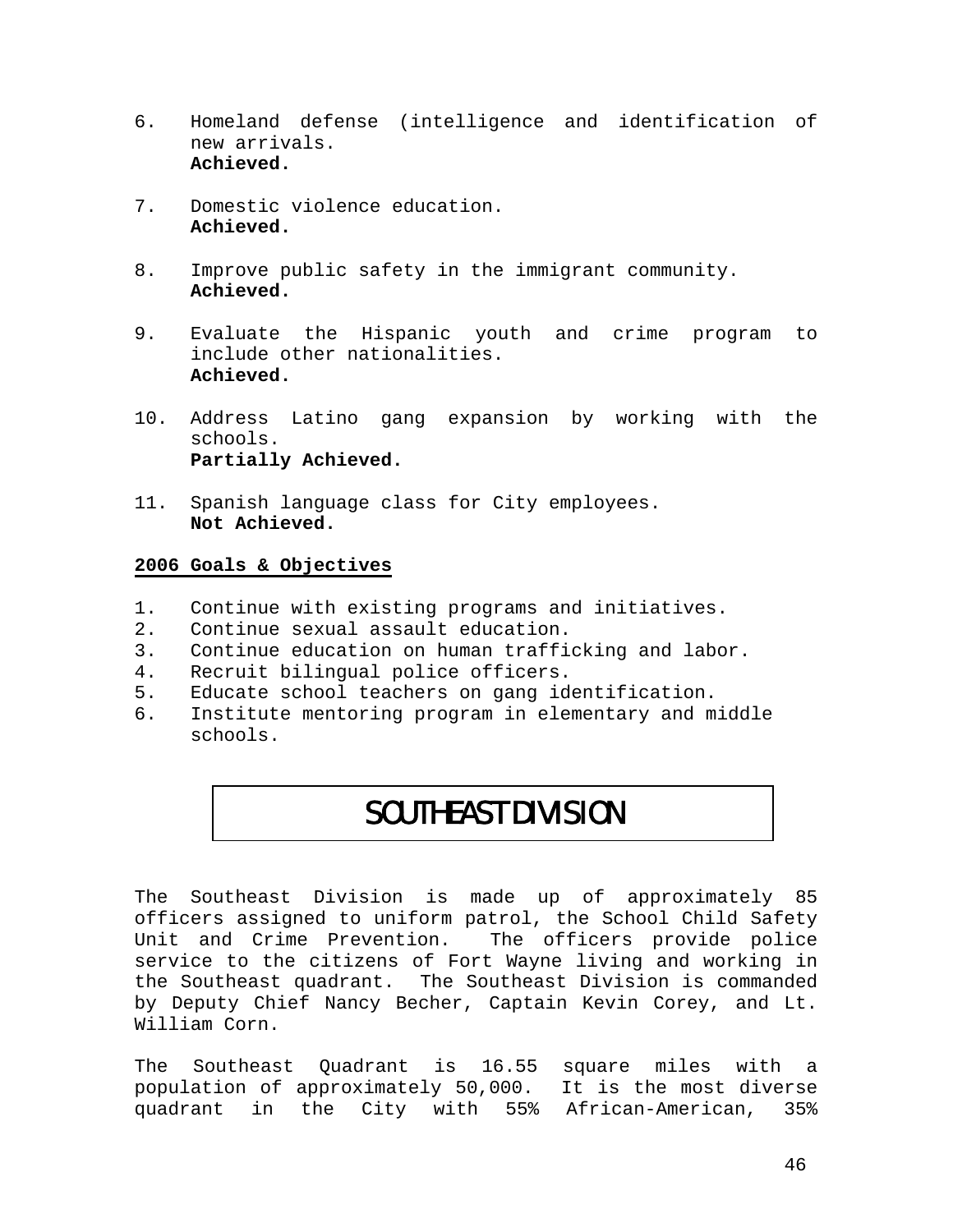6. Homeland defense (intelligence and identification of new arrivals.
   **Achieved.**

7. Domestic violence education.
   **Achieved.**

8. Improve public safety in the immigrant community.
   **Achieved.**

9. Evaluate the Hispanic youth and crime program to include other nationalities.
   **Achieved.**

10. Address Latino gang expansion by working with the schools.
    **Partially Achieved.**

11. Spanish language class for City employees.
    **Not Achieved.**

**2006 Goals & Objectives**

1. Continue with existing programs and initiatives.
2. Continue sexual assault education.
3. Continue education on human trafficking and labor.
4. Recruit bilingual police officers.
5. Educate school teachers on gang identification.
6. Institute mentoring program in elementary and middle schools.

## SOUTHEAST DIVISION

The Southeast Division is made up of approximately 85 officers assigned to uniform patrol, the School Child Safety Unit and Crime Prevention. The officers provide police service to the citizens of Fort Wayne living and working in the Southeast quadrant. The Southeast Division is commanded by Deputy Chief Nancy Becher, Captain Kevin Corey, and Lt. William Corn.

The Southeast Quadrant is 16.55 square miles with a population of approximately 50,000. It is the most diverse quadrant in the City with 55% African-American, 35%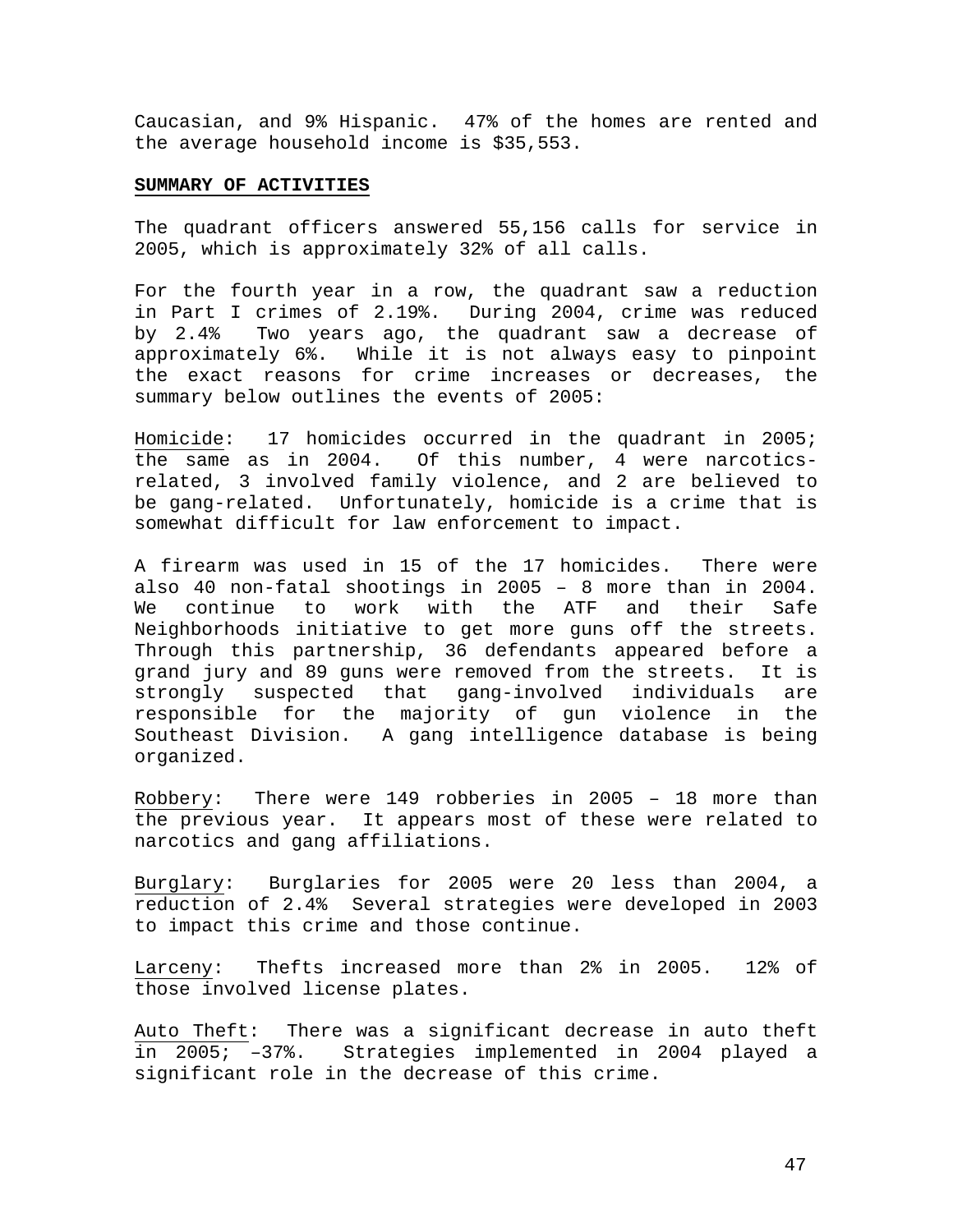Caucasian, and 9% Hispanic. 47% of the homes are rented and the average household income is $35,553.

**SUMMARY OF ACTIVITIES**

The quadrant officers answered 55,156 calls for service in 2005, which is approximately 32% of all calls.

For the fourth year in a row, the quadrant saw a reduction in Part I crimes of 2.19%. During 2004, crime was reduced by 2.4% Two years ago, the quadrant saw a decrease of approximately 6%. While it is not always easy to pinpoint the exact reasons for crime increases or decreases, the summary below outlines the events of 2005:

Homicide: 17 homicides occurred in the quadrant in 2005; the same as in 2004. Of this number, 4 were narcotics-related, 3 involved family violence, and 2 are believed to be gang-related. Unfortunately, homicide is a crime that is somewhat difficult for law enforcement to impact.

A firearm was used in 15 of the 17 homicides. There were also 40 non-fatal shootings in 2005 – 8 more than in 2004. We continue to work with the ATF and their Safe Neighborhoods initiative to get more guns off the streets. Through this partnership, 36 defendants appeared before a grand jury and 89 guns were removed from the streets. It is strongly suspected that gang-involved individuals are responsible for the majority of gun violence in the Southeast Division. A gang intelligence database is being organized.

Robbery: There were 149 robberies in 2005 – 18 more than the previous year. It appears most of these were related to narcotics and gang affiliations.

Burglary: Burglaries for 2005 were 20 less than 2004, a reduction of 2.4% Several strategies were developed in 2003 to impact this crime and those continue.

Larceny: Thefts increased more than 2% in 2005. 12% of those involved license plates.

Auto Theft: There was a significant decrease in auto theft in 2005; –37%. Strategies implemented in 2004 played a significant role in the decrease of this crime.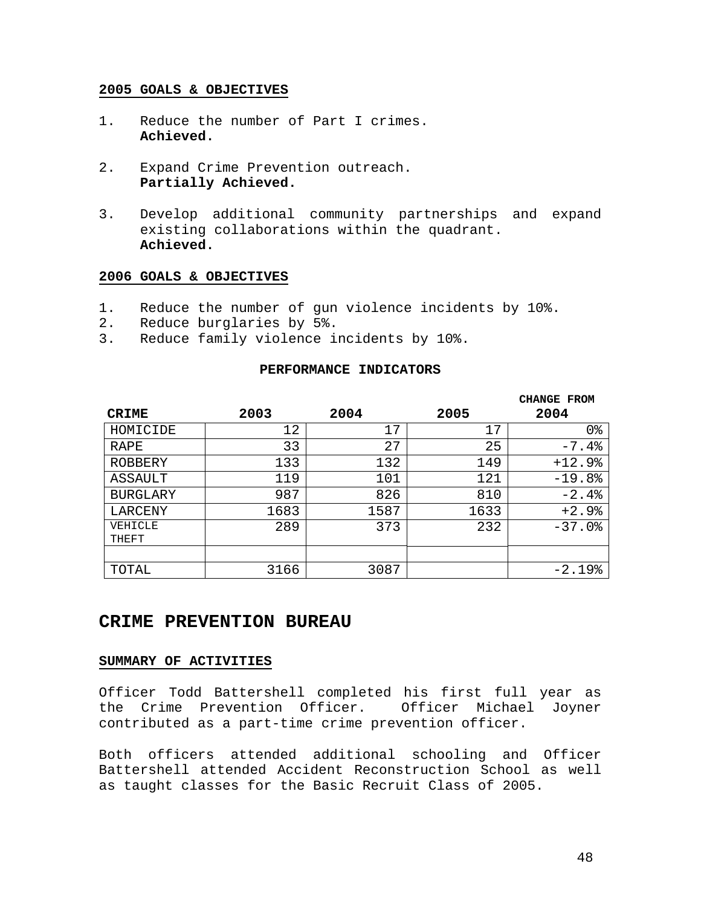**2005 GOALS & OBJECTIVES**

1. Reduce the number of Part I crimes.
   **Achieved.**

2. Expand Crime Prevention outreach.
   **Partially Achieved.**

3. Develop additional community partnerships and expand existing collaborations within the quadrant.
   **Achieved.**

**2006 GOALS & OBJECTIVES**

1. Reduce the number of gun violence incidents by 10%.
2. Reduce burglaries by 5%.
3. Reduce family violence incidents by 10%.

**PERFORMANCE INDICATORS**

| CRIME | 2003 | 2004 | 2005 | CHANGE FROM 2004 |
|---|---|---|---|---|
| HOMICIDE | 12 | 17 | 17 | 0% |
| RAPE | 33 | 27 | 25 | -7.4% |
| ROBBERY | 133 | 132 | 149 | +12.9% |
| ASSAULT | 119 | 101 | 121 | -19.8% |
| BURGLARY | 987 | 826 | 810 | -2.4% |
| LARCENY | 1683 | 1587 | 1633 | +2.9% |
| VEHICLE THEFT | 289 | 373 | 232 | -37.0% |
| | | | | |
| TOTAL | 3166 | 3087 | | -2.19% |

## CRIME PREVENTION BUREAU

**SUMMARY OF ACTIVITIES**

Officer Todd Battershell completed his first full year as the Crime Prevention Officer. Officer Michael Joyner contributed as a part-time crime prevention officer.

Both officers attended additional schooling and Officer Battershell attended Accident Reconstruction School as well as taught classes for the Basic Recruit Class of 2005.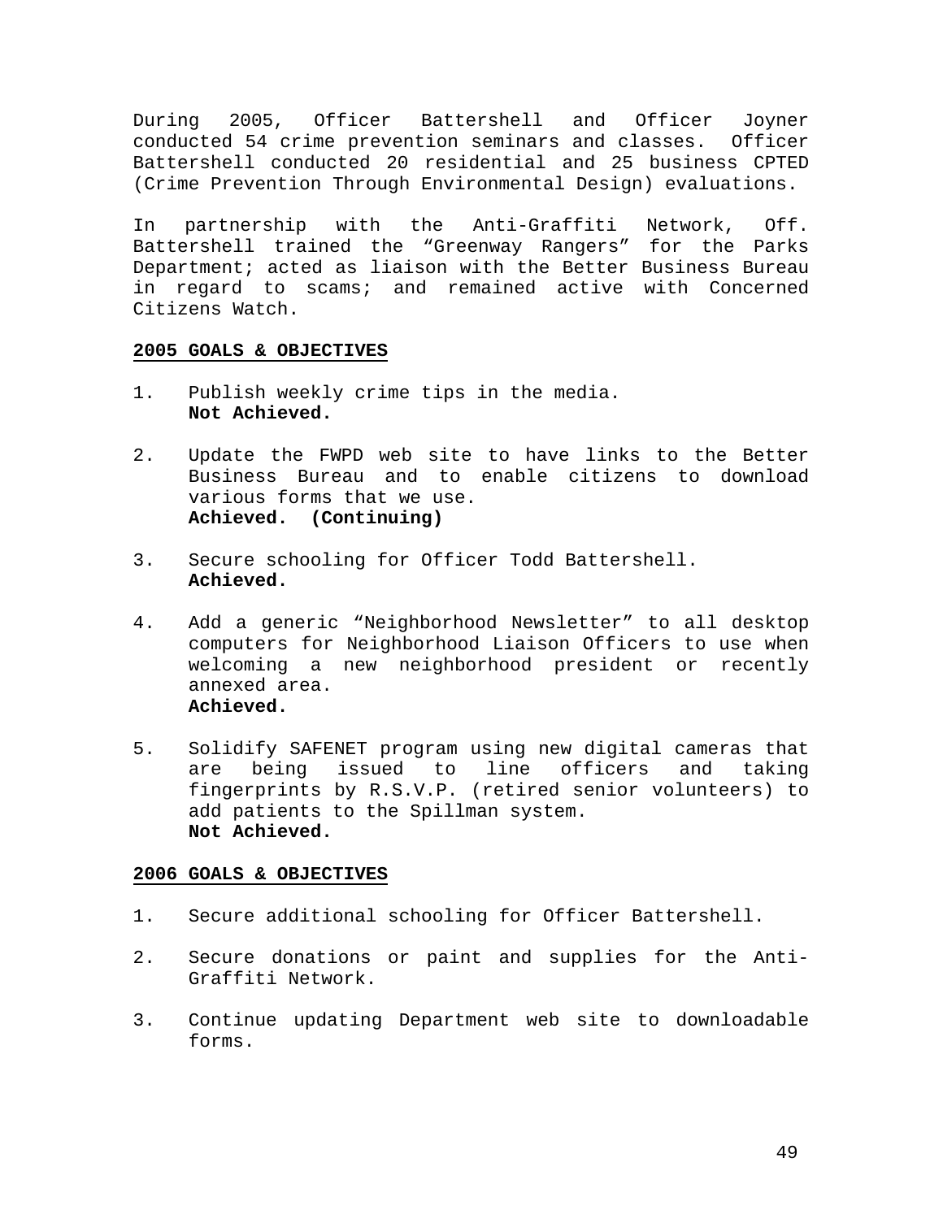During 2005, Officer Battershell and Officer Joyner conducted 54 crime prevention seminars and classes. Officer Battershell conducted 20 residential and 25 business CPTED (Crime Prevention Through Environmental Design) evaluations.

In partnership with the Anti-Graffiti Network, Off. Battershell trained the "Greenway Rangers" for the Parks Department; acted as liaison with the Better Business Bureau in regard to scams; and remained active with Concerned Citizens Watch.

**2005 GOALS & OBJECTIVES**

1. Publish weekly crime tips in the media.
   **Not Achieved.**

2. Update the FWPD web site to have links to the Better Business Bureau and to enable citizens to download various forms that we use.
   **Achieved. (Continuing)**

3. Secure schooling for Officer Todd Battershell.
   **Achieved.**

4. Add a generic "Neighborhood Newsletter" to all desktop computers for Neighborhood Liaison Officers to use when welcoming a new neighborhood president or recently annexed area.
   **Achieved.**

5. Solidify SAFENET program using new digital cameras that are being issued to line officers and taking fingerprints by R.S.V.P. (retired senior volunteers) to add patients to the Spillman system.
   **Not Achieved.**

**2006 GOALS & OBJECTIVES**

1. Secure additional schooling for Officer Battershell.

2. Secure donations or paint and supplies for the Anti-Graffiti Network.

3. Continue updating Department web site to downloadable forms.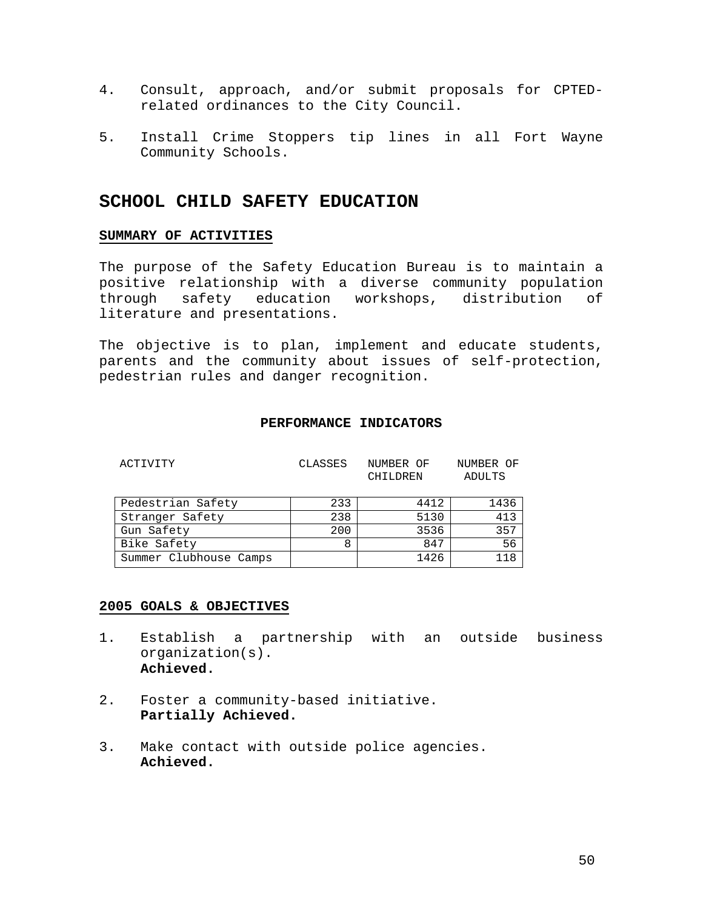4. Consult, approach, and/or submit proposals for CPTED-related ordinances to the City Council.

5. Install Crime Stoppers tip lines in all Fort Wayne Community Schools.

## SCHOOL CHILD SAFETY EDUCATION

### SUMMARY OF ACTIVITIES

The purpose of the Safety Education Bureau is to maintain a positive relationship with a diverse community population through safety education workshops, distribution of literature and presentations.

The objective is to plan, implement and educate students, parents and the community about issues of self-protection, pedestrian rules and danger recognition.

**PERFORMANCE INDICATORS**

| ACTIVITY | CLASSES | NUMBER OF CHILDREN | NUMBER OF ADULTS |
|---|---|---|---|
| Pedestrian Safety | 233 | 4412 | 1436 |
| Stranger Safety | 238 | 5130 | 413 |
| Gun Safety | 200 | 3536 | 357 |
| Bike Safety | 8 | 847 | 56 |
| Summer Clubhouse Camps | | 1426 | 118 |

### 2005 GOALS & OBJECTIVES

1. Establish a partnership with an outside business organization(s).
   **Achieved.**

2. Foster a community-based initiative.
   **Partially Achieved.**

3. Make contact with outside police agencies.
   **Achieved.**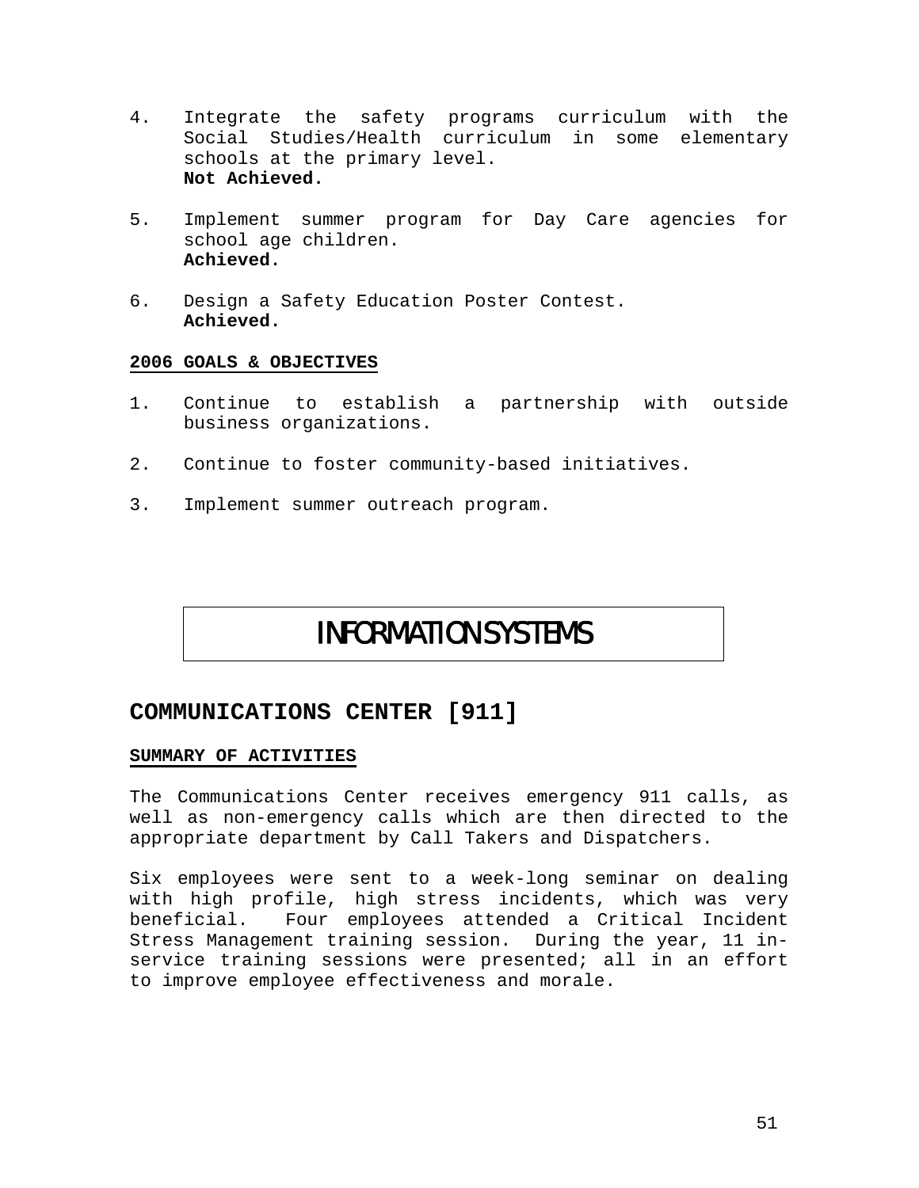4. Integrate the safety programs curriculum with the Social Studies/Health curriculum in some elementary schools at the primary level.
   **Not Achieved.**

5. Implement summer program for Day Care agencies for school age children.
   **Achieved.**

6. Design a Safety Education Poster Contest.
   **Achieved.**

**2006 GOALS & OBJECTIVES**

1. Continue to establish a partnership with outside business organizations.

2. Continue to foster community-based initiatives.

3. Implement summer outreach program.

# INFORMATION SYSTEMS

## COMMUNICATIONS CENTER [911]

**SUMMARY OF ACTIVITIES**

The Communications Center receives emergency 911 calls, as well as non-emergency calls which are then directed to the appropriate department by Call Takers and Dispatchers.

Six employees were sent to a week-long seminar on dealing with high profile, high stress incidents, which was very beneficial. Four employees attended a Critical Incident Stress Management training session. During the year, 11 in-service training sessions were presented; all in an effort to improve employee effectiveness and morale.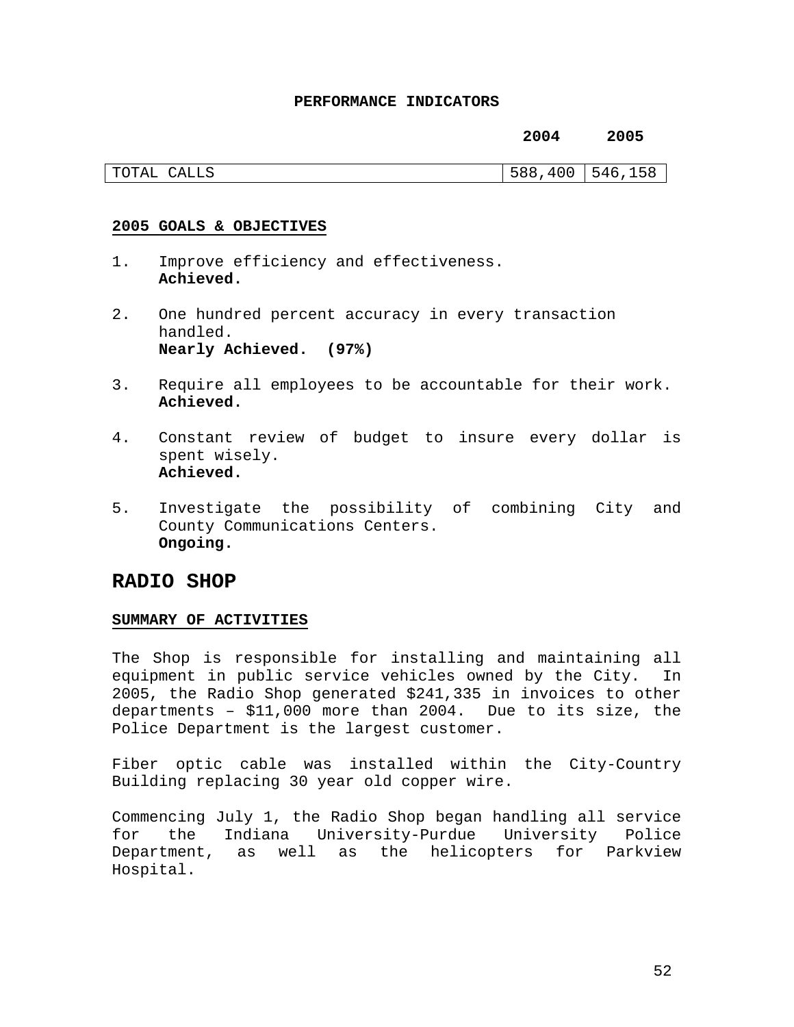**PERFORMANCE INDICATORS**

| | 2004 | 2005 |
|---|---|---|
| TOTAL CALLS | 588,400 | 546,158 |

**2005 GOALS & OBJECTIVES**

1. Improve efficiency and effectiveness.
   **Achieved.**

2. One hundred percent accuracy in every transaction handled.
   **Nearly Achieved. (97%)**

3. Require all employees to be accountable for their work.
   **Achieved.**

4. Constant review of budget to insure every dollar is spent wisely.
   **Achieved.**

5. Investigate the possibility of combining City and County Communications Centers.
   **Ongoing.**

## RADIO SHOP

**SUMMARY OF ACTIVITIES**

The Shop is responsible for installing and maintaining all equipment in public service vehicles owned by the City. In 2005, the Radio Shop generated $241,335 in invoices to other departments – $11,000 more than 2004. Due to its size, the Police Department is the largest customer.

Fiber optic cable was installed within the City-Country Building replacing 30 year old copper wire.

Commencing July 1, the Radio Shop began handling all service for the Indiana University-Purdue University Police Department, as well as the helicopters for Parkview Hospital.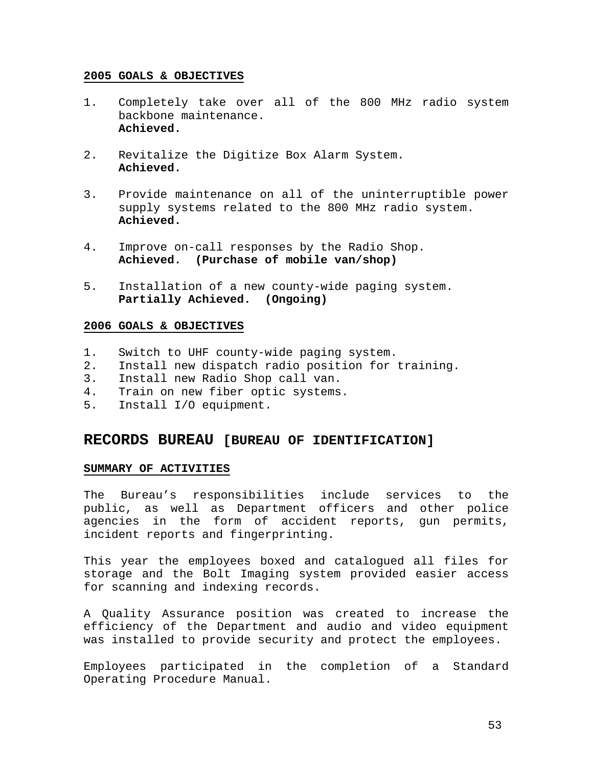**2005 GOALS & OBJECTIVES**

1. Completely take over all of the 800 MHz radio system backbone maintenance.
   **Achieved.**

2. Revitalize the Digitize Box Alarm System.
   **Achieved.**

3. Provide maintenance on all of the uninterruptible power supply systems related to the 800 MHz radio system.
   **Achieved.**

4. Improve on-call responses by the Radio Shop.
   **Achieved. (Purchase of mobile van/shop)**

5. Installation of a new county-wide paging system.
   **Partially Achieved. (Ongoing)**

**2006 GOALS & OBJECTIVES**

1. Switch to UHF county-wide paging system.
2. Install new dispatch radio position for training.
3. Install new Radio Shop call van.
4. Train on new fiber optic systems.
5. Install I/O equipment.

## RECORDS BUREAU [BUREAU OF IDENTIFICATION]

**SUMMARY OF ACTIVITIES**

The Bureau's responsibilities include services to the public, as well as Department officers and other police agencies in the form of accident reports, gun permits, incident reports and fingerprinting.

This year the employees boxed and catalogued all files for storage and the Bolt Imaging system provided easier access for scanning and indexing records.

A Quality Assurance position was created to increase the efficiency of the Department and audio and video equipment was installed to provide security and protect the employees.

Employees participated in the completion of a Standard Operating Procedure Manual.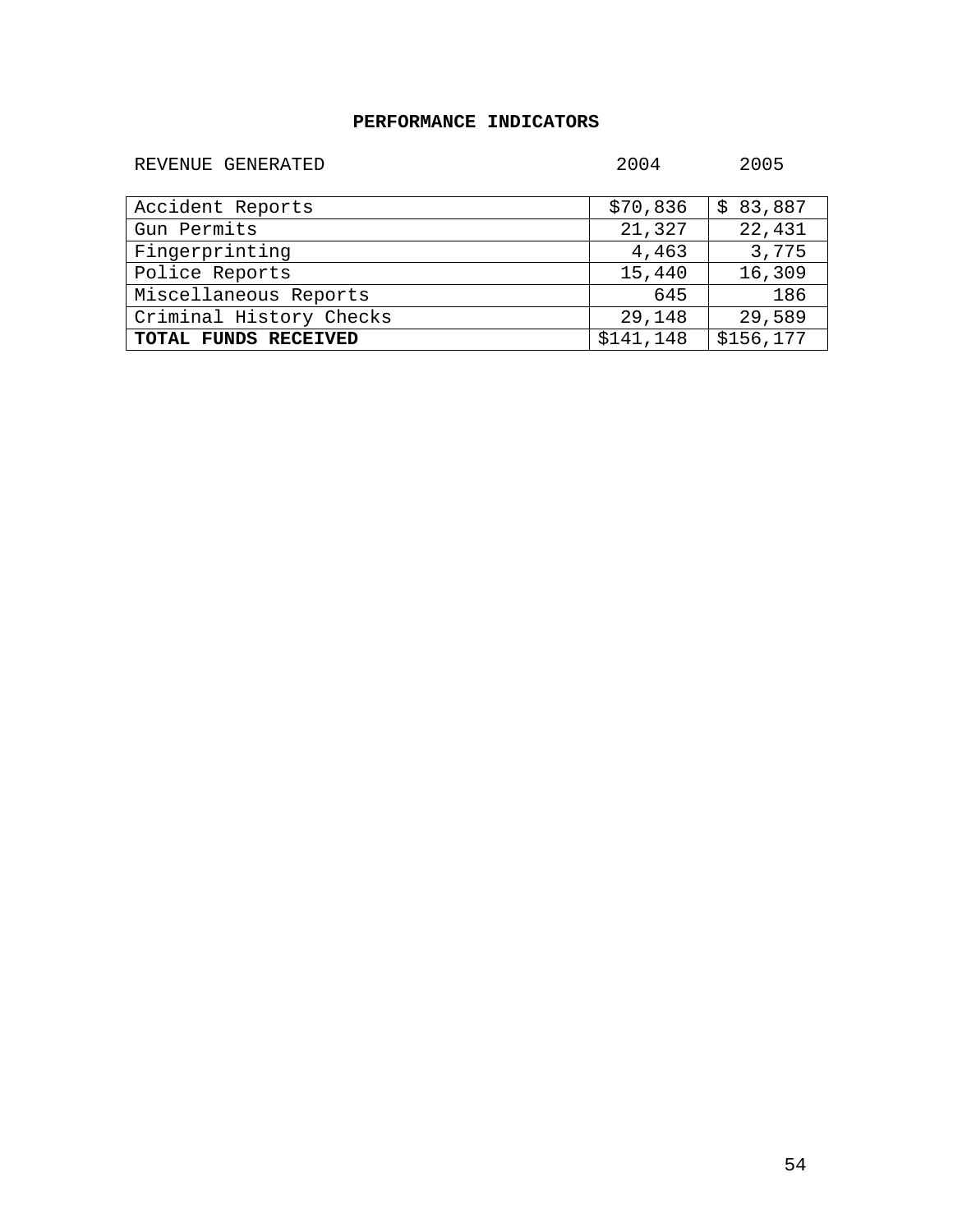## PERFORMANCE INDICATORS

| REVENUE GENERATED | 2004 | 2005 |
|---|---|---|
| Accident Reports | $70,836 | $ 83,887 |
| Gun Permits | 21,327 | 22,431 |
| Fingerprinting | 4,463 | 3,775 |
| Police Reports | 15,440 | 16,309 |
| Miscellaneous Reports | 645 | 186 |
| Criminal History Checks | 29,148 | 29,589 |
| **TOTAL FUNDS RECEIVED** | $141,148 | $156,177 |